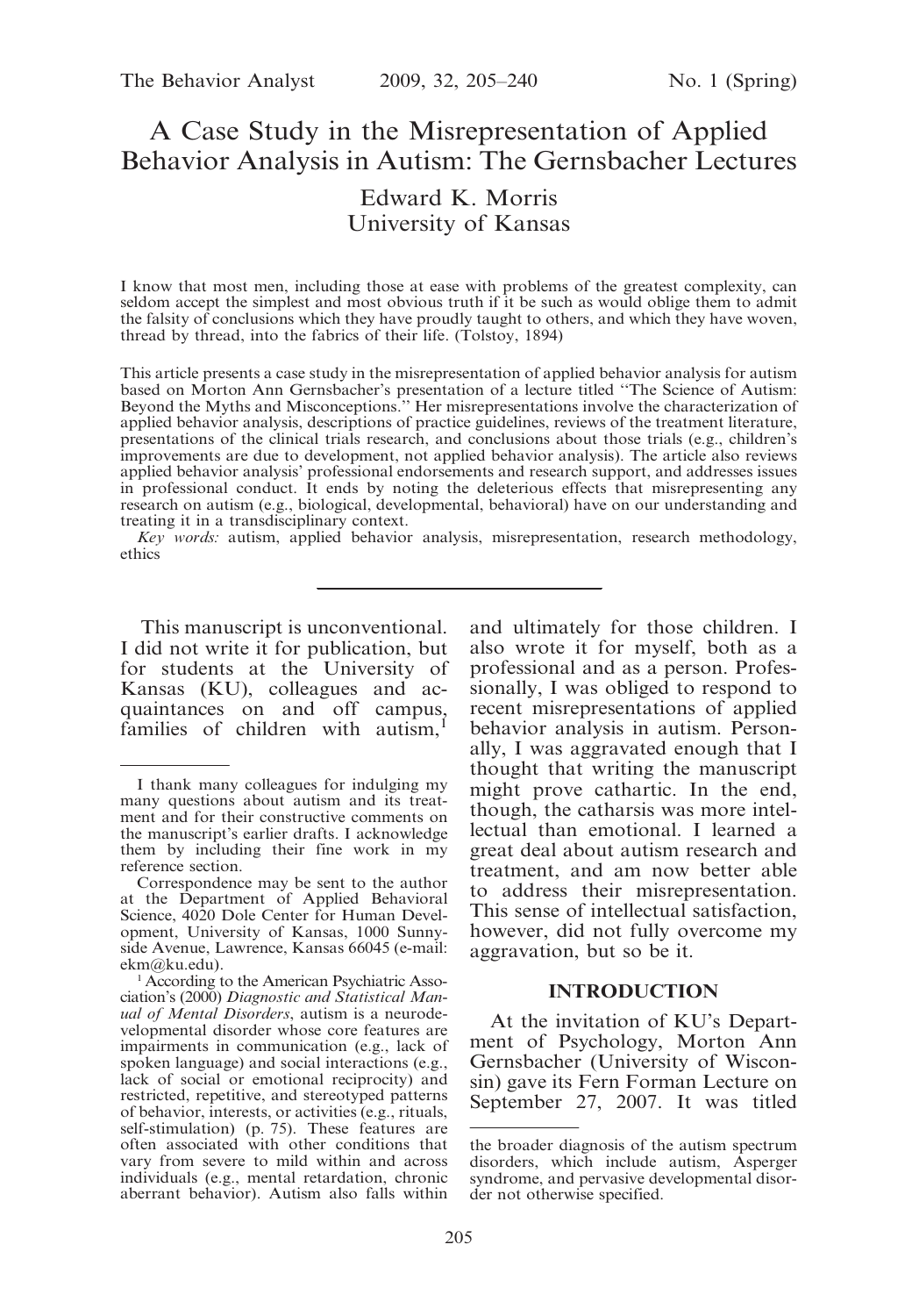# A Case Study in the Misrepresentation of Applied Behavior Analysis in Autism: The Gernsbacher Lectures

Edward K. Morris
University of Kansas

I know that most men, including those at ease with problems of the greatest complexity, can seldom accept the simplest and most obvious truth if it be such as would oblige them to admit the falsity of conclusions which they have proudly taught to others, and which they have woven, thread by thread, into the fabrics of their life. (Tolstoy, 1894)

This article presents a case study in the misrepresentation of applied behavior analysis for autism based on Morton Ann Gernsbacher's presentation of a lecture titled "The Science of Autism: Beyond the Myths and Misconceptions." Her misrepresentations involve the characterization of applied behavior analysis, descriptions of practice guidelines, reviews of the treatment literature, presentations of the clinical trials research, and conclusions about those trials (e.g., children's improvements are due to development, not applied behavior analysis). The article also reviews applied behavior analysis' professional endorsements and research support, and addresses issues in professional conduct. It ends by noting the deleterious effects that misrepresenting any research on autism (e.g., biological, developmental, behavioral) have on our understanding and treating it in a transdisciplinary context.

*Key words:* autism, applied behavior analysis, misrepresentation, research methodology, ethics

---

This manuscript is unconventional. I did not write it for publication, but for students at the University of Kansas (KU), colleagues and acquaintances on and off campus, families of children with autism,[1] and ultimately for those children. I also wrote it for myself, both as a professional and as a person. Professionally, I was obliged to respond to recent misrepresentations of applied behavior analysis in autism. Personally, I was aggravated enough that I thought that writing the manuscript might prove cathartic. In the end, though, the catharsis was more intellectual than emotional. I learned a great deal about autism research and treatment, and am now better able to address their misrepresentation. This sense of intellectual satisfaction, however, did not fully overcome my aggravation, but so be it.

## INTRODUCTION

At the invitation of KU's Department of Psychology, Morton Ann Gernsbacher (University of Wisconsin) gave its Fern Forman Lecture on September 27, 2007. It was titled

---

I thank many colleagues for indulging my many questions about autism and its treatment and for their constructive comments on the manuscript's earlier drafts. I acknowledge them by including their fine work in my reference section.

Correspondence may be sent to the author at the Department of Applied Behavioral Science, 4020 Dole Center for Human Development, University of Kansas, 1000 Sunnyside Avenue, Lawrence, Kansas 66045 (e-mail: ekm@ku.edu).

[1] According to the American Psychiatric Association's (2000) *Diagnostic and Statistical Manual of Mental Disorders*, autism is a neurodevelopmental disorder whose core features are impairments in communication (e.g., lack of spoken language) and social interactions (e.g., lack of social or emotional reciprocity) and restricted, repetitive, and stereotyped patterns of behavior, interests, or activities (e.g., rituals, self-stimulation) (p. 75). These features are often associated with other conditions that vary from severe to mild within and across individuals (e.g., mental retardation, chronic aberrant behavior). Autism also falls within the broader diagnosis of the autism spectrum disorders, which include autism, Asperger syndrome, and pervasive developmental disorder not otherwise specified.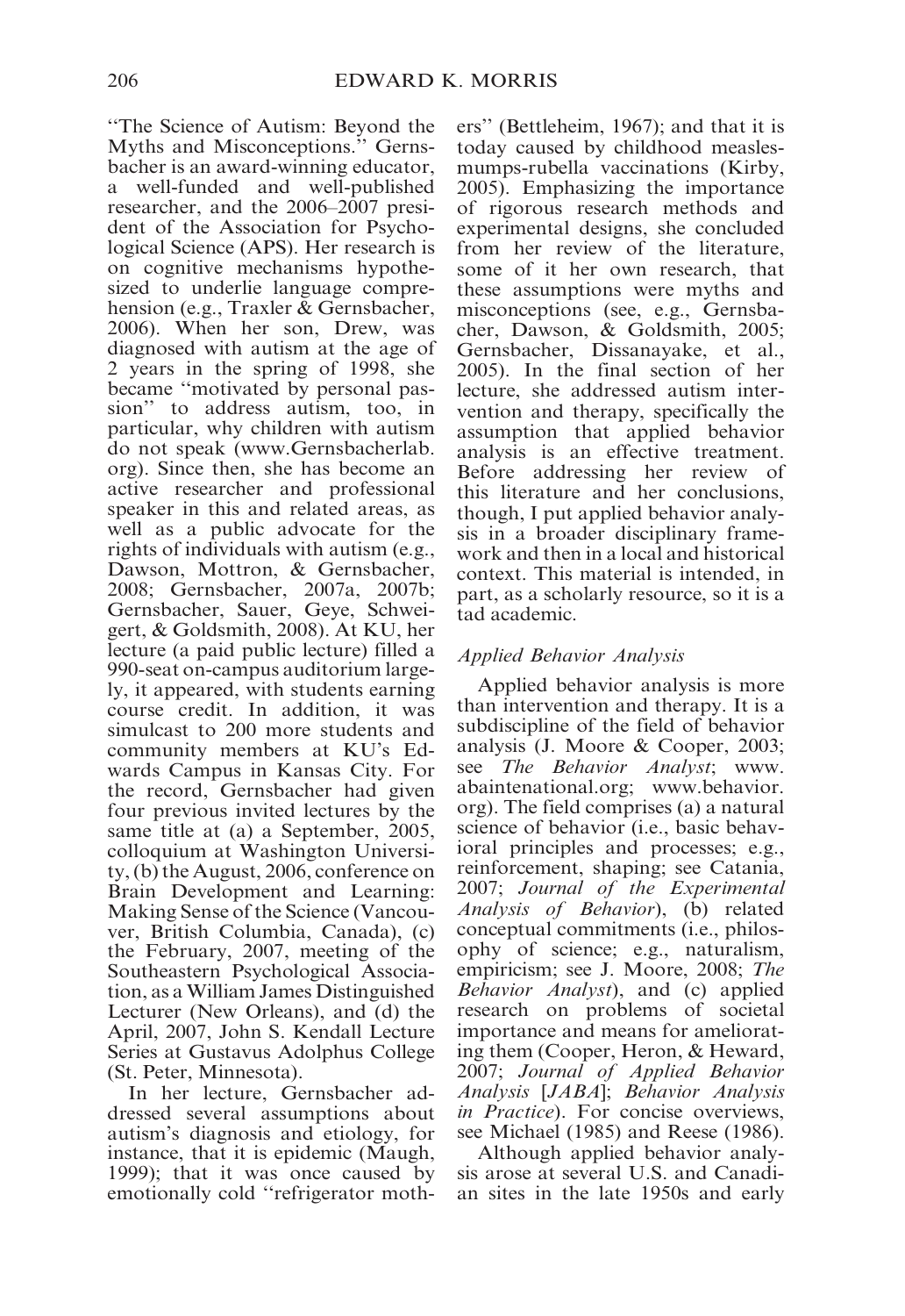"The Science of Autism: Beyond the Myths and Misconceptions." Gernsbacher is an award-winning educator, a well-funded and well-published researcher, and the 2006–2007 president of the Association for Psychological Science (APS). Her research is on cognitive mechanisms hypothesized to underlie language comprehension (e.g., Traxler & Gernsbacher, 2006). When her son, Drew, was diagnosed with autism at the age of 2 years in the spring of 1998, she became "motivated by personal passion" to address autism, too, in particular, why children with autism do not speak (www.Gernsbacherlab.org). Since then, she has become an active researcher and professional speaker in this and related areas, as well as a public advocate for the rights of individuals with autism (e.g., Dawson, Mottron, & Gernsbacher, 2008; Gernsbacher, 2007a, 2007b; Gernsbacher, Sauer, Geye, Schweigert, & Goldsmith, 2008). At KU, her lecture (a paid public lecture) filled a 990-seat on-campus auditorium largely, it appeared, with students earning course credit. In addition, it was simulcast to 200 more students and community members at KU's Edwards Campus in Kansas City. For the record, Gernsbacher had given four previous invited lectures by the same title at (a) a September, 2005, colloquium at Washington University, (b) the August, 2006, conference on Brain Development and Learning: Making Sense of the Science (Vancouver, British Columbia, Canada), (c) the February, 2007, meeting of the Southeastern Psychological Association, as a William James Distinguished Lecturer (New Orleans), and (d) the April, 2007, John S. Kendall Lecture Series at Gustavus Adolphus College (St. Peter, Minnesota).

In her lecture, Gernsbacher addressed several assumptions about autism's diagnosis and etiology, for instance, that it is epidemic (Maugh, 1999); that it was once caused by emotionally cold "refrigerator mothers" (Bettleheim, 1967); and that it is today caused by childhood measles-mumps-rubella vaccinations (Kirby, 2005). Emphasizing the importance of rigorous research methods and experimental designs, she concluded from her review of the literature, some of it her own research, that these assumptions were myths and misconceptions (see, e.g., Gernsbacher, Dawson, & Goldsmith, 2005; Gernsbacher, Dissanayake, et al., 2005). In the final section of her lecture, she addressed autism intervention and therapy, specifically the assumption that applied behavior analysis is an effective treatment. Before addressing her review of this literature and her conclusions, though, I put applied behavior analysis in a broader disciplinary framework and then in a local and historical context. This material is intended, in part, as a scholarly resource, so it is a tad academic.

*Applied Behavior Analysis*

Applied behavior analysis is more than intervention and therapy. It is a subdiscipline of the field of behavior analysis (J. Moore & Cooper, 2003; see *The Behavior Analyst*; www.abaintenational.org; www.behavior.org). The field comprises (a) a natural science of behavior (i.e., basic behavioral principles and processes; e.g., reinforcement, shaping; see Catania, 2007; *Journal of the Experimental Analysis of Behavior*), (b) related conceptual commitments (i.e., philosophy of science; e.g., naturalism, empiricism; see J. Moore, 2008; *The Behavior Analyst*), and (c) applied research on problems of societal importance and means for ameliorating them (Cooper, Heron, & Heward, 2007; *Journal of Applied Behavior Analysis* [*JABA*]; *Behavior Analysis in Practice*). For concise overviews, see Michael (1985) and Reese (1986).

Although applied behavior analysis arose at several U.S. and Canadian sites in the late 1950s and early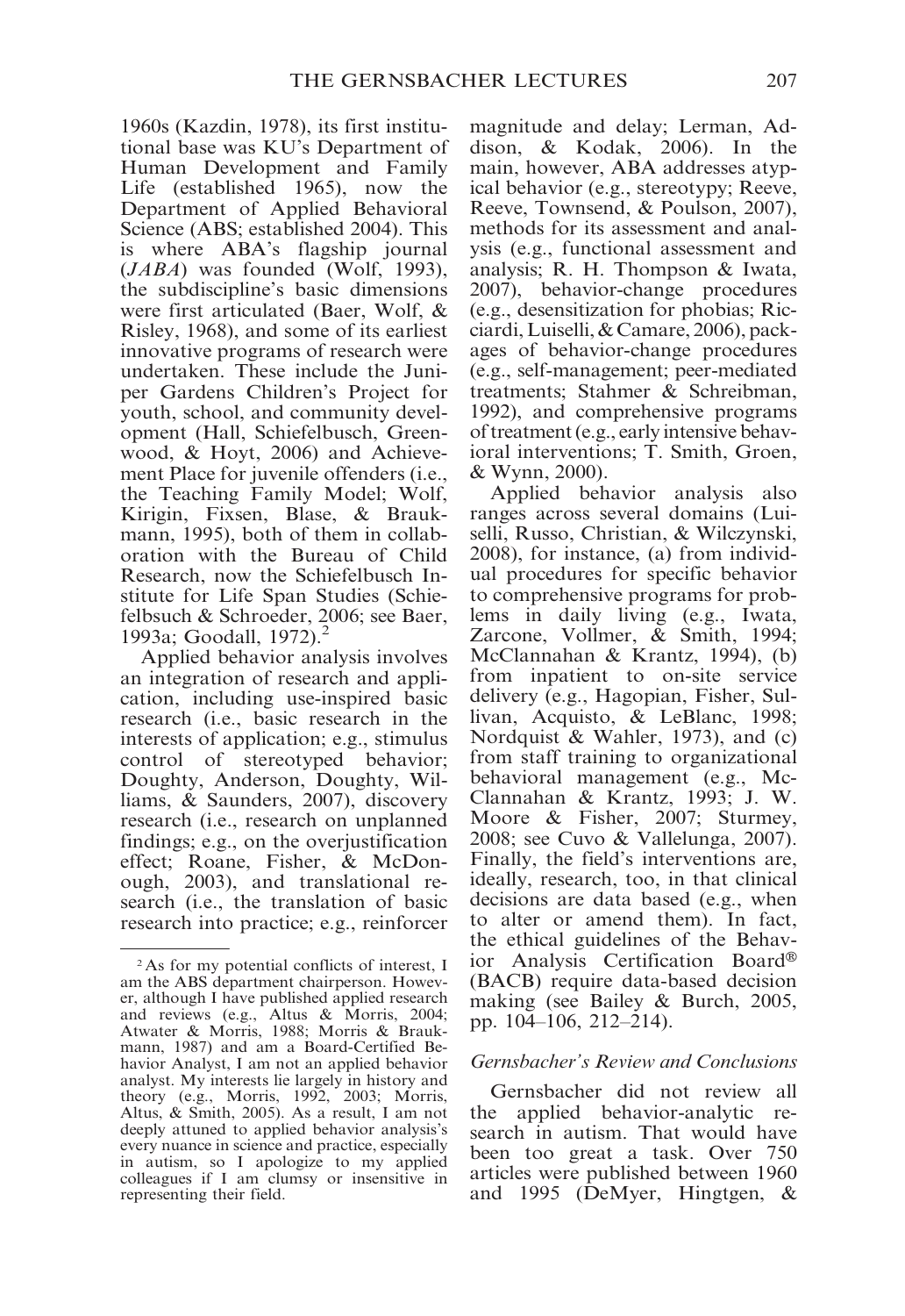1960s (Kazdin, 1978), its first institutional base was KU's Department of Human Development and Family Life (established 1965), now the Department of Applied Behavioral Science (ABS; established 2004). This is where ABA's flagship journal (*JABA*) was founded (Wolf, 1993), the subdiscipline's basic dimensions were first articulated (Baer, Wolf, & Risley, 1968), and some of its earliest innovative programs of research were undertaken. These include the Juniper Gardens Children's Project for youth, school, and community development (Hall, Schiefelbusch, Greenwood, & Hoyt, 2006) and Achievement Place for juvenile offenders (i.e., the Teaching Family Model; Wolf, Kirigin, Fixsen, Blase, & Braukmann, 1995), both of them in collaboration with the Bureau of Child Research, now the Schiefelbusch Institute for Life Span Studies (Schiefelbsuch & Schroeder, 2006; see Baer, 1993a; Goodall, 1972).[2]

Applied behavior analysis involves an integration of research and application, including use-inspired basic research (i.e., basic research in the interests of application; e.g., stimulus control of stereotyped behavior; Doughty, Anderson, Doughty, Williams, & Saunders, 2007), discovery research (i.e., research on unplanned findings; e.g., on the overjustification effect; Roane, Fisher, & McDonough, 2003), and translational research (i.e., the translation of basic research into practice; e.g., reinforcer magnitude and delay; Lerman, Addison, & Kodak, 2006). In the main, however, ABA addresses atypical behavior (e.g., stereotypy; Reeve, Reeve, Townsend, & Poulson, 2007), methods for its assessment and analysis (e.g., functional assessment and analysis; R. H. Thompson & Iwata, 2007), behavior-change procedures (e.g., desensitization for phobias; Ricciardi, Luiselli, & Camare, 2006), packages of behavior-change procedures (e.g., self-management; peer-mediated treatments; Stahmer & Schreibman, 1992), and comprehensive programs of treatment (e.g., early intensive behavioral interventions; T. Smith, Groen, & Wynn, 2000).

Applied behavior analysis also ranges across several domains (Luiselli, Russo, Christian, & Wilczynski, 2008), for instance, (a) from individual procedures for specific behavior to comprehensive programs for problems in daily living (e.g., Iwata, Zarcone, Vollmer, & Smith, 1994; McClannahan & Krantz, 1994), (b) from inpatient to on-site service delivery (e.g., Hagopian, Fisher, Sullivan, Acquisto, & LeBlanc, 1998; Nordquist & Wahler, 1973), and (c) from staff training to organizational behavioral management (e.g., McClannahan & Krantz, 1993; J. W. Moore & Fisher, 2007; Sturmey, 2008; see Cuvo & Vallelunga, 2007). Finally, the field's interventions are, ideally, research, too, in that clinical decisions are data based (e.g., when to alter or amend them). In fact, the ethical guidelines of the Behavior Analysis Certification Board® (BACB) require data-based decision making (see Bailey & Burch, 2005, pp. 104–106, 212–214).

### *Gernsbacher's Review and Conclusions*

Gernsbacher did not review all the applied behavior-analytic research in autism. That would have been too great a task. Over 750 articles were published between 1960 and 1995 (DeMyer, Hingtgen, &

---

[2] As for my potential conflicts of interest, I am the ABS department chairperson. However, although I have published applied research and reviews (e.g., Altus & Morris, 2004; Atwater & Morris, 1988; Morris & Braukmann, 1987) and am a Board-Certified Behavior Analyst, I am not an applied behavior analyst. My interests lie largely in history and theory (e.g., Morris, 1992, 2003; Morris, Altus, & Smith, 2005). As a result, I am not deeply attuned to applied behavior analysis's every nuance in science and practice, especially in autism, so I apologize to my applied colleagues if I am clumsy or insensitive in representing their field.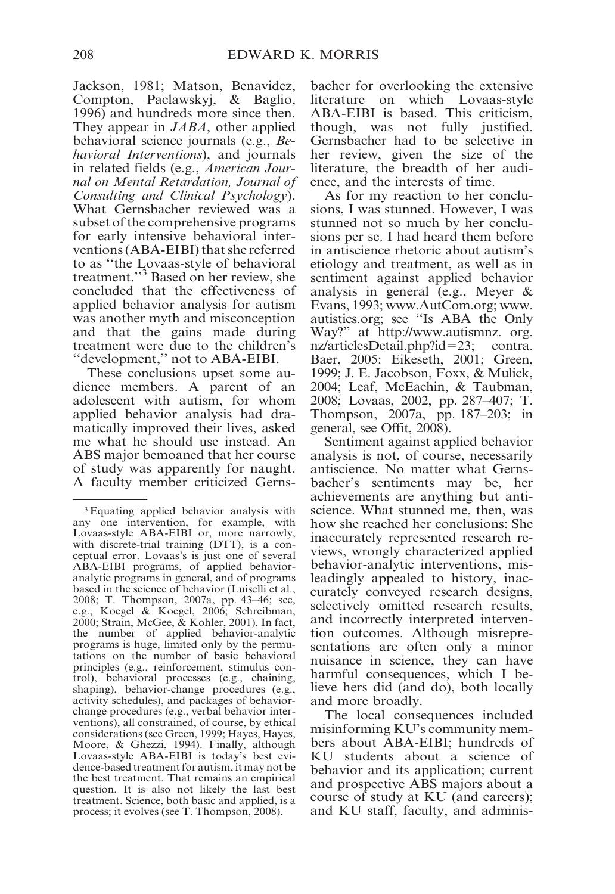Jackson, 1981; Matson, Benavidez, Compton, Paclawskyj, & Baglio, 1996) and hundreds more since then. They appear in *JABA*, other applied behavioral science journals (e.g., *Behavioral Interventions*), and journals in related fields (e.g., *American Journal on Mental Retardation, Journal of Consulting and Clinical Psychology*). What Gernsbacher reviewed was a subset of the comprehensive programs for early intensive behavioral interventions (ABA-EIBI) that she referred to as "the Lovaas-style of behavioral treatment."[3] Based on her review, she concluded that the effectiveness of applied behavior analysis for autism was another myth and misconception and that the gains made during treatment were due to the children's "development," not to ABA-EIBI.

These conclusions upset some audience members. A parent of an adolescent with autism, for whom applied behavior analysis had dramatically improved their lives, asked me what he should use instead. An ABS major bemoaned that her course of study was apparently for naught. A faculty member criticized Gernsbacher for overlooking the extensive literature on which Lovaas-style ABA-EIBI is based. This criticism, though, was not fully justified. Gernsbacher had to be selective in her review, given the size of the literature, the breadth of her audience, and the interests of time.

As for my reaction to her conclusions, I was stunned. However, I was stunned not so much by her conclusions per se. I had heard them before in antiscience rhetoric about autism's etiology and treatment, as well as in sentiment against applied behavior analysis in general (e.g., Meyer & Evans, 1993; www.AutCom.org; www.autistics.org; see "Is ABA the Only Way?" at http://www.autismnz.org.nz/articlesDetail.php?id=23; contra. Baer, 2005: Eikeseth, 2001; Green, 1999; J. E. Jacobson, Foxx, & Mulick, 2004; Leaf, McEachin, & Taubman, 2008; Lovaas, 2002, pp. 287–407; T. Thompson, 2007a, pp. 187–203; in general, see Offit, 2008).

Sentiment against applied behavior analysis is not, of course, necessarily antiscience. No matter what Gernsbacher's sentiments may be, her achievements are anything but antiscience. What stunned me, then, was how she reached her conclusions: She inaccurately represented research reviews, wrongly characterized applied behavior-analytic interventions, misleadingly appealed to history, inaccurately conveyed research designs, selectively omitted research results, and incorrectly interpreted intervention outcomes. Although misrepresentations are often only a minor nuisance in science, they can have harmful consequences, which I believe hers did (and do), both locally and more broadly.

The local consequences included misinforming KU's community members about ABA-EIBI; hundreds of KU students about a science of behavior and its application; current and prospective ABS majors about a course of study at KU (and careers); and KU staff, faculty, and adminis-

---

[3] Equating applied behavior analysis with any one intervention, for example, with Lovaas-style ABA-EIBI or, more narrowly, with discrete-trial training (DTT), is a conceptual error. Lovaas's is just one of several ABA-EIBI programs, of applied behavior-analytic programs in general, and of programs based in the science of behavior (Luiselli et al., 2008; T. Thompson, 2007a, pp. 43–46; see, e.g., Koegel & Koegel, 2006; Schreibman, 2000; Strain, McGee, & Kohler, 2001). In fact, the number of applied behavior-analytic programs is huge, limited only by the permutations on the number of basic behavioral principles (e.g., reinforcement, stimulus control), behavioral processes (e.g., chaining, shaping), behavior-change procedures (e.g., activity schedules), and packages of behavior-change procedures (e.g., verbal behavior interventions), all constrained, of course, by ethical considerations (see Green, 1999; Hayes, Hayes, Moore, & Ghezzi, 1994). Finally, although Lovaas-style ABA-EIBI is today's best evidence-based treatment for autism, it may not be the best treatment. That remains an empirical question. It is also not likely the last best treatment. Science, both basic and applied, is a process; it evolves (see T. Thompson, 2008).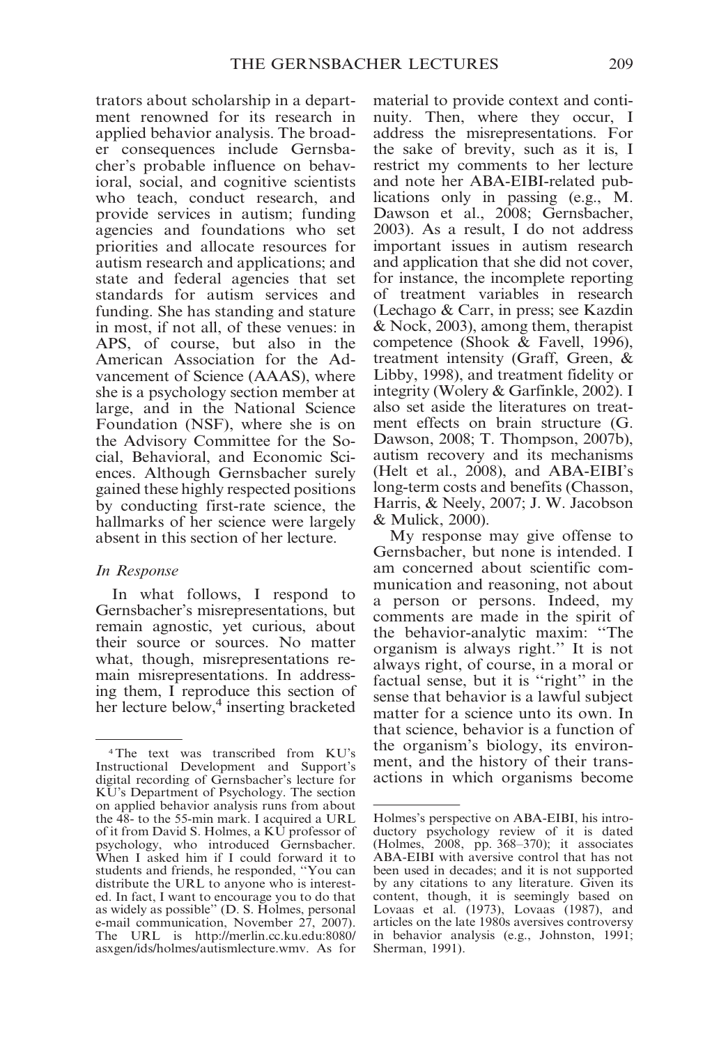trators about scholarship in a department renowned for its research in applied behavior analysis. The broader consequences include Gernsbacher's probable influence on behavioral, social, and cognitive scientists who teach, conduct research, and provide services in autism; funding agencies and foundations who set priorities and allocate resources for autism research and applications; and state and federal agencies that set standards for autism services and funding. She has standing and stature in most, if not all, of these venues: in APS, of course, but also in the American Association for the Advancement of Science (AAAS), where she is a psychology section member at large, and in the National Science Foundation (NSF), where she is on the Advisory Committee for the Social, Behavioral, and Economic Sciences. Although Gernsbacher surely gained these highly respected positions by conducting first-rate science, the hallmarks of her science were largely absent in this section of her lecture.

*In Response*

In what follows, I respond to Gernsbacher's misrepresentations, but remain agnostic, yet curious, about their source or sources. No matter what, though, misrepresentations remain misrepresentations. In addressing them, I reproduce this section of her lecture below,[4] inserting bracketed material to provide context and continuity. Then, where they occur, I address the misrepresentations. For the sake of brevity, such as it is, I restrict my comments to her lecture and note her ABA-EIBI-related publications only in passing (e.g., M. Dawson et al., 2008; Gernsbacher, 2003). As a result, I do not address important issues in autism research and application that she did not cover, for instance, the incomplete reporting of treatment variables in research (Lechago & Carr, in press; see Kazdin & Nock, 2003), among them, therapist competence (Shook & Favell, 1996), treatment intensity (Graff, Green, & Libby, 1998), and treatment fidelity or integrity (Wolery & Garfinkle, 2002). I also set aside the literatures on treatment effects on brain structure (G. Dawson, 2008; T. Thompson, 2007b), autism recovery and its mechanisms (Helt et al., 2008), and ABA-EIBI's long-term costs and benefits (Chasson, Harris, & Neely, 2007; J. W. Jacobson & Mulick, 2000).

My response may give offense to Gernsbacher, but none is intended. I am concerned about scientific communication and reasoning, not about a person or persons. Indeed, my comments are made in the spirit of the behavior-analytic maxim: "The organism is always right." It is not always right, of course, in a moral or factual sense, but it is "right" in the sense that behavior is a lawful subject matter for a science unto its own. In that science, behavior is a function of the organism's biology, its environment, and the history of their transactions in which organisms become

---

[4] The text was transcribed from KU's Instructional Development and Support's digital recording of Gernsbacher's lecture for KU's Department of Psychology. The section on applied behavior analysis runs from about the 48- to the 55-min mark. I acquired a URL of it from David S. Holmes, a KU professor of psychology, who introduced Gernsbacher. When I asked him if I could forward it to students and friends, he responded, "You can distribute the URL to anyone who is interested. In fact, I want to encourage you to do that as widely as possible" (D. S. Holmes, personal e-mail communication, November 27, 2007). The URL is http://merlin.cc.ku.edu:8080/asxgen/ids/holmes/autismlecture.wmv. As for Holmes's perspective on ABA-EIBI, his introductory psychology review of it is dated (Holmes, 2008, pp. 368–370); it associates ABA-EIBI with aversive control that has not been used in decades; and it is not supported by any citations to any literature. Given its content, though, it is seemingly based on Lovaas et al. (1973), Lovaas (1987), and articles on the late 1980s aversives controversy in behavior analysis (e.g., Johnston, 1991; Sherman, 1991).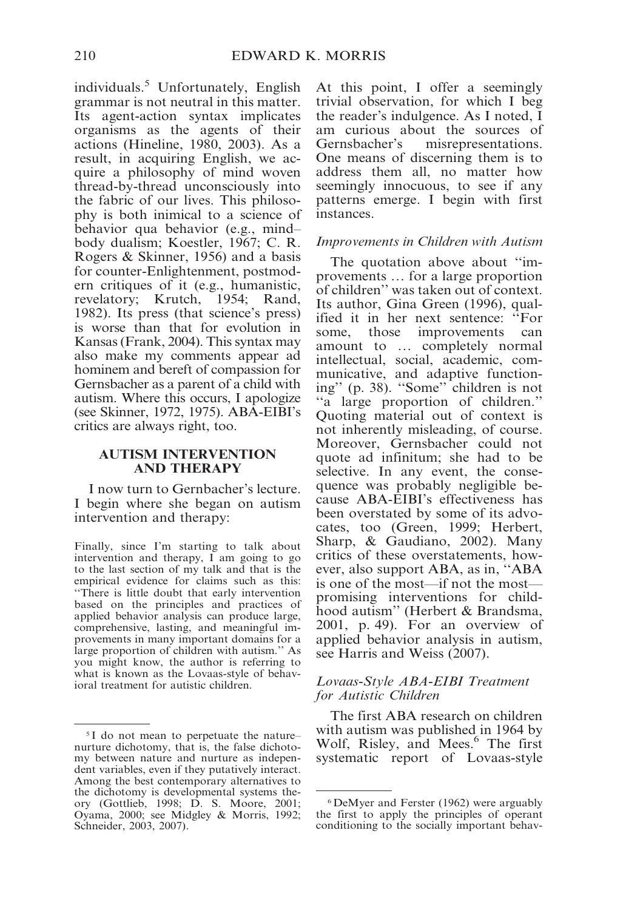individuals.[5] Unfortunately, English grammar is not neutral in this matter. Its agent-action syntax implicates organisms as the agents of their actions (Hineline, 1980, 2003). As a result, in acquiring English, we acquire a philosophy of mind woven thread-by-thread unconsciously into the fabric of our lives. This philosophy is both inimical to a science of behavior qua behavior (e.g., mind–body dualism; Koestler, 1967; C. R. Rogers & Skinner, 1956) and a basis for counter-Enlightenment, postmodern critiques of it (e.g., humanistic, revelatory; Krutch, 1954; Rand, 1982). Its press (that science's press) is worse than that for evolution in Kansas (Frank, 2004). This syntax may also make my comments appear ad hominem and bereft of compassion for Gernsbacher as a parent of a child with autism. Where this occurs, I apologize (see Skinner, 1972, 1975). ABA-EIBI's critics are always right, too.

## AUTISM INTERVENTION AND THERAPY

I now turn to Gernbacher's lecture. I begin where she began on autism intervention and therapy:

> Finally, since I'm starting to talk about intervention and therapy, I am going to go to the last section of my talk and that is the empirical evidence for claims such as this: "There is little doubt that early intervention based on the principles and practices of applied behavior analysis can produce large, comprehensive, lasting, and meaningful improvements in many important domains for a large proportion of children with autism." As you might know, the author is referring to what is known as the Lovaas-style of behavioral treatment for autistic children.

At this point, I offer a seemingly trivial observation, for which I beg the reader's indulgence. As I noted, I am curious about the sources of Gernsbacher's misrepresentations. One means of discerning them is to address them all, no matter how seemingly innocuous, to see if any patterns emerge. I begin with first instances.

### *Improvements in Children with Autism*

The quotation above about "improvements … for a large proportion of children" was taken out of context. Its author, Gina Green (1996), qualified it in her next sentence: "For some, those improvements can amount to … completely normal intellectual, social, academic, communicative, and adaptive functioning" (p. 38). "Some" children is not "a large proportion of children." Quoting material out of context is not inherently misleading, of course. Moreover, Gernsbacher could not quote ad infinitum; she had to be selective. In any event, the consequence was probably negligible because ABA-EIBI's effectiveness has been overstated by some of its advocates, too (Green, 1999; Herbert, Sharp, & Gaudiano, 2002). Many critics of these overstatements, however, also support ABA, as in, "ABA is one of the most—if not the most—promising interventions for childhood autism" (Herbert & Brandsma, 2001, p. 49). For an overview of applied behavior analysis in autism, see Harris and Weiss (2007).

### *Lovaas-Style ABA-EIBI Treatment for Autistic Children*

The first ABA research on children with autism was published in 1964 by Wolf, Risley, and Mees.[6] The first systematic report of Lovaas-style

---

[5] I do not mean to perpetuate the nature–nurture dichotomy, that is, the false dichotomy between nature and nurture as independent variables, even if they putatively interact. Among the best contemporary alternatives to the dichotomy is developmental systems theory (Gottlieb, 1998; D. S. Moore, 2001; Oyama, 2000; see Midgley & Morris, 1992; Schneider, 2003, 2007).

[6] DeMyer and Ferster (1962) were arguably the first to apply the principles of operant conditioning to the socially important behav-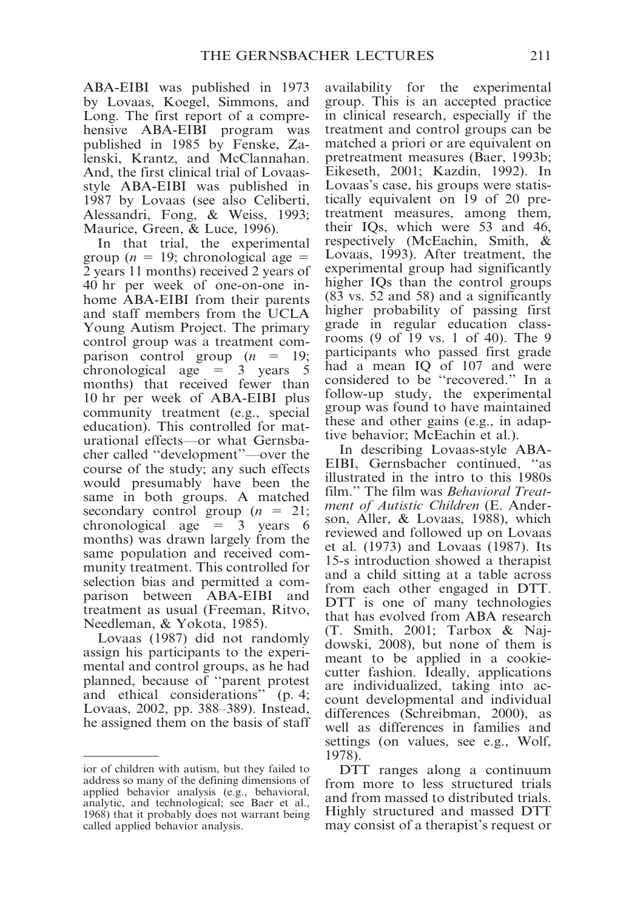ABA-EIBI was published in 1973 by Lovaas, Koegel, Simmons, and Long. The first report of a comprehensive ABA-EIBI program was published in 1985 by Fenske, Zalenski, Krantz, and McClannahan. And, the first clinical trial of Lovaas-style ABA-EIBI was published in 1987 by Lovaas (see also Celiberti, Alessandri, Fong, & Weiss, 1993; Maurice, Green, & Luce, 1996).

In that trial, the experimental group ($n$ = 19; chronological age = 2 years 11 months) received 2 years of 40 hr per week of one-on-one in-home ABA-EIBI from their parents and staff members from the UCLA Young Autism Project. The primary control group was a treatment comparison control group ($n$ = 19; chronological age = 3 years 5 months) that received fewer than 10 hr per week of ABA-EIBI plus community treatment (e.g., special education). This controlled for maturational effects—or what Gernsbacher called "development"—over the course of the study; any such effects would presumably have been the same in both groups. A matched secondary control group ($n$ = 21; chronological age = 3 years 6 months) was drawn largely from the same population and received community treatment. This controlled for selection bias and permitted a comparison between ABA-EIBI and treatment as usual (Freeman, Ritvo, Needleman, & Yokota, 1985).

Lovaas (1987) did not randomly assign his participants to the experimental and control groups, as he had planned, because of "parent protest and ethical considerations" (p. 4; Lovaas, 2002, pp. 388–389). Instead, he assigned them on the basis of staff availability for the experimental group. This is an accepted practice in clinical research, especially if the treatment and control groups can be matched a priori or are equivalent on pretreatment measures (Baer, 1993b; Eikeseth, 2001; Kazdin, 1992). In Lovaas's case, his groups were statistically equivalent on 19 of 20 pretreatment measures, among them, their IQs, which were 53 and 46, respectively (McEachin, Smith, & Lovaas, 1993). After treatment, the experimental group had significantly higher IQs than the control groups (83 vs. 52 and 58) and a significantly higher probability of passing first grade in regular education classrooms (9 of 19 vs. 1 of 40). The 9 participants who passed first grade had a mean IQ of 107 and were considered to be "recovered." In a follow-up study, the experimental group was found to have maintained these and other gains (e.g., in adaptive behavior; McEachin et al.).

In describing Lovaas-style ABA-EIBI, Gernsbacher continued, "as illustrated in the intro to this 1980s film." The film was *Behavioral Treatment of Autistic Children* (E. Anderson, Aller, & Lovaas, 1988), which reviewed and followed up on Lovaas et al. (1973) and Lovaas (1987). Its 15-s introduction showed a therapist and a child sitting at a table across from each other engaged in DTT. DTT is one of many technologies that has evolved from ABA research (T. Smith, 2001; Tarbox & Najdowski, 2008), but none of them is meant to be applied in a cookie-cutter fashion. Ideally, applications are individualized, taking into account developmental and individual differences (Schreibman, 2000), as well as differences in families and settings (on values, see e.g., Wolf, 1978).

DTT ranges along a continuum from more to less structured trials and from massed to distributed trials. Highly structured and massed DTT may consist of a therapist's request or

---

ior of children with autism, but they failed to address so many of the defining dimensions of applied behavior analysis (e.g., behavioral, analytic, and technological; see Baer et al., 1968) that it probably does not warrant being called applied behavior analysis.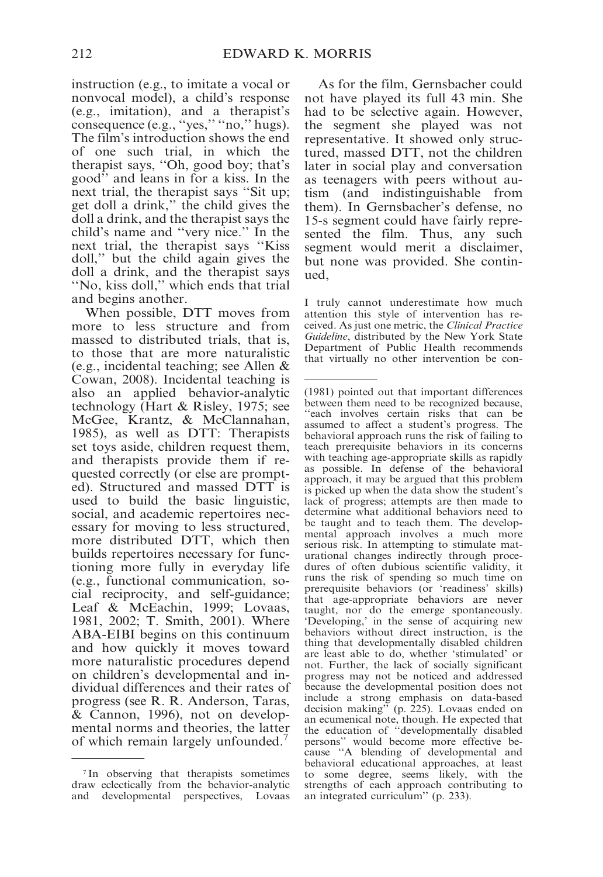instruction (e.g., to imitate a vocal or nonvocal model), a child's response (e.g., imitation), and a therapist's consequence (e.g., "yes," "no," hugs). The film's introduction shows the end of one such trial, in which the therapist says, "Oh, good boy; that's good" and leans in for a kiss. In the next trial, the therapist says "Sit up; get doll a drink," the child gives the doll a drink, and the therapist says the child's name and "very nice." In the next trial, the therapist says "Kiss doll," but the child again gives the doll a drink, and the therapist says "No, kiss doll," which ends that trial and begins another.

When possible, DTT moves from more to less structure and from massed to distributed trials, that is, to those that are more naturalistic (e.g., incidental teaching; see Allen & Cowan, 2008). Incidental teaching is also an applied behavior-analytic technology (Hart & Risley, 1975; see McGee, Krantz, & McClannahan, 1985), as well as DTT: Therapists set toys aside, children request them, and therapists provide them if requested correctly (or else are prompted). Structured and massed DTT is used to build the basic linguistic, social, and academic repertoires necessary for moving to less structured, more distributed DTT, which then builds repertoires necessary for functioning more fully in everyday life (e.g., functional communication, social reciprocity, and self-guidance; Leaf & McEachin, 1999; Lovaas, 1981, 2002; T. Smith, 2001). Where ABA-EIBI begins on this continuum and how quickly it moves toward more naturalistic procedures depend on children's developmental and individual differences and their rates of progress (see R. R. Anderson, Taras, & Cannon, 1996), not on developmental norms and theories, the latter of which remain largely unfounded.[7]

As for the film, Gernsbacher could not have played its full 43 min. She had to be selective again. However, the segment she played was not representative. It showed only structured, massed DTT, not the children later in social play and conversation as teenagers with peers without autism (and indistinguishable from them). In Gernsbacher's defense, no 15-s segment could have fairly represented the film. Thus, any such segment would merit a disclaimer, but none was provided. She continued,

> I truly cannot underestimate how much attention this style of intervention has received. As just one metric, the *Clinical Practice Guideline*, distributed by the New York State Department of Public Health recommends that virtually no other intervention be con-

---

[7] In observing that therapists sometimes draw eclectically from the behavior-analytic and developmental perspectives, Lovaas (1981) pointed out that important differences between them need to be recognized because, "each involves certain risks that can be assumed to affect a student's progress. The behavioral approach runs the risk of failing to teach prerequisite behaviors in its concerns with teaching age-appropriate skills as rapidly as possible. In defense of the behavioral approach, it may be argued that this problem is picked up when the data show the student's lack of progress; attempts are then made to determine what additional behaviors need to be taught and to teach them. The developmental approach involves a much more serious risk. In attempting to stimulate maturational changes indirectly through procedures of often dubious scientific validity, it runs the risk of spending so much time on prerequisite behaviors (or 'readiness' skills) that age-appropriate behaviors are never taught, nor do the emerge spontaneously. 'Developing,' in the sense of acquiring new behaviors without direct instruction, is the thing that developmentally disabled children are least able to do, whether 'stimulated' or not. Further, the lack of socially significant progress may not be noticed and addressed because the developmental position does not include a strong emphasis on data-based decision making" (p. 225). Lovaas ended on an ecumenical note, though. He expected that the education of "developmentally disabled persons" would become more effective because "A blending of developmental and behavioral educational approaches, at least to some degree, seems likely, with the strengths of each approach contributing to an integrated curriculum" (p. 233).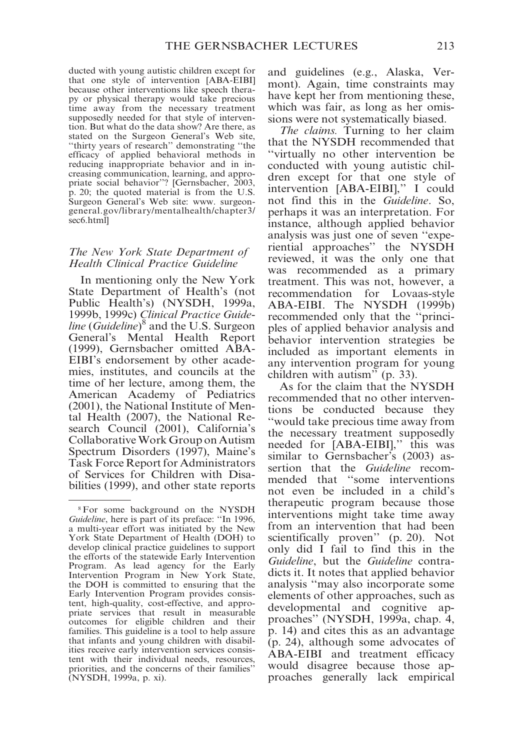ducted with young autistic children except for that one style of intervention [ABA-EIBI] because other interventions like speech therapy or physical therapy would take precious time away from the necessary treatment supposedly needed for that style of intervention. But what do the data show? Are there, as stated on the Surgeon General's Web site, "thirty years of research" demonstrating "the efficacy of applied behavioral methods in reducing inappropriate behavior and in increasing communication, learning, and appropriate social behavior"? [Gernsbacher, 2003, p. 20; the quoted material is from the U.S. Surgeon General's Web site: www.surgeongeneral.gov/library/mentalhealth/chapter3/sec6.html]

### *The New York State Department of Health Clinical Practice Guideline*

In mentioning only the New York State Department of Health's (not Public Health's) (NYSDH, 1999a, 1999b, 1999c) *Clinical Practice Guideline* (*Guideline*)[8] and the U.S. Surgeon General's Mental Health Report (1999), Gernsbacher omitted ABA-EIBI's endorsement by other academies, institutes, and councils at the time of her lecture, among them, the American Academy of Pediatrics (2001), the National Institute of Mental Health (2007), the National Research Council (2001), California's Collaborative Work Group on Autism Spectrum Disorders (1997), Maine's Task Force Report for Administrators of Services for Children with Disabilities (1999), and other state reports and guidelines (e.g., Alaska, Vermont). Again, time constraints may have kept her from mentioning these, which was fair, as long as her omissions were not systematically biased.

*The claims.* Turning to her claim that the NYSDH recommended that "virtually no other intervention be conducted with young autistic children except for that one style of intervention [ABA-EIBI]," I could not find this in the *Guideline*. So, perhaps it was an interpretation. For instance, although applied behavior analysis was just one of seven "experiential approaches" the NYSDH reviewed, it was the only one that was recommended as a primary treatment. This was not, however, a recommendation for Lovaas-style ABA-EIBI. The NYSDH (1999b) recommended only that the "principles of applied behavior analysis and behavior intervention strategies be included as important elements in any intervention program for young children with autism" (p. 33).

As for the claim that the NYSDH recommended that no other interventions be conducted because they "would take precious time away from the necessary treatment supposedly needed for [ABA-EIBI]," this was similar to Gernsbacher's (2003) assertion that the *Guideline* recommended that "some interventions not even be included in a child's therapeutic program because those interventions might take time away from an intervention that had been scientifically proven" (p. 20). Not only did I fail to find this in the *Guideline*, but the *Guideline* contradicts it. It notes that applied behavior analysis "may also incorporate some elements of other approaches, such as developmental and cognitive approaches" (NYSDH, 1999a, chap. 4, p. 14) and cites this as an advantage (p. 24), although some advocates of ABA-EIBI and treatment efficacy would disagree because those approaches generally lack empirical

---

[8] For some background on the NYSDH *Guideline*, here is part of its preface: "In 1996, a multi-year effort was initiated by the New York State Department of Health (DOH) to develop clinical practice guidelines to support the efforts of the statewide Early Intervention Program. As lead agency for the Early Intervention Program in New York State, the DOH is committed to ensuring that the Early Intervention Program provides consistent, high-quality, cost-effective, and appropriate services that result in measurable outcomes for eligible children and their families. This guideline is a tool to help assure that infants and young children with disabilities receive early intervention services consistent with their individual needs, resources, priorities, and the concerns of their families" (NYSDH, 1999a, p. xi).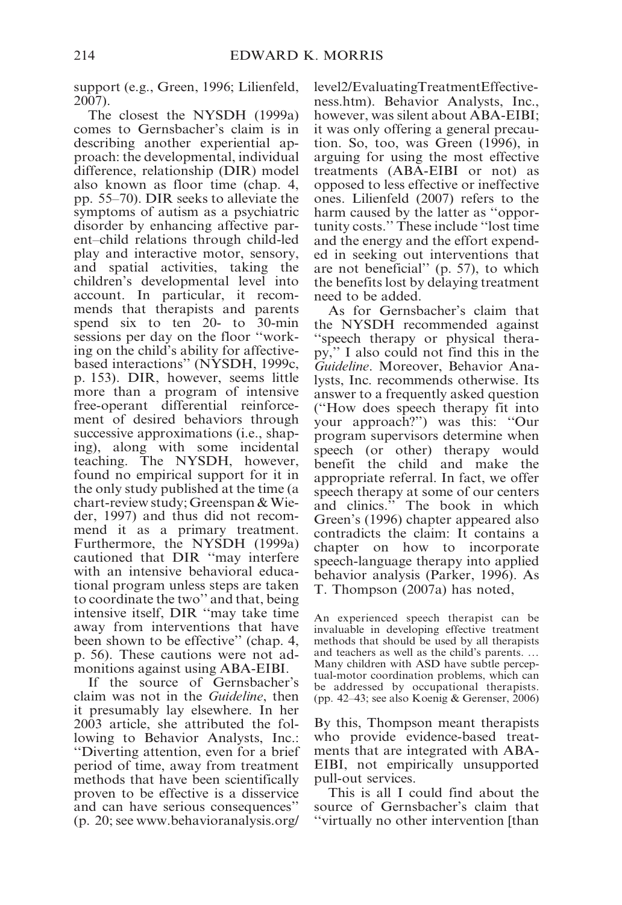support (e.g., Green, 1996; Lilienfeld, 2007).

The closest the NYSDH (1999a) comes to Gernsbacher's claim is in describing another experiential approach: the developmental, individual difference, relationship (DIR) model also known as floor time (chap. 4, pp. 55–70). DIR seeks to alleviate the symptoms of autism as a psychiatric disorder by enhancing affective parent–child relations through child-led play and interactive motor, sensory, and spatial activities, taking the children's developmental level into account. In particular, it recommends that therapists and parents spend six to ten 20- to 30-min sessions per day on the floor "working on the child's ability for affective-based interactions" (NYSDH, 1999c, p. 153). DIR, however, seems little more than a program of intensive free-operant differential reinforcement of desired behaviors through successive approximations (i.e., shaping), along with some incidental teaching. The NYSDH, however, found no empirical support for it in the only study published at the time (a chart-review study; Greenspan & Wieder, 1997) and thus did not recommend it as a primary treatment. Furthermore, the NYSDH (1999a) cautioned that DIR "may interfere with an intensive behavioral educational program unless steps are taken to coordinate the two" and that, being intensive itself, DIR "may take time away from interventions that have been shown to be effective" (chap. 4, p. 56). These cautions were not admonitions against using ABA-EIBI.

If the source of Gernsbacher's claim was not in the *Guideline*, then it presumably lay elsewhere. In her 2003 article, she attributed the following to Behavior Analysts, Inc.: "Diverting attention, even for a brief period of time, away from treatment methods that have been scientifically proven to be effective is a disservice and can have serious consequences" (p. 20; see www.behavioranalysis.org/level2/EvaluatingTreatmentEffectiveness.htm). Behavior Analysts, Inc., however, was silent about ABA-EIBI; it was only offering a general precaution. So, too, was Green (1996), in arguing for using the most effective treatments (ABA-EIBI or not) as opposed to less effective or ineffective ones. Lilienfeld (2007) refers to the harm caused by the latter as "opportunity costs." These include "lost time and the energy and the effort expended in seeking out interventions that are not beneficial" (p. 57), to which the benefits lost by delaying treatment need to be added.

As for Gernsbacher's claim that the NYSDH recommended against "speech therapy or physical therapy," I also could not find this in the *Guideline*. Moreover, Behavior Analysts, Inc. recommends otherwise. Its answer to a frequently asked question ("How does speech therapy fit into your approach?") was this: "Our program supervisors determine when speech (or other) therapy would benefit the child and make the appropriate referral. In fact, we offer speech therapy at some of our centers and clinics." The book in which Green's (1996) chapter appeared also contradicts the claim: It contains a chapter on how to incorporate speech-language therapy into applied behavior analysis (Parker, 1996). As T. Thompson (2007a) has noted,

> An experienced speech therapist can be invaluable in developing effective treatment methods that should be used by all therapists and teachers as well as the child's parents. … Many children with ASD have subtle perceptual-motor coordination problems, which can be addressed by occupational therapists. (pp. 42–43; see also Koenig & Gerenser, 2006)

By this, Thompson meant therapists who provide evidence-based treatments that are integrated with ABA-EIBI, not empirically unsupported pull-out services.

This is all I could find about the source of Gernsbacher's claim that "virtually no other intervention [than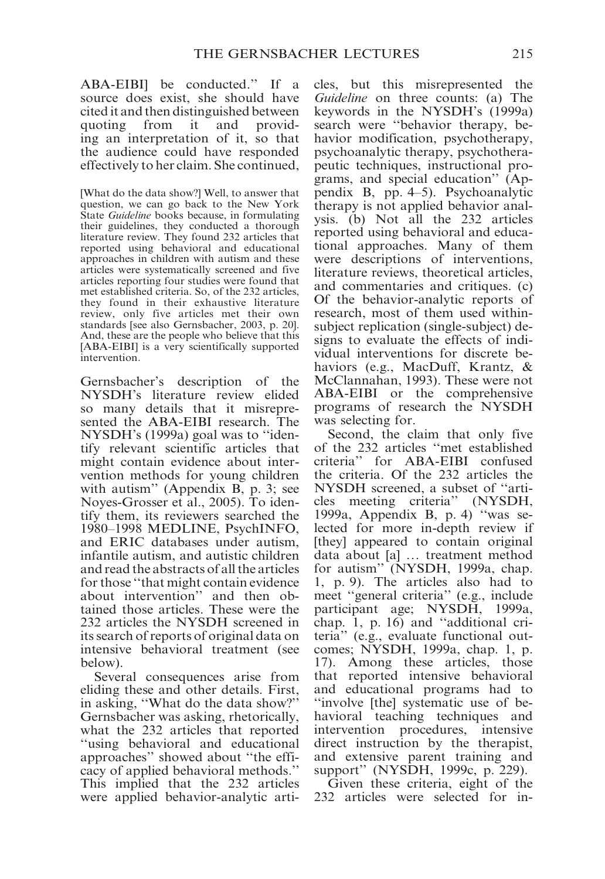ABA-EIBI] be conducted." If a source does exist, she should have cited it and then distinguished between quoting from it and providing an interpretation of it, so that the audience could have responded effectively to her claim. She continued,

> [What do the data show?] Well, to answer that question, we can go back to the New York State *Guideline* books because, in formulating their guidelines, they conducted a thorough literature review. They found 232 articles that reported using behavioral and educational approaches in children with autism and these articles were systematically screened and five articles reporting four studies were found that met established criteria. So, of the 232 articles, they found in their exhaustive literature review, only five articles met their own standards [see also Gernsbacher, 2003, p. 20]. And, these are the people who believe that this [ABA-EIBI] is a very scientifically supported intervention.

Gernsbacher's description of the NYSDH's literature review elided so many details that it misrepresented the ABA-EIBI research. The NYSDH's (1999a) goal was to "identify relevant scientific articles that might contain evidence about intervention methods for young children with autism" (Appendix B, p. 3; see Noyes-Grosser et al., 2005). To identify them, its reviewers searched the 1980–1998 MEDLINE, PsychINFO, and ERIC databases under autism, infantile autism, and autistic children and read the abstracts of all the articles for those "that might contain evidence about intervention" and then obtained those articles. These were the 232 articles the NYSDH screened in its search of reports of original data on intensive behavioral treatment (see below).

Several consequences arise from eliding these and other details. First, in asking, "What do the data show?" Gernsbacher was asking, rhetorically, what the 232 articles that reported "using behavioral and educational approaches" showed about "the efficacy of applied behavioral methods." This implied that the 232 articles were applied behavior-analytic articles, but this misrepresented the *Guideline* on three counts: (a) The keywords in the NYSDH's (1999a) search were "behavior therapy, behavior modification, psychotherapy, psychoanalytic therapy, psychotherapeutic techniques, instructional programs, and special education" (Appendix B, pp. 4–5). Psychoanalytic therapy is not applied behavior analysis. (b) Not all the 232 articles reported using behavioral and educational approaches. Many of them were descriptions of interventions, literature reviews, theoretical articles, and commentaries and critiques. (c) Of the behavior-analytic reports of research, most of them used within-subject replication (single-subject) designs to evaluate the effects of individual interventions for discrete behaviors (e.g., MacDuff, Krantz, & McClannahan, 1993). These were not ABA-EIBI or the comprehensive programs of research the NYSDH was selecting for.

Second, the claim that only five of the 232 articles "met established criteria" for ABA-EIBI confused the criteria. Of the 232 articles the NYSDH screened, a subset of "articles meeting criteria" (NYSDH, 1999a, Appendix B, p. 4) "was selected for more in-depth review if [they] appeared to contain original data about [a] … treatment method for autism" (NYSDH, 1999a, chap. 1, p. 9). The articles also had to meet "general criteria" (e.g., include participant age; NYSDH, 1999a, chap. 1, p. 16) and "additional criteria" (e.g., evaluate functional outcomes; NYSDH, 1999a, chap. 1, p. 17). Among these articles, those that reported intensive behavioral and educational programs had to "involve [the] systematic use of behavioral teaching techniques and intervention procedures, intensive direct instruction by the therapist, and extensive parent training and support" (NYSDH, 1999c, p. 229).

Given these criteria, eight of the 232 articles were selected for in-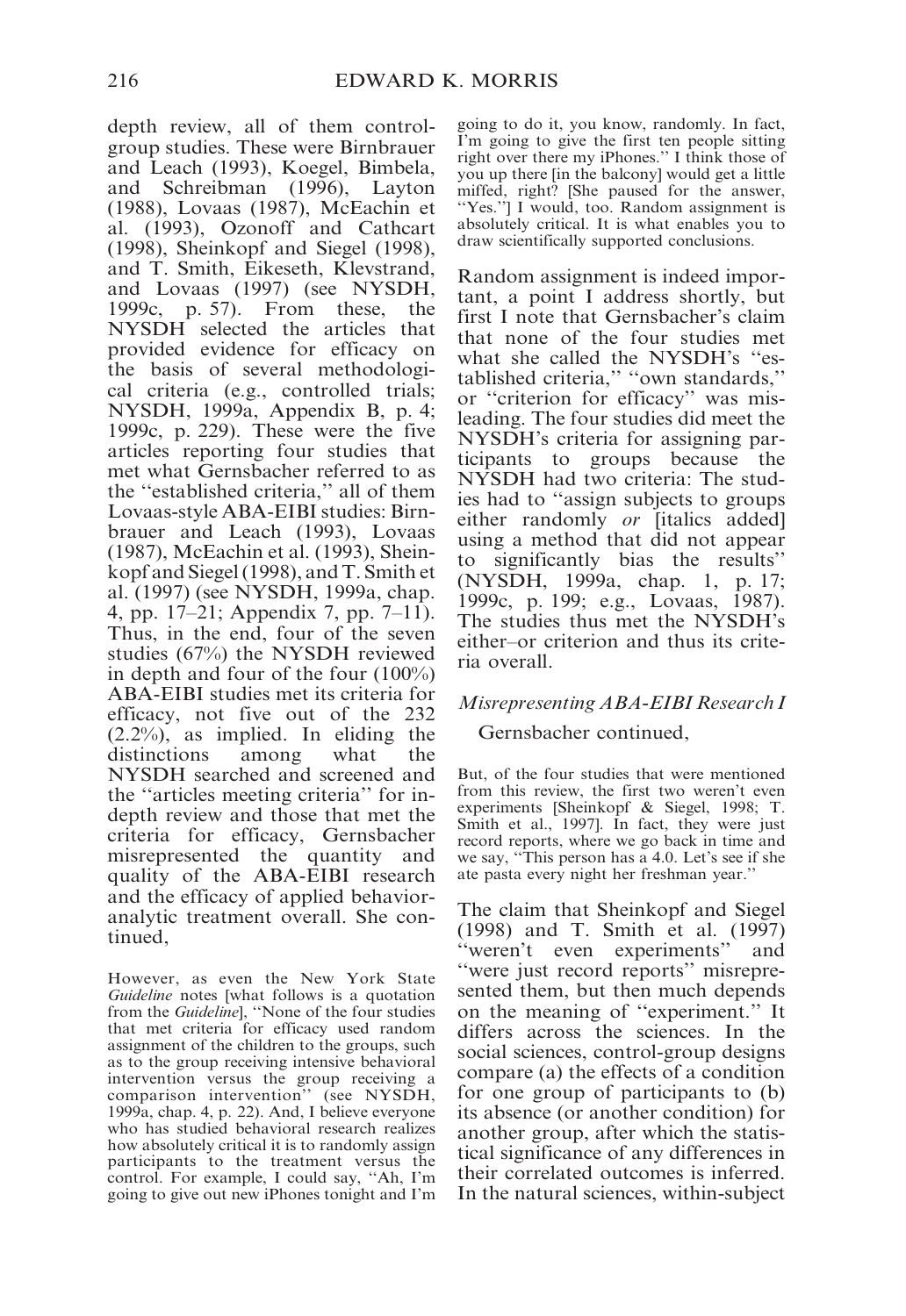depth review, all of them control-group studies. These were Birnbrauer and Leach (1993), Koegel, Bimbela, and Schreibman (1996), Layton (1988), Lovaas (1987), McEachin et al. (1993), Ozonoff and Cathcart (1998), Sheinkopf and Siegel (1998), and T. Smith, Eikeseth, Klevstrand, and Lovaas (1997) (see NYSDH, 1999c, p. 57). From these, the NYSDH selected the articles that provided evidence for efficacy on the basis of several methodological criteria (e.g., controlled trials; NYSDH, 1999a, Appendix B, p. 4; 1999c, p. 229). These were the five articles reporting four studies that met what Gernsbacher referred to as the "established criteria," all of them Lovaas-style ABA-EIBI studies: Birnbrauer and Leach (1993), Lovaas (1987), McEachin et al. (1993), Sheinkopf and Siegel (1998), and T. Smith et al. (1997) (see NYSDH, 1999a, chap. 4, pp. 17–21; Appendix 7, pp. 7–11). Thus, in the end, four of the seven studies (67%) the NYSDH reviewed in depth and four of the four (100%) ABA-EIBI studies met its criteria for efficacy, not five out of the 232 (2.2%), as implied. In eliding the distinctions among what the NYSDH searched and screened and the "articles meeting criteria" for in-depth review and those that met the criteria for efficacy, Gernsbacher misrepresented the quantity and quality of the ABA-EIBI research and the efficacy of applied behavior-analytic treatment overall. She continued,

> However, as even the New York State *Guideline* notes [what follows is a quotation from the *Guideline*], "None of the four studies that met criteria for efficacy used random assignment of the children to the groups, such as to the group receiving intensive behavioral intervention versus the group receiving a comparison intervention" (see NYSDH, 1999a, chap. 4, p. 22). And, I believe everyone who has studied behavioral research realizes how absolutely critical it is to randomly assign participants to the treatment versus the control. For example, I could say, "Ah, I'm going to give out new iPhones tonight and I'm going to do it, you know, randomly. In fact, I'm going to give the first ten people sitting right over there my iPhones." I think those of you up there [in the balcony] would get a little miffed, right? [She paused for the answer, "Yes."] I would, too. Random assignment is absolutely critical. It is what enables you to draw scientifically supported conclusions.

Random assignment is indeed important, a point I address shortly, but first I note that Gernsbacher's claim that none of the four studies met what she called the NYSDH's "established criteria," "own standards," or "criterion for efficacy" was misleading. The four studies did meet the NYSDH's criteria for assigning participants to groups because the NYSDH had two criteria: The studies had to "assign subjects to groups either randomly *or* [italics added] using a method that did not appear to significantly bias the results" (NYSDH, 1999a, chap. 1, p. 17; 1999c, p. 199; e.g., Lovaas, 1987). The studies thus met the NYSDH's either–or criterion and thus its criteria overall.

### *Misrepresenting ABA-EIBI Research I*

Gernsbacher continued,

> But, of the four studies that were mentioned from this review, the first two weren't even experiments [Sheinkopf & Siegel, 1998; T. Smith et al., 1997]. In fact, they were just record reports, where we go back in time and we say, "This person has a 4.0. Let's see if she ate pasta every night her freshman year."

The claim that Sheinkopf and Siegel (1998) and T. Smith et al. (1997) "weren't even experiments" and "were just record reports" misrepresented them, but then much depends on the meaning of "experiment." It differs across the sciences. In the social sciences, control-group designs compare (a) the effects of a condition for one group of participants to (b) its absence (or another condition) for another group, after which the statistical significance of any differences in their correlated outcomes is inferred. In the natural sciences, within-subject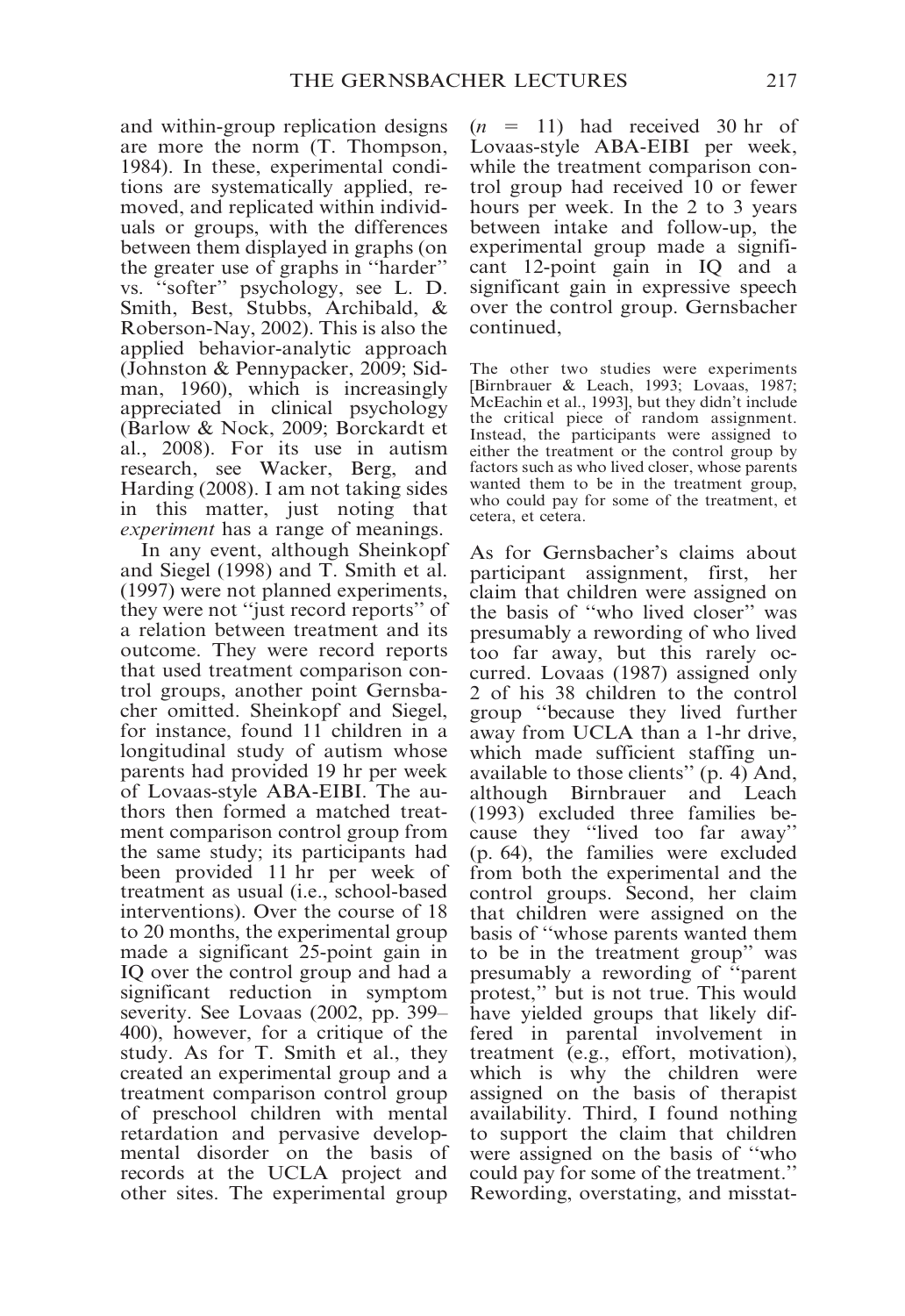and within-group replication designs are more the norm (T. Thompson, 1984). In these, experimental conditions are systematically applied, removed, and replicated within individuals or groups, with the differences between them displayed in graphs (on the greater use of graphs in "harder" vs. "softer" psychology, see L. D. Smith, Best, Stubbs, Archibald, & Roberson-Nay, 2002). This is also the applied behavior-analytic approach (Johnston & Pennypacker, 2009; Sidman, 1960), which is increasingly appreciated in clinical psychology (Barlow & Nock, 2009; Borckardt et al., 2008). For its use in autism research, see Wacker, Berg, and Harding (2008). I am not taking sides in this matter, just noting that *experiment* has a range of meanings.

In any event, although Sheinkopf and Siegel (1998) and T. Smith et al. (1997) were not planned experiments, they were not "just record reports" of a relation between treatment and its outcome. They were record reports that used treatment comparison control groups, another point Gernsbacher omitted. Sheinkopf and Siegel, for instance, found 11 children in a longitudinal study of autism whose parents had provided 19 hr per week of Lovaas-style ABA-EIBI. The authors then formed a matched treatment comparison control group from the same study; its participants had been provided 11 hr per week of treatment as usual (i.e., school-based interventions). Over the course of 18 to 20 months, the experimental group made a significant 25-point gain in IQ over the control group and had a significant reduction in symptom severity. See Lovaas (2002, pp. 399–400), however, for a critique of the study. As for T. Smith et al., they created an experimental group and a treatment comparison control group of preschool children with mental retardation and pervasive developmental disorder on the basis of records at the UCLA project and other sites. The experimental group ($n$ = 11) had received 30 hr of Lovaas-style ABA-EIBI per week, while the treatment comparison control group had received 10 or fewer hours per week. In the 2 to 3 years between intake and follow-up, the experimental group made a significant 12-point gain in IQ and a significant gain in expressive speech over the control group. Gernsbacher continued,

> The other two studies were experiments [Birnbrauer & Leach, 1993; Lovaas, 1987; McEachin et al., 1993], but they didn't include the critical piece of random assignment. Instead, the participants were assigned to either the treatment or the control group by factors such as who lived closer, whose parents wanted them to be in the treatment group, who could pay for some of the treatment, et cetera, et cetera.

As for Gernsbacher's claims about participant assignment, first, her claim that children were assigned on the basis of "who lived closer" was presumably a rewording of who lived too far away, but this rarely occurred. Lovaas (1987) assigned only 2 of his 38 children to the control group "because they lived further away from UCLA than a 1-hr drive, which made sufficient staffing unavailable to those clients" (p. 4) And, although Birnbrauer and Leach (1993) excluded three families because they "lived too far away" (p. 64), the families were excluded from both the experimental and the control groups. Second, her claim that children were assigned on the basis of "whose parents wanted them to be in the treatment group" was presumably a rewording of "parent protest," but is not true. This would have yielded groups that likely differed in parental involvement in treatment (e.g., effort, motivation), which is why the children were assigned on the basis of therapist availability. Third, I found nothing to support the claim that children were assigned on the basis of "who could pay for some of the treatment." Rewording, overstating, and misstat-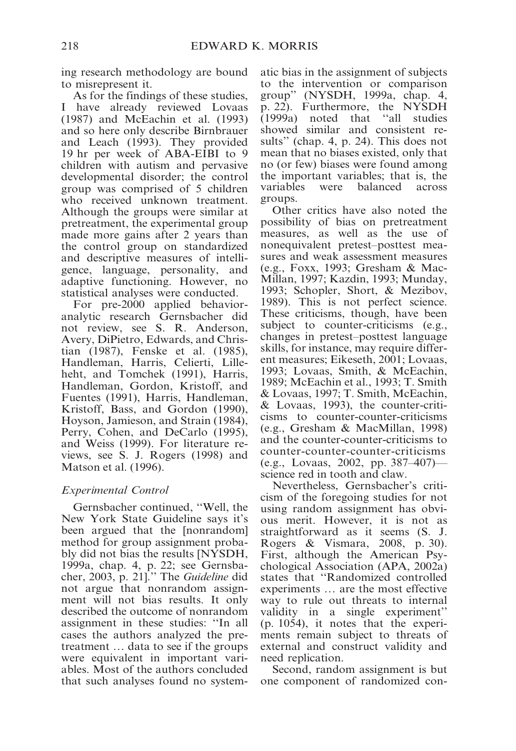ing research methodology are bound to misrepresent it.

As for the findings of these studies, I have already reviewed Lovaas (1987) and McEachin et al. (1993) and so here only describe Birnbrauer and Leach (1993). They provided 19 hr per week of ABA-EIBI to 9 children with autism and pervasive developmental disorder; the control group was comprised of 5 children who received unknown treatment. Although the groups were similar at pretreatment, the experimental group made more gains after 2 years than the control group on standardized and descriptive measures of intelligence, language, personality, and adaptive functioning. However, no statistical analyses were conducted.

For pre-2000 applied behavior-analytic research Gernsbacher did not review, see S. R. Anderson, Avery, DiPietro, Edwards, and Christian (1987), Fenske et al. (1985), Handleman, Harris, Celierti, Lilleheht, and Tomchek (1991), Harris, Handleman, Gordon, Kristoff, and Fuentes (1991), Harris, Handleman, Kristoff, Bass, and Gordon (1990), Hoyson, Jamieson, and Strain (1984), Perry, Cohen, and DeCarlo (1995), and Weiss (1999). For literature reviews, see S. J. Rogers (1998) and Matson et al. (1996).

### *Experimental Control*

Gernsbacher continued, ''Well, the New York State Guideline says it's been argued that the [nonrandom] method for group assignment probably did not bias the results [NYSDH, 1999a, chap. 4, p. 22; see Gernsbacher, 2003, p. 21].'' The *Guideline* did not argue that nonrandom assignment will not bias results. It only described the outcome of nonrandom assignment in these studies: ''In all cases the authors analyzed the pretreatment … data to see if the groups were equivalent in important variables. Most of the authors concluded that such analyses found no systematic bias in the assignment of subjects to the intervention or comparison group'' (NYSDH, 1999a, chap. 4, p. 22). Furthermore, the NYSDH (1999a) noted that ''all studies showed similar and consistent results'' (chap. 4, p. 24). This does not mean that no biases existed, only that no (or few) biases were found among the important variables; that is, the variables were balanced across groups.

Other critics have also noted the possibility of bias on pretreatment measures, as well as the use of nonequivalent pretest–posttest measures and weak assessment measures (e.g., Foxx, 1993; Gresham & MacMillan, 1997; Kazdin, 1993; Munday, 1993; Schopler, Short, & Mezibov, 1989). This is not perfect science. These criticisms, though, have been subject to counter-criticisms (e.g., changes in pretest–posttest language skills, for instance, may require different measures; Eikeseth, 2001; Lovaas, 1993; Lovaas, Smith, & McEachin, 1989; McEachin et al., 1993; T. Smith & Lovaas, 1997; T. Smith, McEachin, & Lovaas, 1993), the counter-criticisms to counter-counter-criticisms (e.g., Gresham & MacMillan, 1998) and the counter-counter-criticisms to counter-counter-counter-criticisms (e.g., Lovaas, 2002, pp. 387–407)—science red in tooth and claw.

Nevertheless, Gernsbacher's criticism of the foregoing studies for not using random assignment has obvious merit. However, it is not as straightforward as it seems (S. J. Rogers & Vismara, 2008, p. 30). First, although the American Psychological Association (APA, 2002a) states that ''Randomized controlled experiments … are the most effective way to rule out threats to internal validity in a single experiment'' (p. 1054), it notes that the experiments remain subject to threats of external and construct validity and need replication.

Second, random assignment is but one component of randomized con-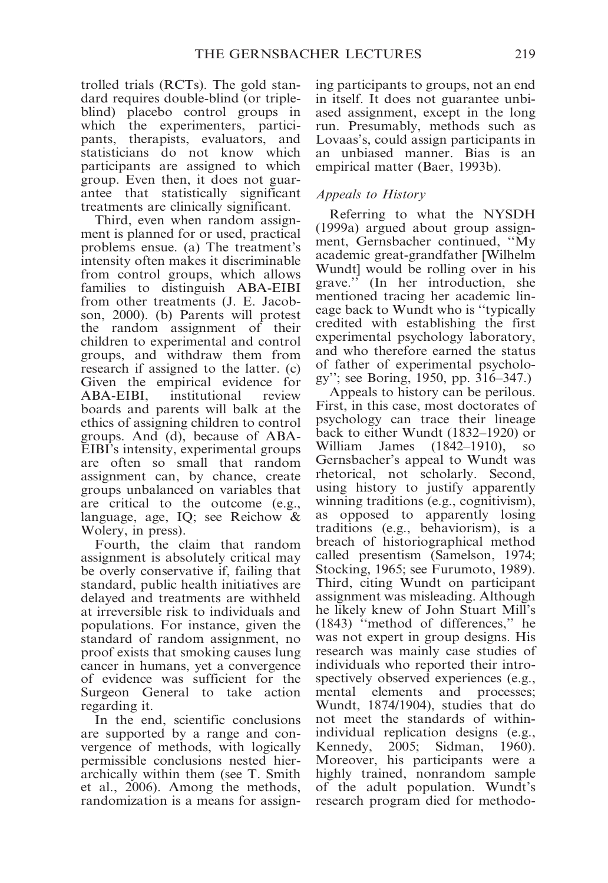trolled trials (RCTs). The gold standard requires double-blind (or triple-blind) placebo control groups in which the experimenters, participants, therapists, evaluators, and statisticians do not know which participants are assigned to which group. Even then, it does not guarantee that statistically significant treatments are clinically significant.

Third, even when random assignment is planned for or used, practical problems ensue. (a) The treatment's intensity often makes it discriminable from control groups, which allows families to distinguish ABA-EIBI from other treatments (J. E. Jacobson, 2000). (b) Parents will protest the random assignment of their children to experimental and control groups, and withdraw them from research if assigned to the latter. (c) Given the empirical evidence for ABA-EIBI, institutional review boards and parents will balk at the ethics of assigning children to control groups. And (d), because of ABA-EIBI's intensity, experimental groups are often so small that random assignment can, by chance, create groups unbalanced on variables that are critical to the outcome (e.g., language, age, IQ; see Reichow & Wolery, in press).

Fourth, the claim that random assignment is absolutely critical may be overly conservative if, failing that standard, public health initiatives are delayed and treatments are withheld at irreversible risk to individuals and populations. For instance, given the standard of random assignment, no proof exists that smoking causes lung cancer in humans, yet a convergence of evidence was sufficient for the Surgeon General to take action regarding it.

In the end, scientific conclusions are supported by a range and convergence of methods, with logically permissible conclusions nested hierarchically within them (see T. Smith et al., 2006). Among the methods, randomization is a means for assigning participants to groups, not an end in itself. It does not guarantee unbiased assignment, except in the long run. Presumably, methods such as Lovaas's, could assign participants in an unbiased manner. Bias is an empirical matter (Baer, 1993b).

### *Appeals to History*

Referring to what the NYSDH (1999a) argued about group assignment, Gernsbacher continued, "My academic great-grandfather [Wilhelm Wundt] would be rolling over in his grave." (In her introduction, she mentioned tracing her academic lineage back to Wundt who is "typically credited with establishing the first experimental psychology laboratory, and who therefore earned the status of father of experimental psychology"; see Boring, 1950, pp. 316–347.)

Appeals to history can be perilous. First, in this case, most doctorates of psychology can trace their lineage back to either Wundt (1832–1920) or William James (1842–1910), so Gernsbacher's appeal to Wundt was rhetorical, not scholarly. Second, using history to justify apparently winning traditions (e.g., cognitivism), as opposed to apparently losing traditions (e.g., behaviorism), is a breach of historiographical method called presentism (Samelson, 1974; Stocking, 1965; see Furumoto, 1989). Third, citing Wundt on participant assignment was misleading. Although he likely knew of John Stuart Mill's (1843) "method of differences," he was not expert in group designs. His research was mainly case studies of individuals who reported their introspectively observed experiences (e.g., mental elements and processes; Wundt, 1874/1904), studies that do not meet the standards of within-individual replication designs (e.g., Kennedy, 2005; Sidman, 1960). Moreover, his participants were a highly trained, nonrandom sample of the adult population. Wundt's research program died for methodo-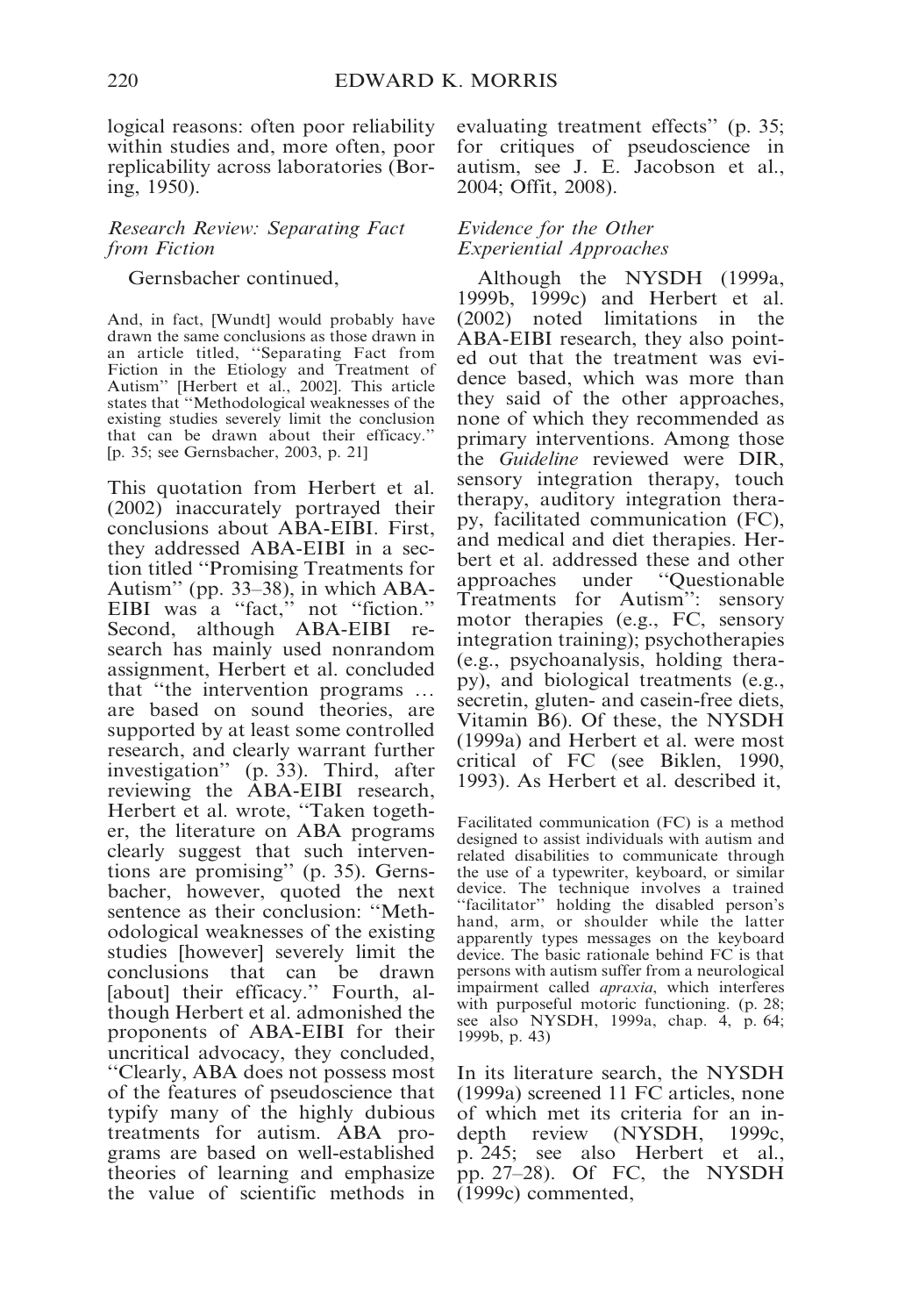logical reasons: often poor reliability within studies and, more often, poor replicability across laboratories (Boring, 1950).

### *Research Review: Separating Fact from Fiction*

Gernsbacher continued,

> And, in fact, [Wundt] would probably have drawn the same conclusions as those drawn in an article titled, "Separating Fact from Fiction in the Etiology and Treatment of Autism" [Herbert et al., 2002]. This article states that "Methodological weaknesses of the existing studies severely limit the conclusion that can be drawn about their efficacy." [p. 35; see Gernsbacher, 2003, p. 21]

This quotation from Herbert et al. (2002) inaccurately portrayed their conclusions about ABA-EIBI. First, they addressed ABA-EIBI in a section titled "Promising Treatments for Autism" (pp. 33–38), in which ABA-EIBI was a "fact," not "fiction." Second, although ABA-EIBI research has mainly used nonrandom assignment, Herbert et al. concluded that "the intervention programs … are based on sound theories, are supported by at least some controlled research, and clearly warrant further investigation" (p. 33). Third, after reviewing the ABA-EIBI research, Herbert et al. wrote, "Taken together, the literature on ABA programs clearly suggest that such interventions are promising" (p. 35). Gernsbacher, however, quoted the next sentence as their conclusion: "Methodological weaknesses of the existing studies [however] severely limit the conclusions that can be drawn [about] their efficacy." Fourth, although Herbert et al. admonished the proponents of ABA-EIBI for their uncritical advocacy, they concluded, "Clearly, ABA does not possess most of the features of pseudoscience that typify many of the highly dubious treatments for autism. ABA programs are based on well-established theories of learning and emphasize the value of scientific methods in evaluating treatment effects" (p. 35; for critiques of pseudoscience in autism, see J. E. Jacobson et al., 2004; Offit, 2008).

### *Evidence for the Other Experiential Approaches*

Although the NYSDH (1999a, 1999b, 1999c) and Herbert et al. (2002) noted limitations in the ABA-EIBI research, they also pointed out that the treatment was evidence based, which was more than they said of the other approaches, none of which they recommended as primary interventions. Among those the *Guideline* reviewed were DIR, sensory integration therapy, touch therapy, auditory integration therapy, facilitated communication (FC), and medical and diet therapies. Herbert et al. addressed these and other approaches under "Questionable Treatments for Autism": sensory motor therapies (e.g., FC, sensory integration training); psychotherapies (e.g., psychoanalysis, holding therapy), and biological treatments (e.g., secretin, gluten- and casein-free diets, Vitamin B6). Of these, the NYSDH (1999a) and Herbert et al. were most critical of FC (see Biklen, 1990, 1993). As Herbert et al. described it,

> Facilitated communication (FC) is a method designed to assist individuals with autism and related disabilities to communicate through the use of a typewriter, keyboard, or similar device. The technique involves a trained "facilitator" holding the disabled person's hand, arm, or shoulder while the latter apparently types messages on the keyboard device. The basic rationale behind FC is that persons with autism suffer from a neurological impairment called *apraxia*, which interferes with purposeful motoric functioning. (p. 28; see also NYSDH, 1999a, chap. 4, p. 64; 1999b, p. 43)

In its literature search, the NYSDH (1999a) screened 11 FC articles, none of which met its criteria for an in-depth review (NYSDH, 1999c, p. 245; see also Herbert et al., pp. 27–28). Of FC, the NYSDH (1999c) commented,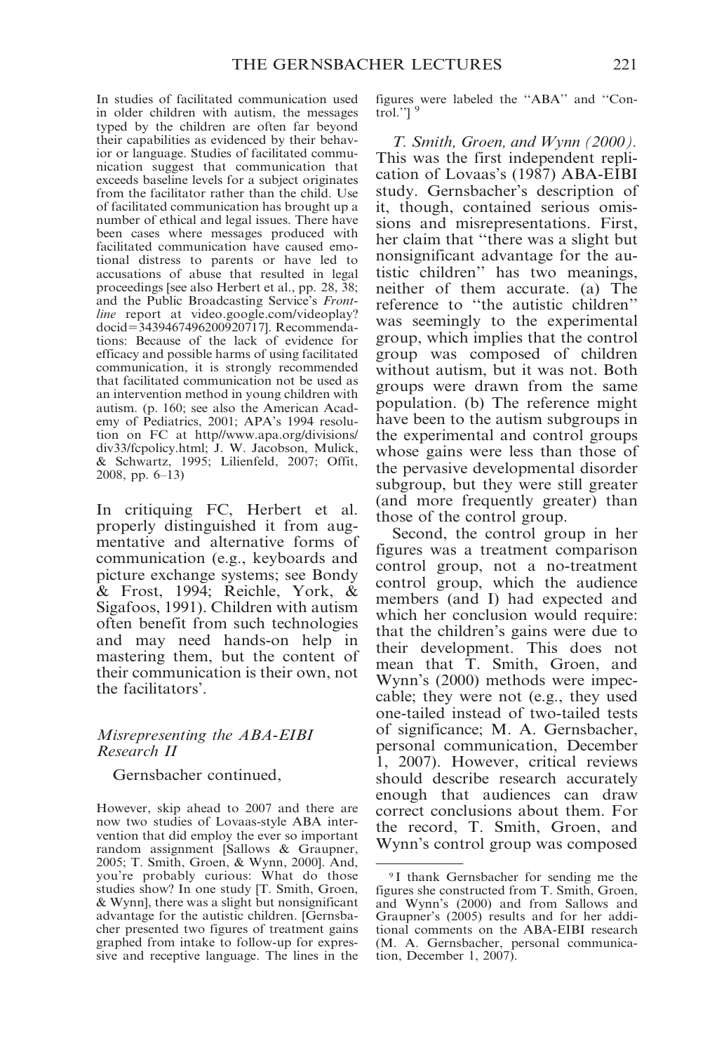> In studies of facilitated communication used in older children with autism, the messages typed by the children are often far beyond their capabilities as evidenced by their behavior or language. Studies of facilitated communication suggest that communication that exceeds baseline levels for a subject originates from the facilitator rather than the child. Use of facilitated communication has brought up a number of ethical and legal issues. There have been cases where messages produced with facilitated communication have caused emotional distress to parents or have led to accusations of abuse that resulted in legal proceedings [see also Herbert et al., pp. 28, 38; and the Public Broadcasting Service's *Frontline* report at video.google.com/videoplay?docid=3439467496200920717]. Recommendations: Because of the lack of evidence for efficacy and possible harms of using facilitated communication, it is strongly recommended that facilitated communication not be used as an intervention method in young children with autism. (p. 160; see also the American Academy of Pediatrics, 2001; APA's 1994 resolution on FC at http//www.apa.org/divisions/div33/fcpolicy.html; J. W. Jacobson, Mulick, & Schwartz, 1995; Lilienfeld, 2007; Offit, 2008, pp. 6–13)

In critiquing FC, Herbert et al. properly distinguished it from augmentative and alternative forms of communication (e.g., keyboards and picture exchange systems; see Bondy & Frost, 1994; Reichle, York, & Sigafoos, 1991). Children with autism often benefit from such technologies and may need hands-on help in mastering them, but the content of their communication is their own, not the facilitators'.

### *Misrepresenting the ABA-EIBI Research II*

Gernsbacher continued,

> However, skip ahead to 2007 and there are now two studies of Lovaas-style ABA intervention that did employ the ever so important random assignment [Sallows & Graupner, 2005; T. Smith, Groen, & Wynn, 2000]. And, you're probably curious: What do those studies show? In one study [T. Smith, Groen, & Wynn], there was a slight but nonsignificant advantage for the autistic children. [Gernsbacher presented two figures of treatment gains graphed from intake to follow-up for expressive and receptive language. The lines in the figures were labeled the "ABA" and "Control."] [9]

*T. Smith, Groen, and Wynn (2000).* This was the first independent replication of Lovaas's (1987) ABA-EIBI study. Gernsbacher's description of it, though, contained serious omissions and misrepresentations. First, her claim that "there was a slight but nonsignificant advantage for the autistic children" has two meanings, neither of them accurate. (a) The reference to "the autistic children" was seemingly to the experimental group, which implies that the control group was composed of children without autism, but it was not. Both groups were drawn from the same population. (b) The reference might have been to the autism subgroups in the experimental and control groups whose gains were less than those of the pervasive developmental disorder subgroup, but they were still greater (and more frequently greater) than those of the control group.

Second, the control group in her figures was a treatment comparison control group, not a no-treatment control group, which the audience members (and I) had expected and which her conclusion would require: that the children's gains were due to their development. This does not mean that T. Smith, Groen, and Wynn's (2000) methods were impeccable; they were not (e.g., they used one-tailed instead of two-tailed tests of significance; M. A. Gernsbacher, personal communication, December 1, 2007). However, critical reviews should describe research accurately enough that audiences can draw correct conclusions about them. For the record, T. Smith, Groen, and Wynn's control group was composed

---

[9] I thank Gernsbacher for sending me the figures she constructed from T. Smith, Groen, and Wynn's (2000) and from Sallows and Graupner's (2005) results and for her additional comments on the ABA-EIBI research (M. A. Gernsbacher, personal communication, December 1, 2007).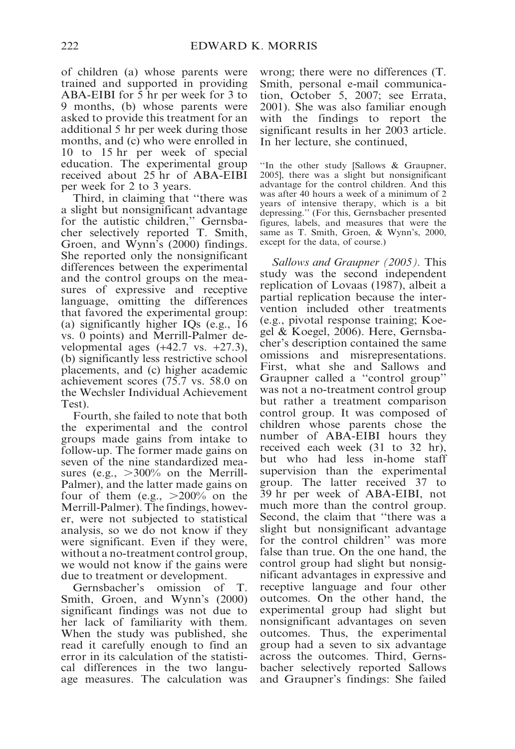of children (a) whose parents were trained and supported in providing ABA-EIBI for 5 hr per week for 3 to 9 months, (b) whose parents were asked to provide this treatment for an additional 5 hr per week during those months, and (c) who were enrolled in 10 to 15 hr per week of special education. The experimental group received about 25 hr of ABA-EIBI per week for 2 to 3 years.

Third, in claiming that "there was a slight but nonsignificant advantage for the autistic children," Gernsbacher selectively reported T. Smith, Groen, and Wynn's (2000) findings. She reported only the nonsignificant differences between the experimental and the control groups on the measures of expressive and receptive language, omitting the differences that favored the experimental group: (a) significantly higher IQs (e.g., 16 vs. 0 points) and Merrill-Palmer developmental ages (+42.7 vs. +27.3), (b) significantly less restrictive school placements, and (c) higher academic achievement scores (75.7 vs. 58.0 on the Wechsler Individual Achievement Test).

Fourth, she failed to note that both the experimental and the control groups made gains from intake to follow-up. The former made gains on seven of the nine standardized measures (e.g., >300% on the Merrill-Palmer), and the latter made gains on four of them (e.g., >200% on the Merrill-Palmer). The findings, however, were not subjected to statistical analysis, so we do not know if they were significant. Even if they were, without a no-treatment control group, we would not know if the gains were due to treatment or development.

Gernsbacher's omission of T. Smith, Groen, and Wynn's (2000) significant findings was not due to her lack of familiarity with them. When the study was published, she read it carefully enough to find an error in its calculation of the statistical differences in the two language measures. The calculation was wrong; there were no differences (T. Smith, personal e-mail communication, October 5, 2007; see Errata, 2001). She was also familiar enough with the findings to report the significant results in her 2003 article. In her lecture, she continued,

> "In the other study [Sallows & Graupner, 2005], there was a slight but nonsignificant advantage for the control children. And this was after 40 hours a week of a minimum of 2 years of intensive therapy, which is a bit depressing." (For this, Gernsbacher presented figures, labels, and measures that were the same as T. Smith, Groen, & Wynn's, 2000, except for the data, of course.)

*Sallows and Graupner (2005).* This study was the second independent replication of Lovaas (1987), albeit a partial replication because the intervention included other treatments (e.g., pivotal response training; Koegel & Koegel, 2006). Here, Gernsbacher's description contained the same omissions and misrepresentations. First, what she and Sallows and Graupner called a "control group" was not a no-treatment control group but rather a treatment comparison control group. It was composed of children whose parents chose the number of ABA-EIBI hours they received each week (31 to 32 hr), but who had less in-home staff supervision than the experimental group. The latter received 37 to 39 hr per week of ABA-EIBI, not much more than the control group. Second, the claim that "there was a slight but nonsignificant advantage for the control children" was more false than true. On the one hand, the control group had slight but nonsignificant advantages in expressive and receptive language and four other outcomes. On the other hand, the experimental group had slight but nonsignificant advantages on seven outcomes. Thus, the experimental group had a seven to six advantage across the outcomes. Third, Gernsbacher selectively reported Sallows and Graupner's findings: She failed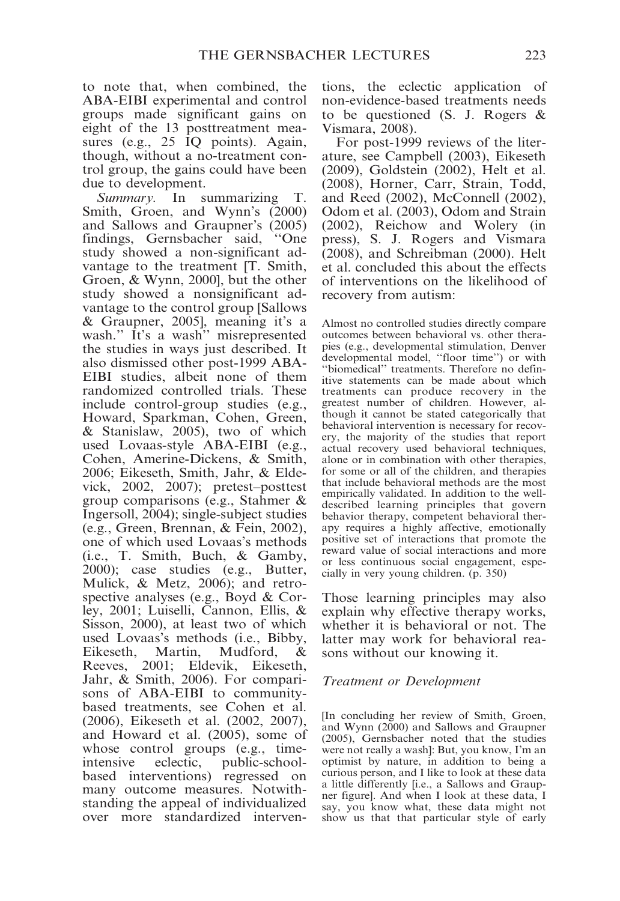to note that, when combined, the ABA-EIBI experimental and control groups made significant gains on eight of the 13 posttreatment measures (e.g., 25 IQ points). Again, though, without a no-treatment control group, the gains could have been due to development.

*Summary.* In summarizing T. Smith, Groen, and Wynn's (2000) and Sallows and Graupner's (2005) findings, Gernsbacher said, "One study showed a non-significant advantage to the treatment [T. Smith, Groen, & Wynn, 2000], but the other study showed a nonsignificant advantage to the control group [Sallows & Graupner, 2005], meaning it's a wash." It's a wash" misrepresented the studies in ways just described. It also dismissed other post-1999 ABA-EIBI studies, albeit none of them randomized controlled trials. These include control-group studies (e.g., Howard, Sparkman, Cohen, Green, & Stanislaw, 2005), two of which used Lovaas-style ABA-EIBI (e.g., Cohen, Amerine-Dickens, & Smith, 2006; Eikeseth, Smith, Jahr, & Eldevick, 2002, 2007); pretest–posttest group comparisons (e.g., Stahmer & Ingersoll, 2004); single-subject studies (e.g., Green, Brennan, & Fein, 2002), one of which used Lovaas's methods (i.e., T. Smith, Buch, & Gamby, 2000); case studies (e.g., Butter, Mulick, & Metz, 2006); and retrospective analyses (e.g., Boyd & Corley, 2001; Luiselli, Cannon, Ellis, & Sisson, 2000), at least two of which used Lovaas's methods (i.e., Bibby, Eikeseth, Martin, Mudford, & Reeves, 2001; Eldevik, Eikeseth, Jahr, & Smith, 2006). For comparisons of ABA-EIBI to community-based treatments, see Cohen et al. (2006), Eikeseth et al. (2002, 2007), and Howard et al. (2005), some of whose control groups (e.g., time-intensive eclectic, public-school-based interventions) regressed on many outcome measures. Notwithstanding the appeal of individualized over more standardized interventions, the eclectic application of non-evidence-based treatments needs to be questioned (S. J. Rogers & Vismara, 2008).

For post-1999 reviews of the literature, see Campbell (2003), Eikeseth (2009), Goldstein (2002), Helt et al. (2008), Horner, Carr, Strain, Todd, and Reed (2002), McConnell (2002), Odom et al. (2003), Odom and Strain (2002), Reichow and Wolery (in press), S. J. Rogers and Vismara (2008), and Schreibman (2000). Helt et al. concluded this about the effects of interventions on the likelihood of recovery from autism:

> Almost no controlled studies directly compare outcomes between behavioral vs. other therapies (e.g., developmental stimulation, Denver developmental model, "floor time") or with "biomedical" treatments. Therefore no definitive statements can be made about which treatments can produce recovery in the greatest number of children. However, although it cannot be stated categorically that behavioral intervention is necessary for recovery, the majority of the studies that report actual recovery used behavioral techniques, alone or in combination with other therapies, for some or all of the children, and therapies that include behavioral methods are the most empirically validated. In addition to the well-described learning principles that govern behavior therapy, competent behavioral therapy requires a highly affective, emotionally positive set of interactions that promote the reward value of social interactions and more or less continuous social engagement, especially in very young children. (p. 350)

Those learning principles may also explain why effective therapy works, whether it is behavioral or not. The latter may work for behavioral reasons without our knowing it.

### *Treatment or Development*

> [In concluding her review of Smith, Groen, and Wynn (2000) and Sallows and Graupner (2005), Gernsbacher noted that the studies were not really a wash]: But, you know, I'm an optimist by nature, in addition to being a curious person, and I like to look at these data a little differently [i.e., a Sallows and Graupner figure]. And when I look at these data, I say, you know what, these data might not show us that that particular style of early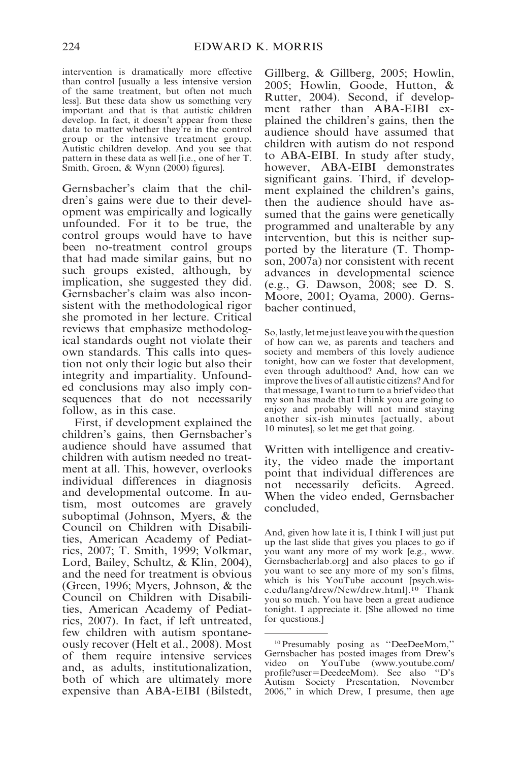intervention is dramatically more effective than control [usually a less intensive version of the same treatment, but often not much less]. But these data show us something very important and that is that autistic children develop. In fact, it doesn't appear from these data to matter whether they're in the control group or the intensive treatment group. Autistic children develop. And you see that pattern in these data as well [i.e., one of her T. Smith, Groen, & Wynn (2000) figures].

Gernsbacher's claim that the children's gains were due to their development was empirically and logically unfounded. For it to be true, the control groups would have to have been no-treatment control groups that had made similar gains, but no such groups existed, although, by implication, she suggested they did. Gernsbacher's claim was also inconsistent with the methodological rigor she promoted in her lecture. Critical reviews that emphasize methodological standards ought not violate their own standards. This calls into question not only their logic but also their integrity and impartiality. Unfounded conclusions may also imply consequences that do not necessarily follow, as in this case.

First, if development explained the children's gains, then Gernsbacher's audience should have assumed that children with autism needed no treatment at all. This, however, overlooks individual differences in diagnosis and developmental outcome. In autism, most outcomes are gravely suboptimal (Johnson, Myers, & the Council on Children with Disabilities, American Academy of Pediatrics, 2007; T. Smith, 1999; Volkmar, Lord, Bailey, Schultz, & Klin, 2004), and the need for treatment is obvious (Green, 1996; Myers, Johnson, & the Council on Children with Disabilities, American Academy of Pediatrics, 2007). In fact, if left untreated, few children with autism spontaneously recover (Helt et al., 2008). Most of them require intensive services and, as adults, institutionalization, both of which are ultimately more expensive than ABA-EIBI (Bilstedt, Gillberg, & Gillberg, 2005; Howlin, 2005; Howlin, Goode, Hutton, & Rutter, 2004). Second, if development rather than ABA-EIBI explained the children's gains, then the audience should have assumed that children with autism do not respond to ABA-EIBI. In study after study, however, ABA-EIBI demonstrates significant gains. Third, if development explained the children's gains, then the audience should have assumed that the gains were genetically programmed and unalterable by any intervention, but this is neither supported by the literature (T. Thompson, 2007a) nor consistent with recent advances in developmental science (e.g., G. Dawson, 2008; see D. S. Moore, 2001; Oyama, 2000). Gernsbacher continued,

> So, lastly, let me just leave you with the question of how can we, as parents and teachers and society and members of this lovely audience tonight, how can we foster that development, even through adulthood? And, how can we improve the lives of all autistic citizens? And for that message, I want to turn to a brief video that my son has made that I think you are going to enjoy and probably will not mind staying another six-ish minutes [actually, about 10 minutes], so let me get that going.

Written with intelligence and creativity, the video made the important point that individual differences are not necessarily deficits. Agreed. When the video ended, Gernsbacher concluded,

> And, given how late it is, I think I will just put up the last slide that gives you places to go if you want any more of my work [e.g., www.Gernsbacherlab.org] and also places to go if you want to see any more of my son's films, which is his YouTube account [psych.wisc.edu/lang/drew/New/drew.html].[10] Thank you so much. You have been a great audience tonight. I appreciate it. [She allowed no time for questions.]

---

[10] Presumably posing as "DeeDeeMom," Gernsbacher has posted images from Drew's video on YouTube (www.youtube.com/profile?user=DeedeeMom). See also "D's Autism Society Presentation, November 2006," in which Drew, I presume, then age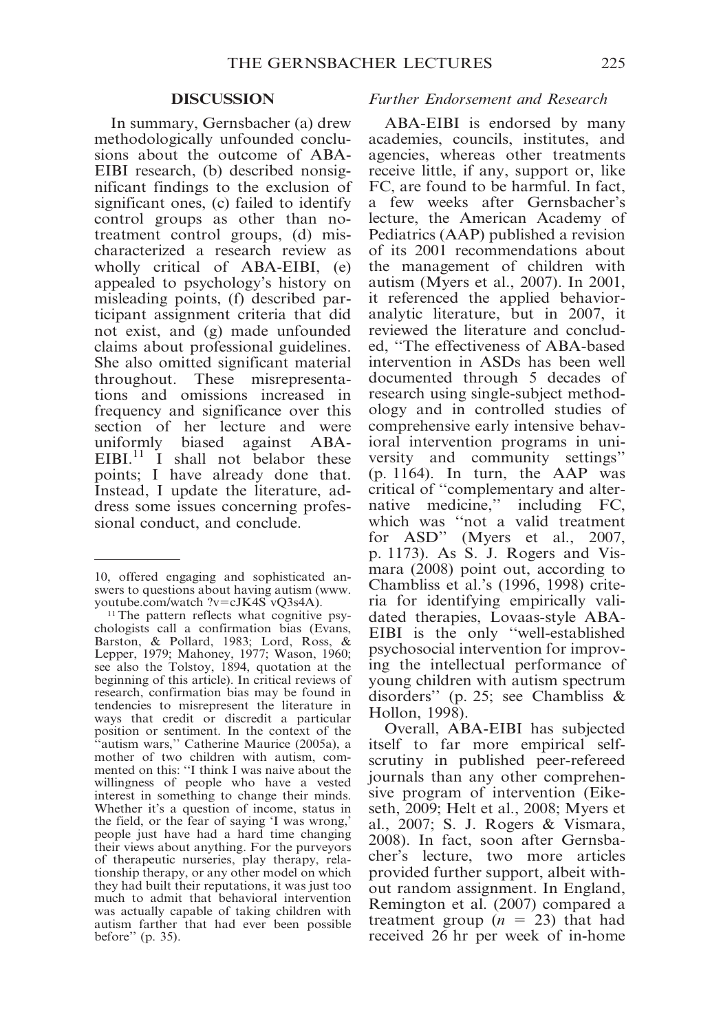## DISCUSSION

In summary, Gernsbacher (a) drew methodologically unfounded conclusions about the outcome of ABA-EIBI research, (b) described nonsignificant findings to the exclusion of significant ones, (c) failed to identify control groups as other than no-treatment control groups, (d) mischaracterized a research review as wholly critical of ABA-EIBI, (e) appealed to psychology's history on misleading points, (f) described participant assignment criteria that did not exist, and (g) made unfounded claims about professional guidelines. She also omitted significant material throughout. These misrepresentations and omissions increased in frequency and significance over this section of her lecture and were uniformly biased against ABA-EIBI.[11] I shall not belabor these points; I have already done that. Instead, I update the literature, address some issues concerning professional conduct, and conclude.

### *Further Endorsement and Research*

ABA-EIBI is endorsed by many academies, councils, institutes, and agencies, whereas other treatments receive little, if any, support or, like FC, are found to be harmful. In fact, a few weeks after Gernsbacher's lecture, the American Academy of Pediatrics (AAP) published a revision of its 2001 recommendations about the management of children with autism (Myers et al., 2007). In 2001, it referenced the applied behavior-analytic literature, but in 2007, it reviewed the literature and concluded, "The effectiveness of ABA-based intervention in ASDs has been well documented through 5 decades of research using single-subject methodology and in controlled studies of comprehensive early intensive behavioral intervention programs in university and community settings" (p. 1164). In turn, the AAP was critical of "complementary and alternative medicine," including FC, which was "not a valid treatment for ASD" (Myers et al., 2007, p. 1173). As S. J. Rogers and Vismara (2008) point out, according to Chambliss et al.'s (1996, 1998) criteria for identifying empirically validated therapies, Lovaas-style ABA-EIBI is the only "well-established psychosocial intervention for improving the intellectual performance of young children with autism spectrum disorders" (p. 25; see Chambliss & Hollon, 1998).

Overall, ABA-EIBI has subjected itself to far more empirical self-scrutiny in published peer-refereed journals than any other comprehensive program of intervention (Eikeseth, 2009; Helt et al., 2008; Myers et al., 2007; S. J. Rogers & Vismara, 2008). In fact, soon after Gernsbacher's lecture, two more articles provided further support, albeit without random assignment. In England, Remington et al. (2007) compared a treatment group ($n = 23$) that had received 26 hr per week of in-home

---

10, offered engaging and sophisticated answers to questions about having autism (www.youtube.com/watch ?v=cJK4S vQ3s4A).

[11] The pattern reflects what cognitive psychologists call a confirmation bias (Evans, Barston, & Pollard, 1983; Lord, Ross, & Lepper, 1979; Mahoney, 1977; Wason, 1960; see also the Tolstoy, 1894, quotation at the beginning of this article). In critical reviews of research, confirmation bias may be found in tendencies to misrepresent the literature in ways that credit or discredit a particular position or sentiment. In the context of the "autism wars," Catherine Maurice (2005a), a mother of two children with autism, commented on this: "I think I was naive about the willingness of people who have a vested interest in something to change their minds. Whether it's a question of income, status in the field, or the fear of saying 'I was wrong,' people just have had a hard time changing their views about anything. For the purveyors of therapeutic nurseries, play therapy, relationship therapy, or any other model on which they had built their reputations, it was just too much to admit that behavioral intervention was actually capable of taking children with autism farther that had ever been possible before" (p. 35).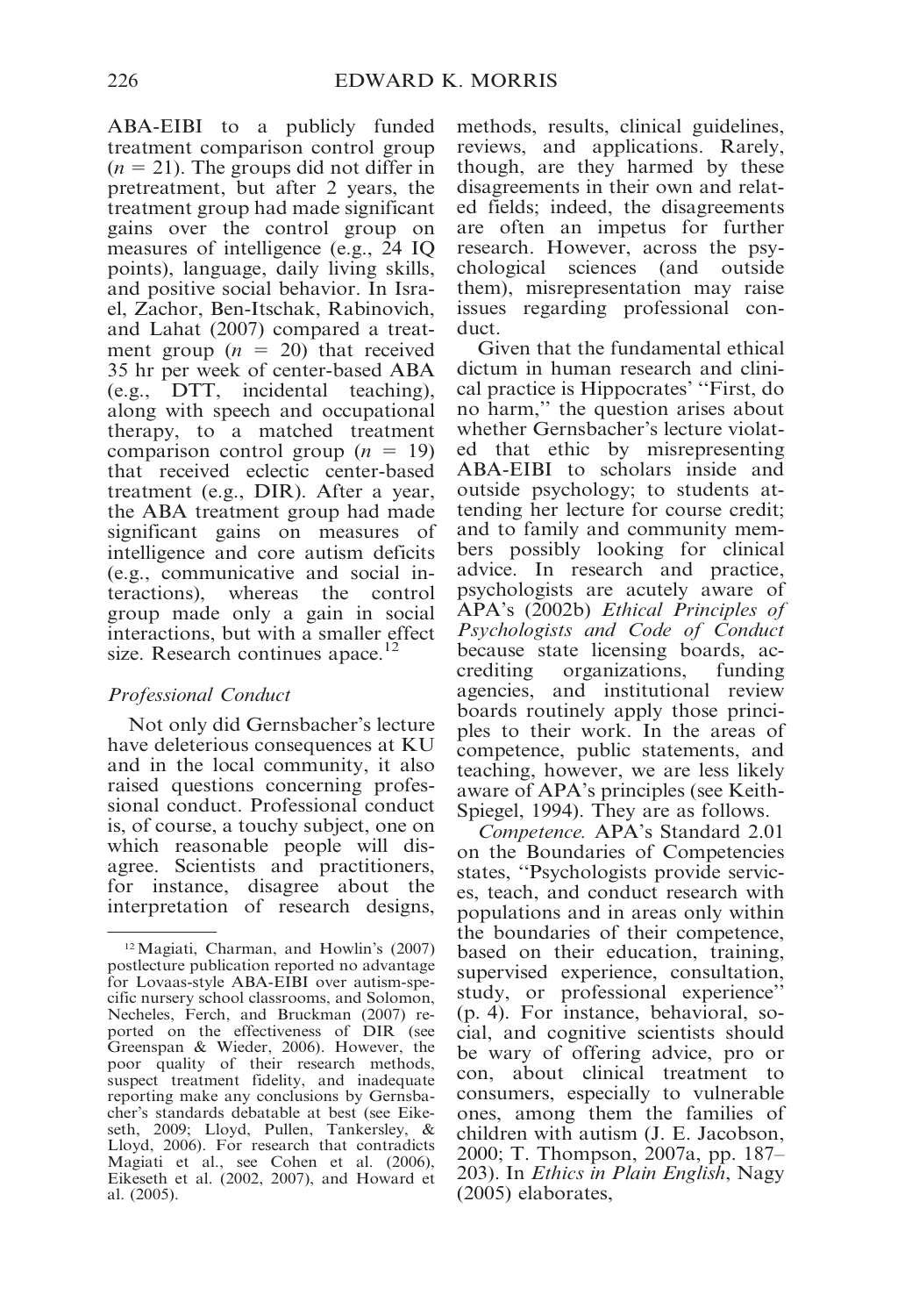ABA-EIBI to a publicly funded treatment comparison control group ($n$ = 21). The groups did not differ in pretreatment, but after 2 years, the treatment group had made significant gains over the control group on measures of intelligence (e.g., 24 IQ points), language, daily living skills, and positive social behavior. In Israel, Zachor, Ben-Itschak, Rabinovich, and Lahat (2007) compared a treatment group ($n$ = 20) that received 35 hr per week of center-based ABA (e.g., DTT, incidental teaching), along with speech and occupational therapy, to a matched treatment comparison control group ($n$ = 19) that received eclectic center-based treatment (e.g., DIR). After a year, the ABA treatment group had made significant gains on measures of intelligence and core autism deficits (e.g., communicative and social interactions), whereas the control group made only a gain in social interactions, but with a smaller effect size. Research continues apace.[12]

### *Professional Conduct*

Not only did Gernsbacher's lecture have deleterious consequences at KU and in the local community, it also raised questions concerning professional conduct. Professional conduct is, of course, a touchy subject, one on which reasonable people will disagree. Scientists and practitioners, for instance, disagree about the interpretation of research designs, methods, results, clinical guidelines, reviews, and applications. Rarely, though, are they harmed by these disagreements in their own and related fields; indeed, the disagreements are often an impetus for further research. However, across the psychological sciences (and outside them), misrepresentation may raise issues regarding professional conduct.

Given that the fundamental ethical dictum in human research and clinical practice is Hippocrates' "First, do no harm," the question arises about whether Gernsbacher's lecture violated that ethic by misrepresenting ABA-EIBI to scholars inside and outside psychology; to students attending her lecture for course credit; and to family and community members possibly looking for clinical advice. In research and practice, psychologists are acutely aware of APA's (2002b) *Ethical Principles of Psychologists and Code of Conduct* because state licensing boards, accrediting organizations, funding agencies, and institutional review boards routinely apply those principles to their work. In the areas of competence, public statements, and teaching, however, we are less likely aware of APA's principles (see Keith-Spiegel, 1994). They are as follows.

*Competence.* APA's Standard 2.01 on the Boundaries of Competencies states, "Psychologists provide services, teach, and conduct research with populations and in areas only within the boundaries of their competence, based on their education, training, supervised experience, consultation, study, or professional experience" (p. 4). For instance, behavioral, social, and cognitive scientists should be wary of offering advice, pro or con, about clinical treatment to consumers, especially to vulnerable ones, among them the families of children with autism (J. E. Jacobson, 2000; T. Thompson, 2007a, pp. 187–203). In *Ethics in Plain English*, Nagy (2005) elaborates,

---

[12] Magiati, Charman, and Howlin's (2007) postlecture publication reported no advantage for Lovaas-style ABA-EIBI over autism-specific nursery school classrooms, and Solomon, Necheles, Ferch, and Bruckman (2007) reported on the effectiveness of DIR (see Greenspan & Wieder, 2006). However, the poor quality of their research methods, suspect treatment fidelity, and inadequate reporting make any conclusions by Gernsbacher's standards debatable at best (see Eikeseth, 2009; Lloyd, Pullen, Tankersley, & Lloyd, 2006). For research that contradicts Magiati et al., see Cohen et al. (2006), Eikeseth et al. (2002, 2007), and Howard et al. (2005).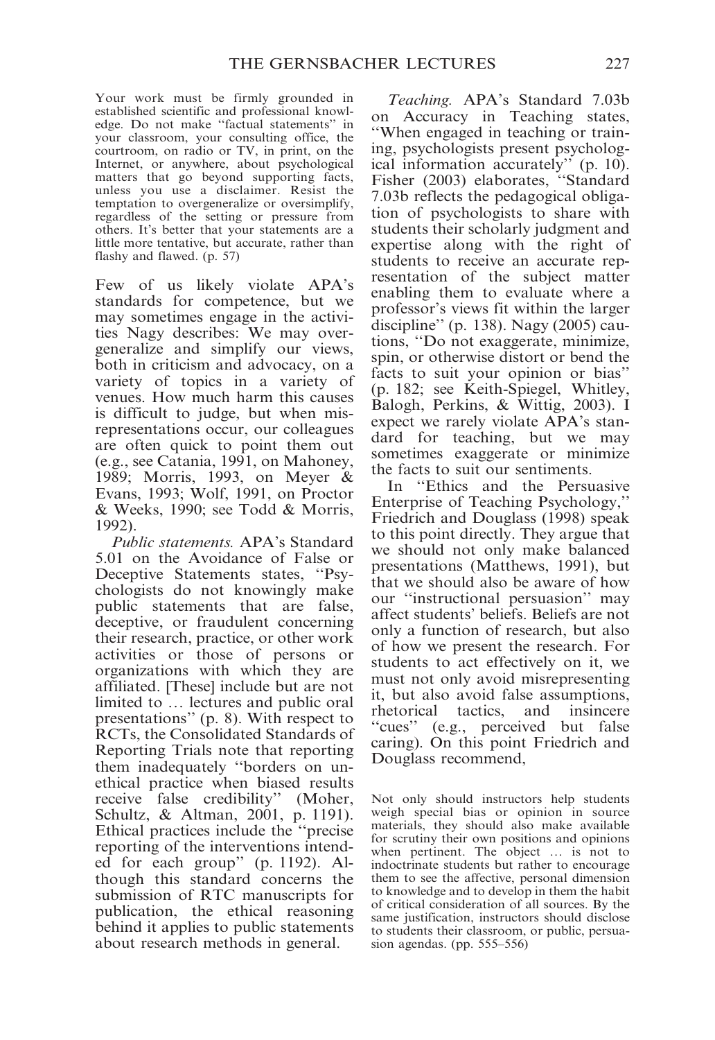> Your work must be firmly grounded in established scientific and professional knowledge. Do not make "factual statements" in your classroom, your consulting office, the courtroom, on radio or TV, in print, on the Internet, or anywhere, about psychological matters that go beyond supporting facts, unless you use a disclaimer. Resist the temptation to overgeneralize or oversimplify, regardless of the setting or pressure from others. It's better that your statements are a little more tentative, but accurate, rather than flashy and flawed. (p. 57)

Few of us likely violate APA's standards for competence, but we may sometimes engage in the activities Nagy describes: We may overgeneralize and simplify our views, both in criticism and advocacy, on a variety of topics in a variety of venues. How much harm this causes is difficult to judge, but when misrepresentations occur, our colleagues are often quick to point them out (e.g., see Catania, 1991, on Mahoney, 1989; Morris, 1993, on Meyer & Evans, 1993; Wolf, 1991, on Proctor & Weeks, 1990; see Todd & Morris, 1992).

*Public statements.* APA's Standard 5.01 on the Avoidance of False or Deceptive Statements states, "Psychologists do not knowingly make public statements that are false, deceptive, or fraudulent concerning their research, practice, or other work activities or those of persons or organizations with which they are affiliated. [These] include but are not limited to … lectures and public oral presentations" (p. 8). With respect to RCTs, the Consolidated Standards of Reporting Trials note that reporting them inadequately "borders on unethical practice when biased results receive false credibility" (Moher, Schultz, & Altman, 2001, p. 1191). Ethical practices include the "precise reporting of the interventions intended for each group" (p. 1192). Although this standard concerns the submission of RTC manuscripts for publication, the ethical reasoning behind it applies to public statements about research methods in general.

*Teaching.* APA's Standard 7.03b on Accuracy in Teaching states, "When engaged in teaching or training, psychologists present psychological information accurately" (p. 10). Fisher (2003) elaborates, "Standard 7.03b reflects the pedagogical obligation of psychologists to share with students their scholarly judgment and expertise along with the right of students to receive an accurate representation of the subject matter enabling them to evaluate where a professor's views fit within the larger discipline" (p. 138). Nagy (2005) cautions, "Do not exaggerate, minimize, spin, or otherwise distort or bend the facts to suit your opinion or bias" (p. 182; see Keith-Spiegel, Whitley, Balogh, Perkins, & Wittig, 2003). I expect we rarely violate APA's standard for teaching, but we may sometimes exaggerate or minimize the facts to suit our sentiments.

In "Ethics and the Persuasive Enterprise of Teaching Psychology," Friedrich and Douglass (1998) speak to this point directly. They argue that we should not only make balanced presentations (Matthews, 1991), but that we should also be aware of how our "instructional persuasion" may affect students' beliefs. Beliefs are not only a function of research, but also of how we present the research. For students to act effectively on it, we must not only avoid misrepresenting it, but also avoid false assumptions, rhetorical tactics, and insincere "cues" (e.g., perceived but false caring). On this point Friedrich and Douglass recommend,

> Not only should instructors help students weigh special bias or opinion in source materials, they should also make available for scrutiny their own positions and opinions when pertinent. The object … is not to indoctrinate students but rather to encourage them to see the affective, personal dimension to knowledge and to develop in them the habit of critical consideration of all sources. By the same justification, instructors should disclose to students their classroom, or public, persuasion agendas. (pp. 555–556)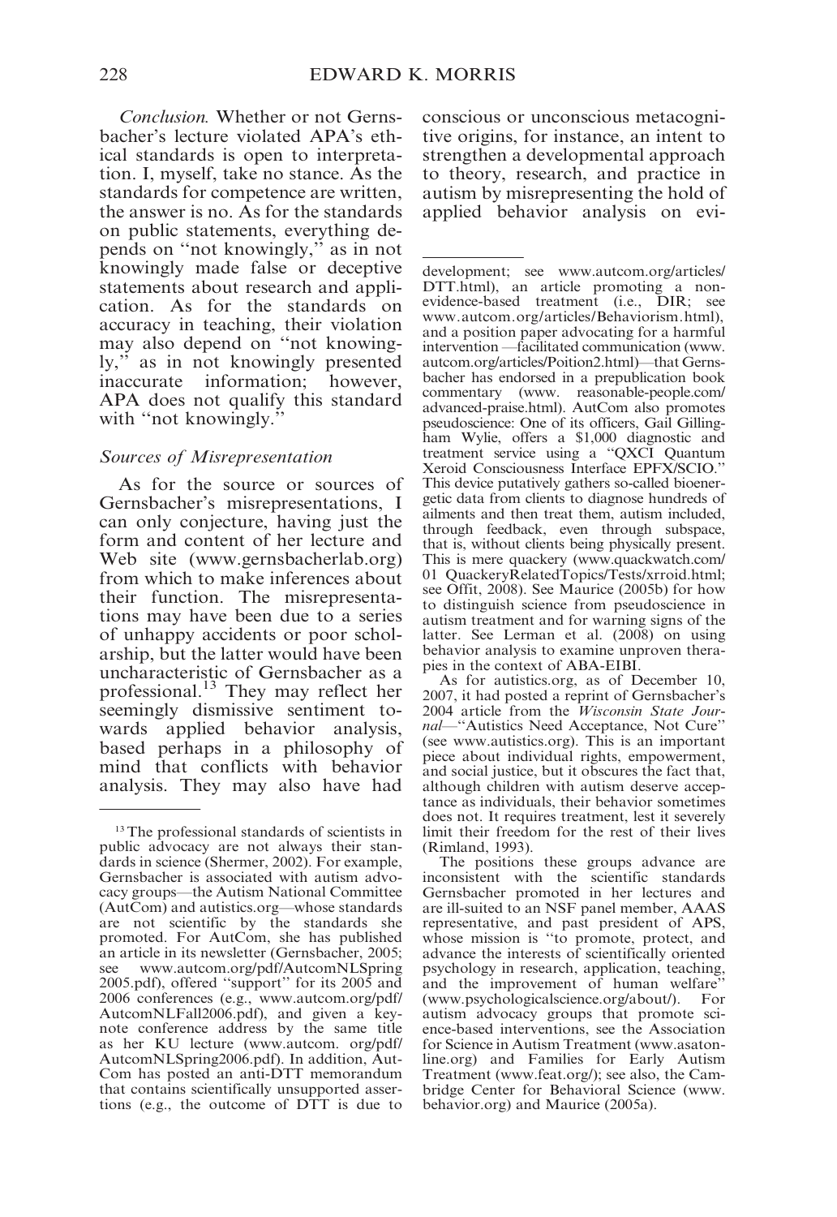*Conclusion*. Whether or not Gernsbacher's lecture violated APA's ethical standards is open to interpretation. I, myself, take no stance. As the standards for competence are written, the answer is no. As for the standards on public statements, everything depends on "not knowingly," as in not knowingly made false or deceptive statements about research and application. As for the standards on accuracy in teaching, their violation may also depend on "not knowingly," as in not knowingly presented inaccurate information; however, APA does not qualify this standard with "not knowingly."

### *Sources of Misrepresentation*

As for the source or sources of Gernsbacher's misrepresentations, I can only conjecture, having just the form and content of her lecture and Web site (www.gernsbacherlab.org) from which to make inferences about their function. The misrepresentations may have been due to a series of unhappy accidents or poor scholarship, but the latter would have been uncharacteristic of Gernsbacher as a professional.[13] They may reflect her seemingly dismissive sentiment towards applied behavior analysis, based perhaps in a philosophy of mind that conflicts with behavior analysis. They may also have had conscious or unconscious metacognitive origins, for instance, an intent to strengthen a developmental approach to theory, research, and practice in autism by misrepresenting the hold of applied behavior analysis on evi-

---

[13] The professional standards of scientists in public advocacy are not always their standards in science (Shermer, 2002). For example, Gernsbacher is associated with autism advocacy groups—the Autism National Committee (AutCom) and autistics.org—whose standards are not scientific by the standards she promoted. For AutCom, she has published an article in its newsletter (Gernsbacher, 2005; see www.autcom.org/pdf/AutcomNLSpring2005.pdf), offered "support" for its 2005 and 2006 conferences (e.g., www.autcom.org/pdf/AutcomNLFall2006.pdf), and given a keynote conference address by the same title as her KU lecture (www.autcom.org/pdf/AutcomNLSpring2006.pdf). In addition, AutCom has posted an anti-DTT memorandum that contains scientifically unsupported assertions (e.g., the outcome of DTT is due to development; see www.autcom.org/articles/DTT.html), an article promoting a non-evidence-based treatment (i.e., DIR; see www.autcom.org/articles/Behaviorism.html), and a position paper advocating for a harmful intervention —facilitated communication (www.autcom.org/articles/Poition2.html)—that Gernsbacher has endorsed in a prepublication book commentary (www.reasonable-people.com/advanced-praise.html). AutCom also promotes pseudoscience: One of its officers, Gail Gillingham Wylie, offers a $1,000 diagnostic and treatment service using a "QXCI Quantum Xeroid Consciousness Interface EPFX/SCIO." This device putatively gathers so-called bioenergetic data from clients to diagnose hundreds of ailments and then treat them, autism included, through feedback, even through subspace, that is, without clients being physically present. This is mere quackery (www.quackwatch.com/01QuackeryRelatedTopics/Tests/xrroid.html; see Offit, 2008). See Maurice (2005b) for how to distinguish science from pseudoscience in autism treatment and for warning signs of the latter. See Lerman et al. (2008) on using behavior analysis to examine unproven therapies in the context of ABA-EIBI.

As for autistics.org, as of December 10, 2007, it had posted a reprint of Gernsbacher's 2004 article from the *Wisconsin State Journal*—"Autistics Need Acceptance, Not Cure" (see www.autistics.org). This is an important piece about individual rights, empowerment, and social justice, but it obscures the fact that, although children with autism deserve acceptance as individuals, their behavior sometimes does not. It requires treatment, lest it severely limit their freedom for the rest of their lives (Rimland, 1993).

The positions these groups advance are inconsistent with the scientific standards Gernsbacher promoted in her lectures and are ill-suited to an NSF panel member, AAAS representative, and past president of APS, whose mission is "to promote, protect, and advance the interests of scientifically oriented psychology in research, application, teaching, and the improvement of human welfare" (www.psychologicalscience.org/about/). For autism advocacy groups that promote science-based interventions, see the Association for Science in Autism Treatment (www.asatonline.org) and Families for Early Autism Treatment (www.feat.org/); see also, the Cambridge Center for Behavioral Science (www.behavior.org) and Maurice (2005a).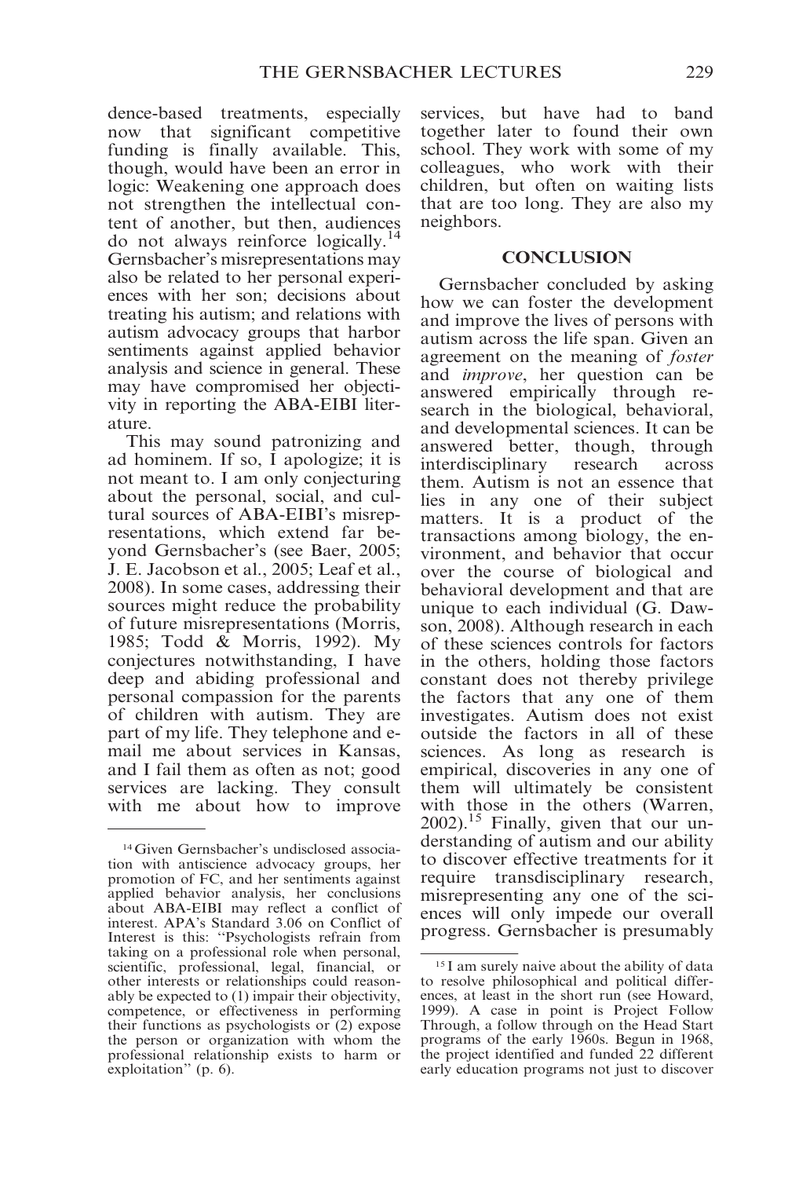dence-based treatments, especially now that significant competitive funding is finally available. This, though, would have been an error in logic: Weakening one approach does not strengthen the intellectual content of another, but then, audiences do not always reinforce logically.[14] Gernsbacher's misrepresentations may also be related to her personal experiences with her son; decisions about treating his autism; and relations with autism advocacy groups that harbor sentiments against applied behavior analysis and science in general. These may have compromised her objectivity in reporting the ABA-EIBI literature.

This may sound patronizing and ad hominem. If so, I apologize; it is not meant to. I am only conjecturing about the personal, social, and cultural sources of ABA-EIBI's misrepresentations, which extend far beyond Gernsbacher's (see Baer, 2005; J. E. Jacobson et al., 2005; Leaf et al., 2008). In some cases, addressing their sources might reduce the probability of future misrepresentations (Morris, 1985; Todd & Morris, 1992). My conjectures notwithstanding, I have deep and abiding professional and personal compassion for the parents of children with autism. They are part of my life. They telephone and e-mail me about services in Kansas, and I fail them as often as not; good services are lacking. They consult with me about how to improve services, but have had to band together later to found their own school. They work with some of my colleagues, who work with their children, but often on waiting lists that are too long. They are also my neighbors.

## CONCLUSION

Gernsbacher concluded by asking how we can foster the development and improve the lives of persons with autism across the life span. Given an agreement on the meaning of *foster* and *improve*, her question can be answered empirically through research in the biological, behavioral, and developmental sciences. It can be answered better, though, through interdisciplinary research across them. Autism is not an essence that lies in any one of their subject matters. It is a product of the transactions among biology, the environment, and behavior that occur over the course of biological and behavioral development and that are unique to each individual (G. Dawson, 2008). Although research in each of these sciences controls for factors in the others, holding those factors constant does not thereby privilege the factors that any one of them investigates. Autism does not exist outside the factors in all of these sciences. As long as research is empirical, discoveries in any one of them will ultimately be consistent with those in the others (Warren, 2002).[15] Finally, given that our understanding of autism and our ability to discover effective treatments for it require transdisciplinary research, misrepresenting any one of the sciences will only impede our overall progress. Gernsbacher is presumably

[14] Given Gernsbacher's undisclosed association with antiscience advocacy groups, her promotion of FC, and her sentiments against applied behavior analysis, her conclusions about ABA-EIBI may reflect a conflict of interest. APA's Standard 3.06 on Conflict of Interest is this: "Psychologists refrain from taking on a professional role when personal, scientific, professional, legal, financial, or other interests or relationships could reasonably be expected to (1) impair their objectivity, competence, or effectiveness in performing their functions as psychologists or (2) expose the person or organization with whom the professional relationship exists to harm or exploitation" (p. 6).

[15] I am surely naive about the ability of data to resolve philosophical and political differences, at least in the short run (see Howard, 1999). A case in point is Project Follow Through, a follow through on the Head Start programs of the early 1960s. Begun in 1968, the project identified and funded 22 different early education programs not just to discover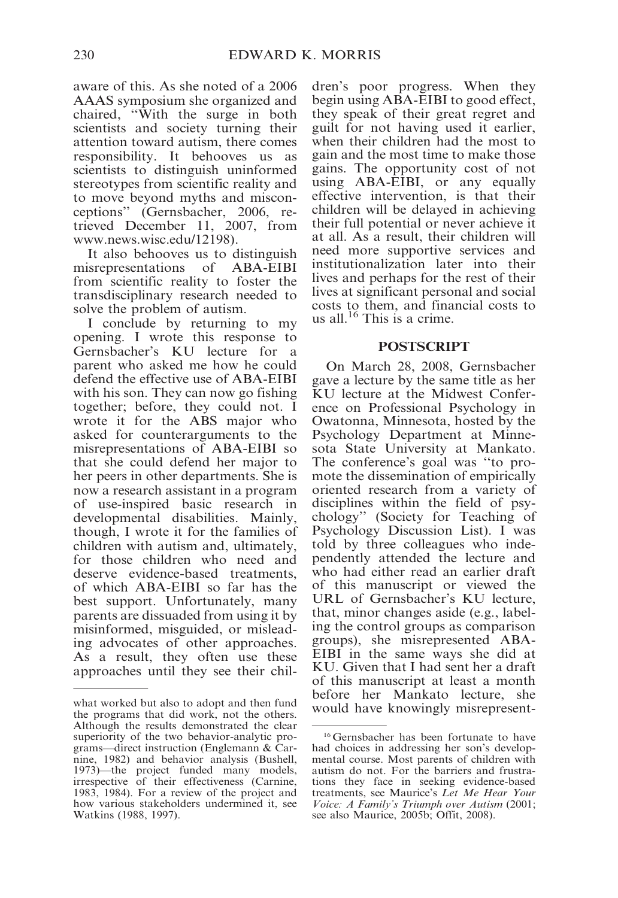aware of this. As she noted of a 2006 AAAS symposium she organized and chaired, "With the surge in both scientists and society turning their attention toward autism, there comes responsibility. It behooves us as scientists to distinguish uninformed stereotypes from scientific reality and to move beyond myths and misconceptions" (Gernsbacher, 2006, retrieved December 11, 2007, from www.news.wisc.edu/12198).

It also behooves us to distinguish misrepresentations of ABA-EIBI from scientific reality to foster the transdisciplinary research needed to solve the problem of autism.

I conclude by returning to my opening. I wrote this response to Gernsbacher's KU lecture for a parent who asked me how he could defend the effective use of ABA-EIBI with his son. They can now go fishing together; before, they could not. I wrote it for the ABS major who asked for counterarguments to the misrepresentations of ABA-EIBI so that she could defend her major to her peers in other departments. She is now a research assistant in a program of use-inspired basic research in developmental disabilities. Mainly, though, I wrote it for the families of children with autism and, ultimately, for those children who need and deserve evidence-based treatments, of which ABA-EIBI so far has the best support. Unfortunately, many parents are dissuaded from using it by misinformed, misguided, or misleading advocates of other approaches. As a result, they often use these approaches until they see their children's poor progress. When they begin using ABA-EIBI to good effect, they speak of their great regret and guilt for not having used it earlier, when their children had the most to gain and the most time to make those gains. The opportunity cost of not using ABA-EIBI, or any equally effective intervention, is that their children will be delayed in achieving their full potential or never achieve it at all. As a result, their children will need more supportive services and institutionalization later into their lives and perhaps for the rest of their lives at significant personal and social costs to them, and financial costs to us all.[16] This is a crime.

## POSTSCRIPT

On March 28, 2008, Gernsbacher gave a lecture by the same title as her KU lecture at the Midwest Conference on Professional Psychology in Owatonna, Minnesota, hosted by the Psychology Department at Minnesota State University at Mankato. The conference's goal was "to promote the dissemination of empirically oriented research from a variety of disciplines within the field of psychology" (Society for Teaching of Psychology Discussion List). I was told by three colleagues who independently attended the lecture and who had either read an earlier draft of this manuscript or viewed the URL of Gernsbacher's KU lecture, that, minor changes aside (e.g., labeling the control groups as comparison groups), she misrepresented ABA-EIBI in the same ways she did at KU. Given that I had sent her a draft of this manuscript at least a month before her Mankato lecture, she would have knowingly misrepresent-

---

what worked but also to adopt and then fund the programs that did work, not the others. Although the results demonstrated the clear superiority of the two behavior-analytic programs—direct instruction (Englemann & Carnine, 1982) and behavior analysis (Bushell, 1973)—the project funded many models, irrespective of their effectiveness (Carnine, 1983, 1984). For a review of the project and how various stakeholders undermined it, see Watkins (1988, 1997).

[16] Gernsbacher has been fortunate to have had choices in addressing her son's developmental course. Most parents of children with autism do not. For the barriers and frustrations they face in seeking evidence-based treatments, see Maurice's *Let Me Hear Your Voice: A Family's Triumph over Autism* (2001; see also Maurice, 2005b; Offit, 2008).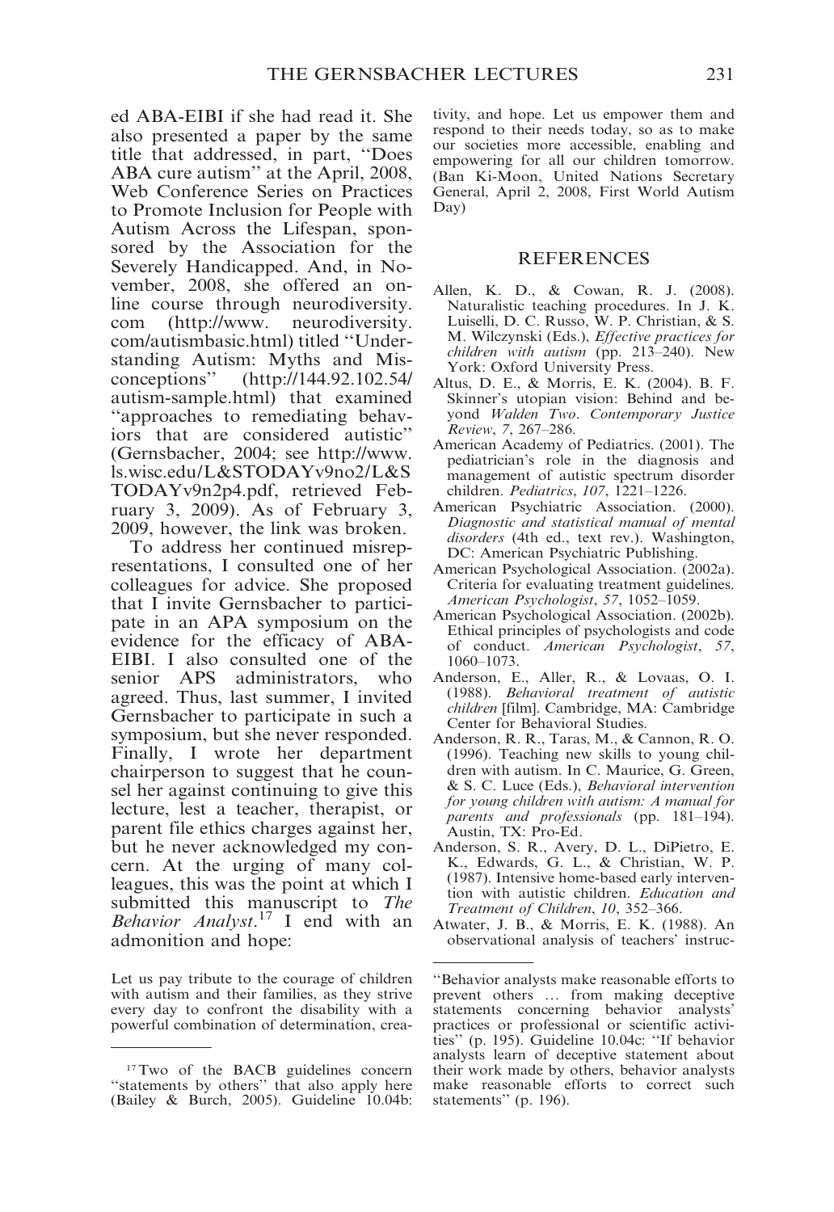ed ABA-EIBI if she had read it. She also presented a paper by the same title that addressed, in part, "Does ABA cure autism" at the April, 2008, Web Conference Series on Practices to Promote Inclusion for People with Autism Across the Lifespan, sponsored by the Association for the Severely Handicapped. And, in November, 2008, she offered an online course through neurodiversity.com (http://www.neurodiversity.com/autismbasic.html) titled "Understanding Autism: Myths and Misconceptions" (http://144.92.102.54/autism-sample.html) that examined "approaches to remediating behaviors that are considered autistic" (Gernsbacher, 2004; see http://www.ls.wisc.edu/L&STODAYv9no2/L&STODAYv9n2p4.pdf, retrieved February 3, 2009). As of February 3, 2009, however, the link was broken.

To address her continued misrepresentations, I consulted one of her colleagues for advice. She proposed that I invite Gernsbacher to participate in an APA symposium on the evidence for the efficacy of ABA-EIBI. I also consulted one of the senior APS administrators, who agreed. Thus, last summer, I invited Gernsbacher to participate in such a symposium, but she never responded. Finally, I wrote her department chairperson to suggest that he counsel her against continuing to give this lecture, lest a teacher, therapist, or parent file ethics charges against her, but he never acknowledged my concern. At the urging of many colleagues, this was the point at which I submitted this manuscript to *The Behavior Analyst*.[17] I end with an admonition and hope:

> Let us pay tribute to the courage of children with autism and their families, as they strive every day to confront the disability with a powerful combination of determination, creativity, and hope. Let us empower them and respond to their needs today, so as to make our societies more accessible, enabling and empowering for all our children tomorrow. (Ban Ki-Moon, United Nations Secretary General, April 2, 2008, First World Autism Day)

## REFERENCES

Allen, K. D., & Cowan, R. J. (2008). Naturalistic teaching procedures. In J. K. Luiselli, D. C. Russo, W. P. Christian, & S. M. Wilczynski (Eds.), *Effective practices for children with autism* (pp. 213–240). New York: Oxford University Press.

Altus, D. E., & Morris, E. K. (2004). B. F. Skinner's utopian vision: Behind and beyond *Walden Two*. *Contemporary Justice Review*, *7*, 267–286.

American Academy of Pediatrics. (2001). The pediatrician's role in the diagnosis and management of autistic spectrum disorder children. *Pediatrics*, *107*, 1221–1226.

American Psychiatric Association. (2000). *Diagnostic and statistical manual of mental disorders* (4th ed., text rev.). Washington, DC: American Psychiatric Publishing.

American Psychological Association. (2002a). Criteria for evaluating treatment guidelines. *American Psychologist*, *57*, 1052–1059.

American Psychological Association. (2002b). Ethical principles of psychologists and code of conduct. *American Psychologist*, *57*, 1060–1073.

Anderson, E., Aller, R., & Lovaas, O. I. (1988). *Behavioral treatment of autistic children* [film]. Cambridge, MA: Cambridge Center for Behavioral Studies.

Anderson, R. R., Taras, M., & Cannon, R. O. (1996). Teaching new skills to young children with autism. In C. Maurice, G. Green, & S. C. Luce (Eds.), *Behavioral intervention for young children with autism: A manual for parents and professionals* (pp. 181–194). Austin, TX: Pro-Ed.

Anderson, S. R., Avery, D. L., DiPietro, E. K., Edwards, G. L., & Christian, W. P. (1987). Intensive home-based early intervention with autistic children. *Education and Treatment of Children*, *10*, 352–366.

Atwater, J. B., & Morris, E. K. (1988). An observational analysis of teachers' instruc-

---

[17] Two of the BACB guidelines concern "statements by others" that also apply here (Bailey & Burch, 2005). Guideline 10.04b: "Behavior analysts make reasonable efforts to prevent others … from making deceptive statements concerning behavior analysts' practices or professional or scientific activities" (p. 195). Guideline 10.04c: "If behavior analysts learn of deceptive statement about their work made by others, behavior analysts make reasonable efforts to correct such statements" (p. 196).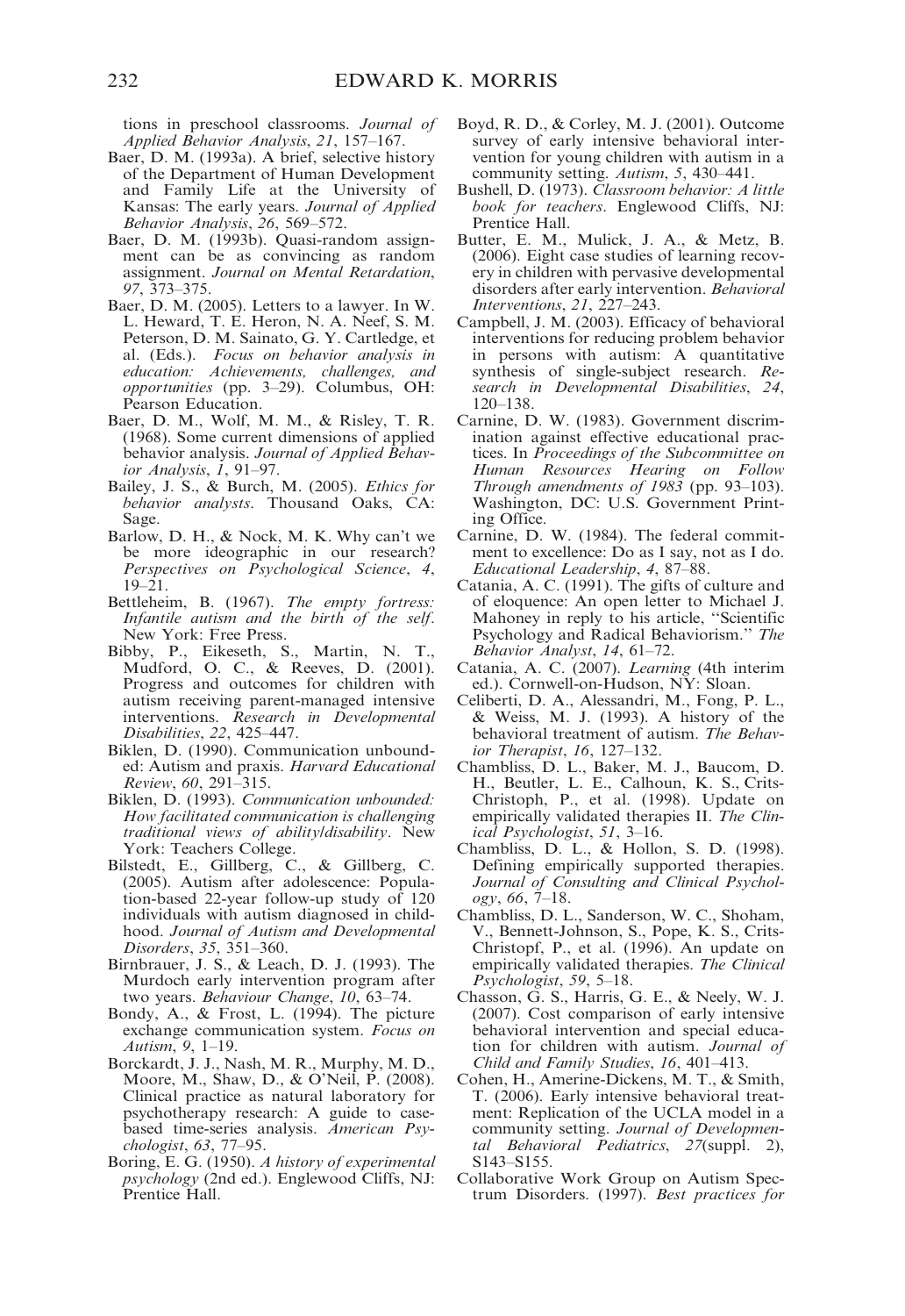tions in preschool classrooms. *Journal of Applied Behavior Analysis*, *21*, 157–167.

Baer, D. M. (1993a). A brief, selective history of the Department of Human Development and Family Life at the University of Kansas: The early years. *Journal of Applied Behavior Analysis*, *26*, 569–572.

Baer, D. M. (1993b). Quasi-random assignment can be as convincing as random assignment. *Journal on Mental Retardation*, *97*, 373–375.

Baer, D. M. (2005). Letters to a lawyer. In W. L. Heward, T. E. Heron, N. A. Neef, S. M. Peterson, D. M. Sainato, G. Y. Cartledge, et al. (Eds.). *Focus on behavior analysis in education: Achievements, challenges, and opportunities* (pp. 3–29). Columbus, OH: Pearson Education.

Baer, D. M., Wolf, M. M., & Risley, T. R. (1968). Some current dimensions of applied behavior analysis. *Journal of Applied Behavior Analysis*, *1*, 91–97.

Bailey, J. S., & Burch, M. (2005). *Ethics for behavior analysts*. Thousand Oaks, CA: Sage.

Barlow, D. H., & Nock, M. K. Why can't we be more ideographic in our research? *Perspectives on Psychological Science*, *4*, 19–21.

Bettleheim, B. (1967). *The empty fortress: Infantile autism and the birth of the self*. New York: Free Press.

Bibby, P., Eikeseth, S., Martin, N. T., Mudford, O. C., & Reeves, D. (2001). Progress and outcomes for children with autism receiving parent-managed intensive interventions. *Research in Developmental Disabilities*, *22*, 425–447.

Biklen, D. (1990). Communication unbounded: Autism and praxis. *Harvard Educational Review*, *60*, 291–315.

Biklen, D. (1993). *Communication unbounded: How facilitated communication is challenging traditional views of ability/disability*. New York: Teachers College.

Bilstedt, E., Gillberg, C., & Gillberg, C. (2005). Autism after adolescence: Population-based 22-year follow-up study of 120 individuals with autism diagnosed in childhood. *Journal of Autism and Developmental Disorders*, *35*, 351–360.

Birnbrauer, J. S., & Leach, D. J. (1993). The Murdoch early intervention program after two years. *Behaviour Change*, *10*, 63–74.

Bondy, A., & Frost, L. (1994). The picture exchange communication system. *Focus on Autism*, *9*, 1–19.

Borckardt, J. J., Nash, M. R., Murphy, M. D., Moore, M., Shaw, D., & O'Neil, P. (2008). Clinical practice as natural laboratory for psychotherapy research: A guide to case-based time-series analysis. *American Psychologist*, *63*, 77–95.

Boring, E. G. (1950). *A history of experimental psychology* (2nd ed.). Englewood Cliffs, NJ: Prentice Hall.

Boyd, R. D., & Corley, M. J. (2001). Outcome survey of early intensive behavioral intervention for young children with autism in a community setting. *Autism*, *5*, 430–441.

Bushell, D. (1973). *Classroom behavior: A little book for teachers*. Englewood Cliffs, NJ: Prentice Hall.

Butter, E. M., Mulick, J. A., & Metz, B. (2006). Eight case studies of learning recovery in children with pervasive developmental disorders after early intervention. *Behavioral Interventions*, *21*, 227–243.

Campbell, J. M. (2003). Efficacy of behavioral interventions for reducing problem behavior in persons with autism: A quantitative synthesis of single-subject research. *Research in Developmental Disabilities*, *24*, 120–138.

Carnine, D. W. (1983). Government discrimination against effective educational practices. In *Proceedings of the Subcommittee on Human Resources Hearing on Follow Through amendments of 1983* (pp. 93–103). Washington, DC: U.S. Government Printing Office.

Carnine, D. W. (1984). The federal commitment to excellence: Do as I say, not as I do. *Educational Leadership*, *4*, 87–88.

Catania, A. C. (1991). The gifts of culture and of eloquence: An open letter to Michael J. Mahoney in reply to his article, "Scientific Psychology and Radical Behaviorism." *The Behavior Analyst*, *14*, 61–72.

Catania, A. C. (2007). *Learning* (4th interim ed.). Cornwell-on-Hudson, NY: Sloan.

Celiberti, D. A., Alessandri, M., Fong, P. L., & Weiss, M. J. (1993). A history of the behavioral treatment of autism. *The Behavior Therapist*, *16*, 127–132.

Chambliss, D. L., Baker, M. J., Baucom, D. H., Beutler, L. E., Calhoun, K. S., Crits-Christoph, P., et al. (1998). Update on empirically validated therapies II. *The Clinical Psychologist*, *51*, 3–16.

Chambliss, D. L., & Hollon, S. D. (1998). Defining empirically supported therapies. *Journal of Consulting and Clinical Psychology*, *66*, 7–18.

Chambliss, D. L., Sanderson, W. C., Shoham, V., Bennett-Johnson, S., Pope, K. S., Crits-Christopf, P., et al. (1996). An update on empirically validated therapies. *The Clinical Psychologist*, *59*, 5–18.

Chasson, G. S., Harris, G. E., & Neely, W. J. (2007). Cost comparison of early intensive behavioral intervention and special education for children with autism. *Journal of Child and Family Studies*, *16*, 401–413.

Cohen, H., Amerine-Dickens, M. T., & Smith, T. (2006). Early intensive behavioral treatment: Replication of the UCLA model in a community setting. *Journal of Developmental Behavioral Pediatrics*, *27*(suppl. 2), S143–S155.

Collaborative Work Group on Autism Spectrum Disorders. (1997). *Best practices for*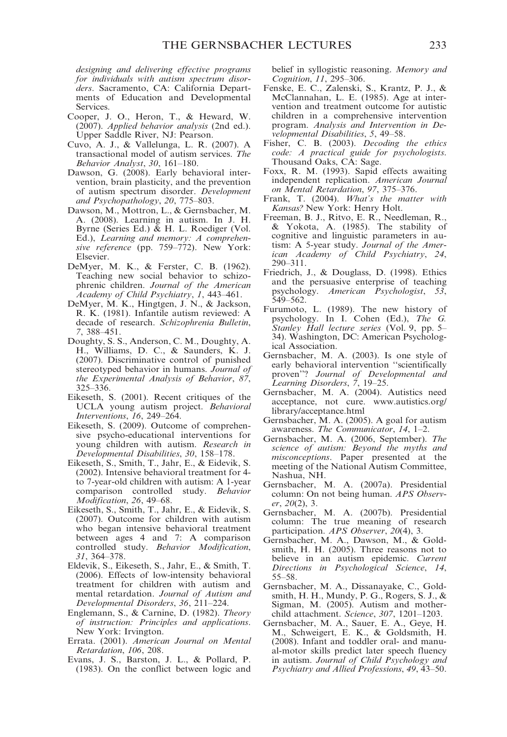*designing and delivering effective programs for individuals with autism spectrum disorders*. Sacramento, CA: California Departments of Education and Developmental Services.

Cooper, J. O., Heron, T., & Heward, W. (2007). *Applied behavior analysis* (2nd ed.). Upper Saddle River, NJ: Pearson.

Cuvo, A. J., & Vallelunga, L. R. (2007). A transactional model of autism services. *The Behavior Analyst*, *30*, 161–180.

Dawson, G. (2008). Early behavioral intervention, brain plasticity, and the prevention of autism spectrum disorder. *Development and Psychopathology*, *20*, 775–803.

Dawson, M., Mottron, L., & Gernsbacher, M. A. (2008). Learning in autism. In J. H. Byrne (Series Ed.) & H. L. Roediger (Vol. Ed.), *Learning and memory: A comprehensive reference* (pp. 759–772). New York: Elsevier.

DeMyer, M. K., & Ferster, C. B. (1962). Teaching new social behavior to schizophrenic children. *Journal of the American Academy of Child Psychiatry*, *1*, 443–461.

DeMyer, M. K., Hingtgen, J. N., & Jackson, R. K. (1981). Infantile autism reviewed: A decade of research. *Schizophrenia Bulletin*, *7*, 388–451.

Doughty, S. S., Anderson, C. M., Doughty, A. H., Williams, D. C., & Saunders, K. J. (2007). Discriminative control of punished stereotyped behavior in humans. *Journal of the Experimental Analysis of Behavior*, *87*, 325–336.

Eikeseth, S. (2001). Recent critiques of the UCLA young autism project. *Behavioral Interventions*, *16*, 249–264.

Eikeseth, S. (2009). Outcome of comprehensive psycho-educational interventions for young children with autism. *Research in Developmental Disabilities*, *30*, 158–178.

Eikeseth, S., Smith, T., Jahr, E., & Eidevik, S. (2002). Intensive behavioral treatment for 4- to 7-year-old children with autism: A 1-year comparison controlled study. *Behavior Modification*, *26*, 49–68.

Eikeseth, S., Smith, T., Jahr, E., & Eidevik, S. (2007). Outcome for children with autism who began intensive behavioral treatment between ages 4 and 7: A comparison controlled study. *Behavior Modification*, *31*, 364–378.

Eldevik, S., Eikeseth, S., Jahr, E., & Smith, T. (2006). Effects of low-intensity behavioral treatment for children with autism and mental retardation. *Journal of Autism and Developmental Disorders*, *36*, 211–224.

Englemann, S., & Carnine, D. (1982). *Theory of instruction: Principles and applications*. New York: Irvington.

Errata. (2001). *American Journal on Mental Retardation*, *106*, 208.

Evans, J. S., Barston, J. L., & Pollard, P. (1983). On the conflict between logic and belief in syllogistic reasoning. *Memory and Cognition*, *11*, 295–306.

Fenske, E. C., Zalenski, S., Krantz, P. J., & McClannahan, L. E. (1985). Age at intervention and treatment outcome for autistic children in a comprehensive intervention program. *Analysis and Intervention in Developmental Disabilities*, *5*, 49–58.

Fisher, C. B. (2003). *Decoding the ethics code: A practical guide for psychologists*. Thousand Oaks, CA: Sage.

Foxx, R. M. (1993). Sapid effects awaiting independent replication. *American Journal on Mental Retardation*, *97*, 375–376.

Frank, T. (2004). *What's the matter with Kansas?* New York: Henry Holt.

Freeman, B. J., Ritvo, E. R., Needleman, R., & Yokota, A. (1985). The stability of cognitive and linguistic parameters in autism: A 5-year study. *Journal of the American Academy of Child Psychiatry*, *24*, 290–311.

Friedrich, J., & Douglass, D. (1998). Ethics and the persuasive enterprise of teaching psychology. *American Psychologist*, *53*, 549–562.

Furumoto, L. (1989). The new history of psychology. In I. Cohen (Ed.), *The G. Stanley Hall lecture series* (Vol. 9, pp. 5–34). Washington, DC: American Psychological Association.

Gernsbacher, M. A. (2003). Is one style of early behavioral intervention "scientifically proven"? *Journal of Developmental and Learning Disorders*, *7*, 19–25.

Gernsbacher, M. A. (2004). Autistics need acceptance, not cure. www.autistics.org/library/acceptance.html

Gernsbacher, M. A. (2005). A goal for autism awareness. *The Communicator*, *14*, 1–2.

Gernsbacher, M. A. (2006, September). *The science of autism: Beyond the myths and misconceptions*. Paper presented at the meeting of the National Autism Committee, Nashua, NH.

Gernsbacher, M. A. (2007a). Presidential column: On not being human. *APS Observer*, *20*(2), 3.

Gernsbacher, M. A. (2007b). Presidential column: The true meaning of research participation. *APS Observer*, *20*(4), 3.

Gernsbacher, M. A., Dawson, M., & Goldsmith, H. H. (2005). Three reasons not to believe in an autism epidemic. *Current Directions in Psychological Science*, *14*, 55–58.

Gernsbacher, M. A., Dissanayake, C., Goldsmith, H. H., Mundy, P. G., Rogers, S. J., & Sigman, M. (2005). Autism and mother-child attachment. *Science*, *307*, 1201–1203.

Gernsbacher, M. A., Sauer, E. A., Geye, H. M., Schweigert, E. K., & Goldsmith, H. (2008). Infant and toddler oral- and manual-motor skills predict later speech fluency in autism. *Journal of Child Psychology and Psychiatry and Allied Professions*, *49*, 43–50.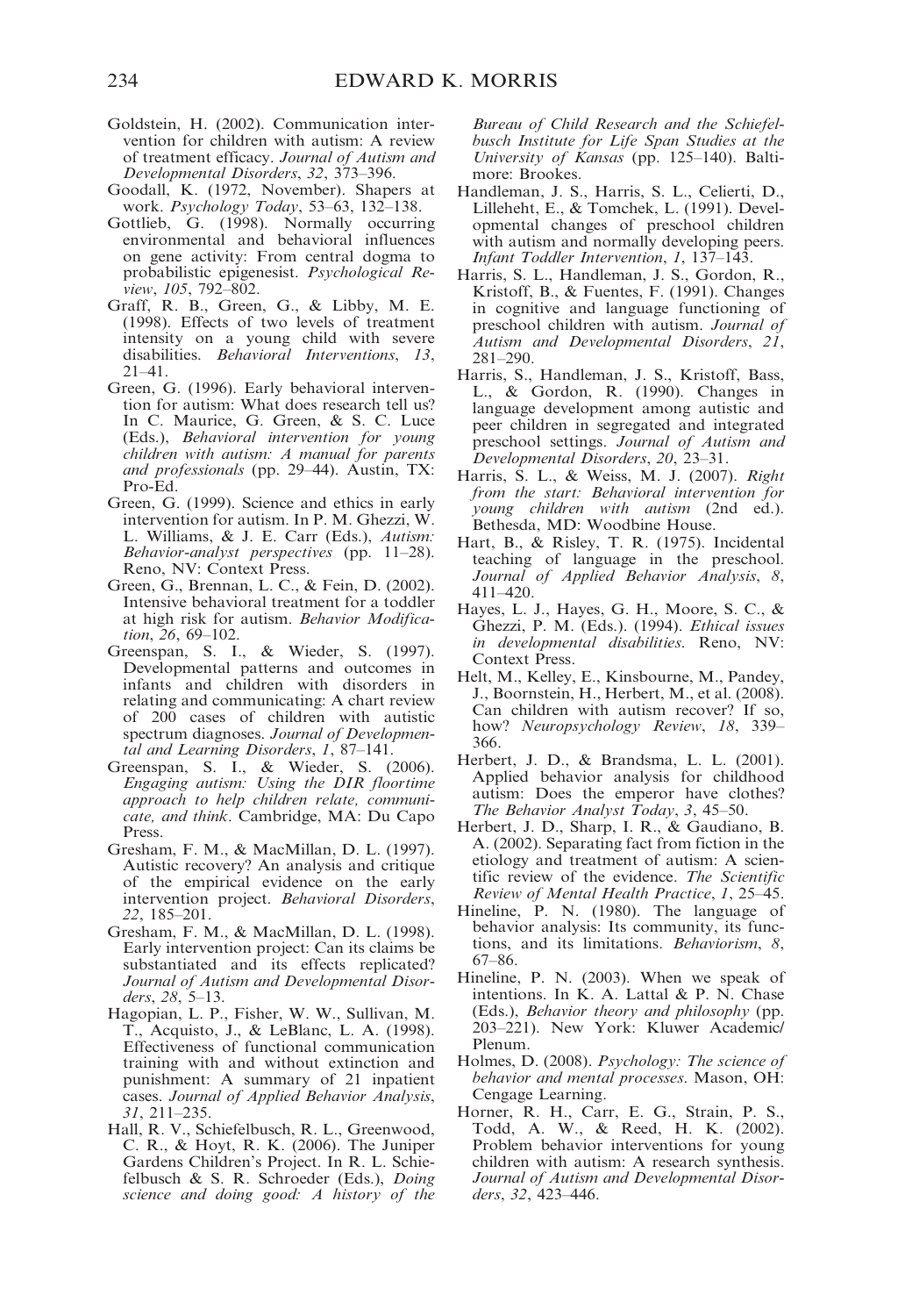Goldstein, H. (2002). Communication intervention for children with autism: A review of treatment efficacy. *Journal of Autism and Developmental Disorders*, *32*, 373–396.

Goodall, K. (1972, November). Shapers at work. *Psychology Today*, 53–63, 132–138.

Gottlieb, G. (1998). Normally occurring environmental and behavioral influences on gene activity: From central dogma to probabilistic epigenesist. *Psychological Review*, *105*, 792–802.

Graff, R. B., Green, G., & Libby, M. E. (1998). Effects of two levels of treatment intensity on a young child with severe disabilities. *Behavioral Interventions*, *13*, 21–41.

Green, G. (1996). Early behavioral intervention for autism: What does research tell us? In C. Maurice, G. Green, & S. C. Luce (Eds.), *Behavioral intervention for young children with autism: A manual for parents and professionals* (pp. 29–44). Austin, TX: Pro-Ed.

Green, G. (1999). Science and ethics in early intervention for autism. In P. M. Ghezzi, W. L. Williams, & J. E. Carr (Eds.), *Autism: Behavior-analyst perspectives* (pp. 11–28). Reno, NV: Context Press.

Green, G., Brennan, L. C., & Fein, D. (2002). Intensive behavioral treatment for a toddler at high risk for autism. *Behavior Modification*, *26*, 69–102.

Greenspan, S. I., & Wieder, S. (1997). Developmental patterns and outcomes in infants and children with disorders in relating and communicating: A chart review of 200 cases of children with autistic spectrum diagnoses. *Journal of Developmental and Learning Disorders*, *1*, 87–141.

Greenspan, S. I., & Wieder, S. (2006). *Engaging autism: Using the DIR floortime approach to help children relate, communicate, and think*. Cambridge, MA: Du Capo Press.

Gresham, F. M., & MacMillan, D. L. (1997). Autistic recovery? An analysis and critique of the empirical evidence on the early intervention project. *Behavioral Disorders*, *22*, 185–201.

Gresham, F. M., & MacMillan, D. L. (1998). Early intervention project: Can its claims be substantiated and its effects replicated? *Journal of Autism and Developmental Disorders*, *28*, 5–13.

Hagopian, L. P., Fisher, W. W., Sullivan, M. T., Acquisto, J., & LeBlanc, L. A. (1998). Effectiveness of functional communication training with and without extinction and punishment: A summary of 21 inpatient cases. *Journal of Applied Behavior Analysis*, *31*, 211–235.

Hall, R. V., Schiefelbusch, R. L., Greenwood, C. R., & Hoyt, R. K. (2006). The Juniper Gardens Children's Project. In R. L. Schiefelbusch & S. R. Schroeder (Eds.), *Doing science and doing good: A history of the Bureau of Child Research and the Schiefelbusch Institute for Life Span Studies at the University of Kansas* (pp. 125–140). Baltimore: Brookes.

Handleman, J. S., Harris, S. L., Celierti, D., Lilleheht, E., & Tomchek, L. (1991). Developmental changes of preschool children with autism and normally developing peers. *Infant Toddler Intervention*, *1*, 137–143.

Harris, S. L., Handleman, J. S., Gordon, R., Kristoff, B., & Fuentes, F. (1991). Changes in cognitive and language functioning of preschool children with autism. *Journal of Autism and Developmental Disorders*, *21*, 281–290.

Harris, S., Handleman, J. S., Kristoff, Bass, L., & Gordon, R. (1990). Changes in language development among autistic and peer children in segregated and integrated preschool settings. *Journal of Autism and Developmental Disorders*, *20*, 23–31.

Harris, S. L., & Weiss, M. J. (2007). *Right from the start: Behavioral intervention for young children with autism* (2nd ed.). Bethesda, MD: Woodbine House.

Hart, B., & Risley, T. R. (1975). Incidental teaching of language in the preschool. *Journal of Applied Behavior Analysis*, *8*, 411–420.

Hayes, L. J., Hayes, G. H., Moore, S. C., & Ghezzi, P. M. (Eds.). (1994). *Ethical issues in developmental disabilities*. Reno, NV: Context Press.

Helt, M., Kelley, E., Kinsbourne, M., Pandey, J., Boornstein, H., Herbert, M., et al. (2008). Can children with autism recover? If so, how? *Neuropsychology Review*, *18*, 339–366.

Herbert, J. D., & Brandsma, L. L. (2001). Applied behavior analysis for childhood autism: Does the emperor have clothes? *The Behavior Analyst Today*, *3*, 45–50.

Herbert, J. D., Sharp, I. R., & Gaudiano, B. A. (2002). Separating fact from fiction in the etiology and treatment of autism: A scientific review of the evidence. *The Scientific Review of Mental Health Practice*, *1*, 25–45.

Hineline, P. N. (1980). The language of behavior analysis: Its community, its functions, and its limitations. *Behaviorism*, *8*, 67–86.

Hineline, P. N. (2003). When we speak of intentions. In K. A. Lattal & P. N. Chase (Eds.), *Behavior theory and philosophy* (pp. 203–221). New York: Kluwer Academic/Plenum.

Holmes, D. (2008). *Psychology: The science of behavior and mental processes*. Mason, OH: Cengage Learning.

Horner, R. H., Carr, E. G., Strain, P. S., Todd, A. W., & Reed, H. K. (2002). Problem behavior interventions for young children with autism: A research synthesis. *Journal of Autism and Developmental Disorders*, *32*, 423–446.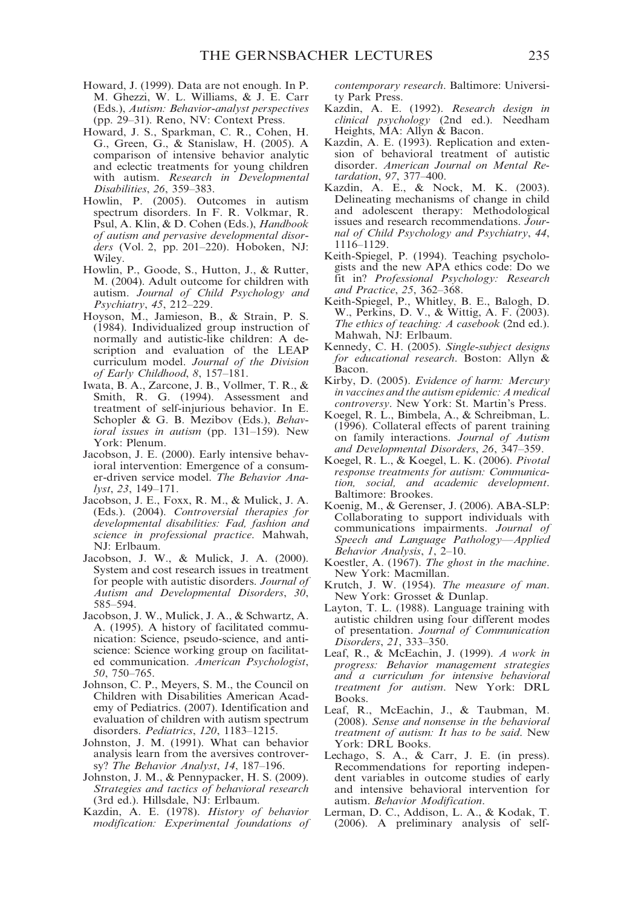Howard, J. (1999). Data are not enough. In P. M. Ghezzi, W. L. Williams, & J. E. Carr (Eds.), *Autism: Behavior-analyst perspectives* (pp. 29–31). Reno, NV: Context Press.

Howard, J. S., Sparkman, C. R., Cohen, H. G., Green, G., & Stanislaw, H. (2005). A comparison of intensive behavior analytic and eclectic treatments for young children with autism. *Research in Developmental Disabilities*, *26*, 359–383.

Howlin, P. (2005). Outcomes in autism spectrum disorders. In F. R. Volkmar, R. Psul, A. Klin, & D. Cohen (Eds.), *Handbook of autism and pervasive developmental disorders* (Vol. 2, pp. 201–220). Hoboken, NJ: Wiley.

Howlin, P., Goode, S., Hutton, J., & Rutter, M. (2004). Adult outcome for children with autism. *Journal of Child Psychology and Psychiatry*, *45*, 212–229.

Hoyson, M., Jamieson, B., & Strain, P. S. (1984). Individualized group instruction of normally and autistic-like children: A description and evaluation of the LEAP curriculum model. *Journal of the Division of Early Childhood*, *8*, 157–181.

Iwata, B. A., Zarcone, J. B., Vollmer, T. R., & Smith, R. G. (1994). Assessment and treatment of self-injurious behavior. In E. Schopler & G. B. Mezibov (Eds.), *Behavioral issues in autism* (pp. 131–159). New York: Plenum.

Jacobson, J. E. (2000). Early intensive behavioral intervention: Emergence of a consumer-driven service model. *The Behavior Analyst*, *23*, 149–171.

Jacobson, J. E., Foxx, R. M., & Mulick, J. A. (Eds.). (2004). *Controversial therapies for developmental disabilities: Fad, fashion and science in professional practice*. Mahwah, NJ: Erlbaum.

Jacobson, J. W., & Mulick, J. A. (2000). System and cost research issues in treatment for people with autistic disorders. *Journal of Autism and Developmental Disorders*, *30*, 585–594.

Jacobson, J. W., Mulick, J. A., & Schwartz, A. A. (1995). A history of facilitated communication: Science, pseudo-science, and antiscience: Science working group on facilitated communication. *American Psychologist*, *50*, 750–765.

Johnson, C. P., Meyers, S. M., the Council on Children with Disabilities American Academy of Pediatrics. (2007). Identification and evaluation of children with autism spectrum disorders. *Pediatrics*, *120*, 1183–1215.

Johnston, J. M. (1991). What can behavior analysis learn from the aversives controversy? *The Behavior Analyst*, *14*, 187–196.

Johnston, J. M., & Pennypacker, H. S. (2009). *Strategies and tactics of behavioral research* (3rd ed.). Hillsdale, NJ: Erlbaum.

Kazdin, A. E. (1978). *History of behavior modification: Experimental foundations of contemporary research*. Baltimore: University Park Press.

Kazdin, A. E. (1992). *Research design in clinical psychology* (2nd ed.). Needham Heights, MA: Allyn & Bacon.

Kazdin, A. E. (1993). Replication and extension of behavioral treatment of autistic disorder. *American Journal on Mental Retardation*, *97*, 377–400.

Kazdin, A. E., & Nock, M. K. (2003). Delineating mechanisms of change in child and adolescent therapy: Methodological issues and research recommendations. *Journal of Child Psychology and Psychiatry*, *44*, 1116–1129.

Keith-Spiegel, P. (1994). Teaching psychologists and the new APA ethics code: Do we fit in? *Professional Psychology: Research and Practice*, *25*, 362–368.

Keith-Spiegel, P., Whitley, B. E., Balogh, D. W., Perkins, D. V., & Wittig, A. F. (2003). *The ethics of teaching: A casebook* (2nd ed.). Mahwah, NJ: Erlbaum.

Kennedy, C. H. (2005). *Single-subject designs for educational research*. Boston: Allyn & Bacon.

Kirby, D. (2005). *Evidence of harm: Mercury in vaccines and the autism epidemic: A medical controversy*. New York: St. Martin's Press.

Koegel, R. L., Bimbela, A., & Schreibman, L. (1996). Collateral effects of parent training on family interactions. *Journal of Autism and Developmental Disorders*, *26*, 347–359.

Koegel, R. L., & Koegel, L. K. (2006). *Pivotal response treatments for autism: Communication, social, and academic development*. Baltimore: Brookes.

Koenig, M., & Gerenser, J. (2006). ABA-SLP: Collaborating to support individuals with communications impairments. *Journal of Speech and Language Pathology—Applied Behavior Analysis*, *1*, 2–10.

Koestler, A. (1967). *The ghost in the machine*. New York: Macmillan.

Krutch, J. W. (1954). *The measure of man*. New York: Grosset & Dunlap.

Layton, T. L. (1988). Language training with autistic children using four different modes of presentation. *Journal of Communication Disorders*, *21*, 333–350.

Leaf, R., & McEachin, J. (1999). *A work in progress: Behavior management strategies and a curriculum for intensive behavioral treatment for autism*. New York: DRL Books.

Leaf, R., McEachin, J., & Taubman, M. (2008). *Sense and nonsense in the behavioral treatment of autism: It has to be said*. New York: DRL Books.

Lechago, S. A., & Carr, J. E. (in press). Recommendations for reporting independent variables in outcome studies of early and intensive behavioral intervention for autism. *Behavior Modification*.

Lerman, D. C., Addison, L. A., & Kodak, T. (2006). A preliminary analysis of self-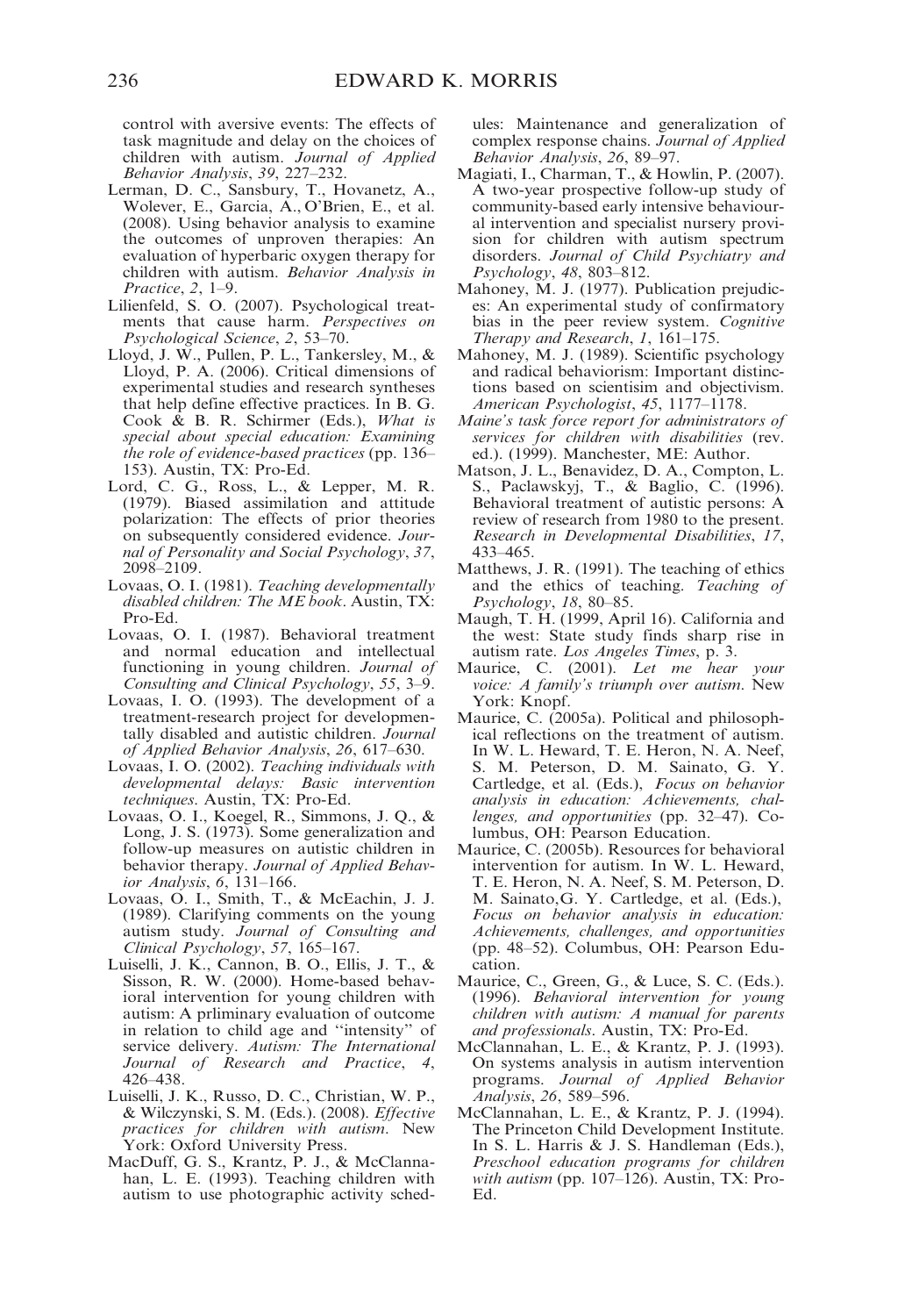control with aversive events: The effects of task magnitude and delay on the choices of children with autism. *Journal of Applied Behavior Analysis*, *39*, 227–232.

Lerman, D. C., Sansbury, T., Hovanetz, A., Wolever, E., Garcia, A., O'Brien, E., et al. (2008). Using behavior analysis to examine the outcomes of unproven therapies: An evaluation of hyperbaric oxygen therapy for children with autism. *Behavior Analysis in Practice*, *2*, 1–9.

Lilienfeld, S. O. (2007). Psychological treatments that cause harm. *Perspectives on Psychological Science*, *2*, 53–70.

Lloyd, J. W., Pullen, P. L., Tankersley, M., & Lloyd, P. A. (2006). Critical dimensions of experimental studies and research syntheses that help define effective practices. In B. G. Cook & B. R. Schirmer (Eds.), *What is special about special education: Examining the role of evidence-based practices* (pp. 136–153). Austin, TX: Pro-Ed.

Lord, C. G., Ross, L., & Lepper, M. R. (1979). Biased assimilation and attitude polarization: The effects of prior theories on subsequently considered evidence. *Journal of Personality and Social Psychology*, *37*, 2098–2109.

Lovaas, O. I. (1981). *Teaching developmentally disabled children: The ME book*. Austin, TX: Pro-Ed.

Lovaas, O. I. (1987). Behavioral treatment and normal education and intellectual functioning in young children. *Journal of Consulting and Clinical Psychology*, *55*, 3–9.

Lovaas, I. O. (1993). The development of a treatment-research project for developmentally disabled and autistic children. *Journal of Applied Behavior Analysis*, *26*, 617–630.

Lovaas, I. O. (2002). *Teaching individuals with developmental delays: Basic intervention techniques*. Austin, TX: Pro-Ed.

Lovaas, O. I., Koegel, R., Simmons, J. Q., & Long, J. S. (1973). Some generalization and follow-up measures on autistic children in behavior therapy. *Journal of Applied Behavior Analysis*, *6*, 131–166.

Lovaas, O. I., Smith, T., & McEachin, J. J. (1989). Clarifying comments on the young autism study. *Journal of Consulting and Clinical Psychology*, *57*, 165–167.

Luiselli, J. K., Cannon, B. O., Ellis, J. T., & Sisson, R. W. (2000). Home-based behavioral intervention for young children with autism: A prliminary evaluation of outcome in relation to child age and "intensity" of service delivery. *Autism: The International Journal of Research and Practice*, *4*, 426–438.

Luiselli, J. K., Russo, D. C., Christian, W. P., & Wilczynski, S. M. (Eds.). (2008). *Effective practices for children with autism*. New York: Oxford University Press.

MacDuff, G. S., Krantz, P. J., & McClannahan, L. E. (1993). Teaching children with autism to use photographic activity schedules: Maintenance and generalization of complex response chains. *Journal of Applied Behavior Analysis*, *26*, 89–97.

Magiati, I., Charman, T., & Howlin, P. (2007). A two-year prospective follow-up study of community-based early intensive behavioural intervention and specialist nursery provision for children with autism spectrum disorders. *Journal of Child Psychiatry and Psychology*, *48*, 803–812.

Mahoney, M. J. (1977). Publication prejudices: An experimental study of confirmatory bias in the peer review system. *Cognitive Therapy and Research*, *1*, 161–175.

Mahoney, M. J. (1989). Scientific psychology and radical behaviorism: Important distinctions based on scientisim and objectivism. *American Psychologist*, *45*, 1177–1178.

*Maine's task force report for administrators of services for children with disabilities* (rev. ed.). (1999). Manchester, ME: Author.

Matson, J. L., Benavidez, D. A., Compton, L. S., Paclawskyj, T., & Baglio, C. (1996). Behavioral treatment of autistic persons: A review of research from 1980 to the present. *Research in Developmental Disabilities*, *17*, 433–465.

Matthews, J. R. (1991). The teaching of ethics and the ethics of teaching. *Teaching of Psychology*, *18*, 80–85.

Maugh, T. H. (1999, April 16). California and the west: State study finds sharp rise in autism rate. *Los Angeles Times*, p. 3.

Maurice, C. (2001). *Let me hear your voice: A family's triumph over autism*. New York: Knopf.

Maurice, C. (2005a). Political and philosophical reflections on the treatment of autism. In W. L. Heward, T. E. Heron, N. A. Neef, S. M. Peterson, D. M. Sainato, G. Y. Cartledge, et al. (Eds.), *Focus on behavior analysis in education: Achievements, challenges, and opportunities* (pp. 32–47). Columbus, OH: Pearson Education.

Maurice, C. (2005b). Resources for behavioral intervention for autism. In W. L. Heward, T. E. Heron, N. A. Neef, S. M. Peterson, D. M. Sainato, G. Y. Cartledge, et al. (Eds.), *Focus on behavior analysis in education: Achievements, challenges, and opportunities* (pp. 48–52). Columbus, OH: Pearson Education.

Maurice, C., Green, G., & Luce, S. C. (Eds.). (1996). *Behavioral intervention for young children with autism: A manual for parents and professionals*. Austin, TX: Pro-Ed.

McClannahan, L. E., & Krantz, P. J. (1993). On systems analysis in autism intervention programs. *Journal of Applied Behavior Analysis*, *26*, 589–596.

McClannahan, L. E., & Krantz, P. J. (1994). The Princeton Child Development Institute. In S. L. Harris & J. S. Handleman (Eds.), *Preschool education programs for children with autism* (pp. 107–126). Austin, TX: Pro-Ed.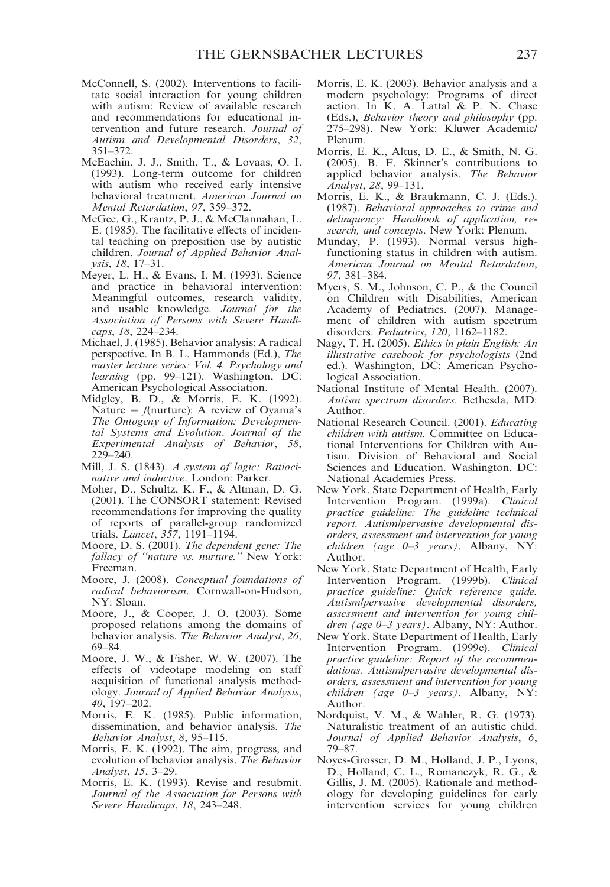McConnell, S. (2002). Interventions to facilitate social interaction for young children with autism: Review of available research and recommendations for educational intervention and future research. *Journal of Autism and Developmental Disorders*, *32*, 351–372.

McEachin, J. J., Smith, T., & Lovaas, O. I. (1993). Long-term outcome for children with autism who received early intensive behavioral treatment. *American Journal on Mental Retardation*, *97*, 359–372.

McGee, G., Krantz, P. J., & McClannahan, L. E. (1985). The facilitative effects of incidental teaching on preposition use by autistic children. *Journal of Applied Behavior Analysis*, *18*, 17–31.

Meyer, L. H., & Evans, I. M. (1993). Science and practice in behavioral intervention: Meaningful outcomes, research validity, and usable knowledge. *Journal for the Association of Persons with Severe Handicaps*, *18*, 224–234.

Michael, J. (1985). Behavior analysis: A radical perspective. In B. L. Hammonds (Ed.), *The master lecture series: Vol. 4. Psychology and learning* (pp. 99–121). Washington, DC: American Psychological Association.

Midgley, B. D., & Morris, E. K. (1992). Nature = *f*(nurture): A review of Oyama's *The Ontogeny of Information: Developmental Systems and Evolution*. *Journal of the Experimental Analysis of Behavior*, *58*, 229–240.

Mill, J. S. (1843). *A system of logic: Ratiocinative and inductive*. London: Parker.

Moher, D., Schultz, K. F., & Altman, D. G. (2001). The CONSORT statement: Revised recommendations for improving the quality of reports of parallel-group randomized trials. *Lancet*, *357*, 1191–1194.

Moore, D. S. (2001). *The dependent gene: The fallacy of "nature vs. nurture."* New York: Freeman.

Moore, J. (2008). *Conceptual foundations of radical behaviorism*. Cornwall-on-Hudson, NY: Sloan.

Moore, J., & Cooper, J. O. (2003). Some proposed relations among the domains of behavior analysis. *The Behavior Analyst*, *26*, 69–84.

Moore, J. W., & Fisher, W. W. (2007). The effects of videotape modeling on staff acquisition of functional analysis methodology. *Journal of Applied Behavior Analysis*, *40*, 197–202.

Morris, E. K. (1985). Public information, dissemination, and behavior analysis. *The Behavior Analyst*, *8*, 95–115.

Morris, E. K. (1992). The aim, progress, and evolution of behavior analysis. *The Behavior Analyst*, *15*, 3–29.

Morris, E. K. (1993). Revise and resubmit. *Journal of the Association for Persons with Severe Handicaps*, *18*, 243–248.

Morris, E. K. (2003). Behavior analysis and a modern psychology: Programs of direct action. In K. A. Lattal & P. N. Chase (Eds.), *Behavior theory and philosophy* (pp. 275–298). New York: Kluwer Academic/Plenum.

Morris, E. K., Altus, D. E., & Smith, N. G. (2005). B. F. Skinner's contributions to applied behavior analysis. *The Behavior Analyst*, *28*, 99–131.

Morris, E. K., & Braukmann, C. J. (Eds.). (1987). *Behavioral approaches to crime and delinquency: Handbook of application, research, and concepts*. New York: Plenum.

Munday, P. (1993). Normal versus high-functioning status in children with autism. *American Journal on Mental Retardation*, *97*, 381–384.

Myers, S. M., Johnson, C. P., & the Council on Children with Disabilities, American Academy of Pediatrics. (2007). Management of children with autism spectrum disorders. *Pediatrics*, *120*, 1162–1182.

Nagy, T. H. (2005). *Ethics in plain English: An illustrative casebook for psychologists* (2nd ed.). Washington, DC: American Psychological Association.

National Institute of Mental Health. (2007). *Autism spectrum disorders*. Bethesda, MD: Author.

National Research Council. (2001). *Educating children with autism.* Committee on Educational Interventions for Children with Autism. Division of Behavioral and Social Sciences and Education. Washington, DC: National Academies Press.

New York. State Department of Health, Early Intervention Program. (1999a). *Clinical practice guideline: The guideline technical report. Autism/pervasive developmental disorders, assessment and intervention for young children (age 0–3 years)*. Albany, NY: Author.

New York. State Department of Health, Early Intervention Program. (1999b). *Clinical practice guideline: Quick reference guide. Autism/pervasive developmental disorders, assessment and intervention for young children (age 0–3 years)*. Albany, NY: Author.

New York. State Department of Health, Early Intervention Program. (1999c). *Clinical practice guideline: Report of the recommendations. Autism/pervasive developmental disorders, assessment and intervention for young children (age 0–3 years)*. Albany, NY: Author.

Nordquist, V. M., & Wahler, R. G. (1973). Naturalistic treatment of an autistic child. *Journal of Applied Behavior Analysis*, *6*, 79–87.

Noyes-Grosser, D. M., Holland, J. P., Lyons, D., Holland, C. L., Romanczyk, R. G., & Gillis, J. M. (2005). Rationale and methodology for developing guidelines for early intervention services for young children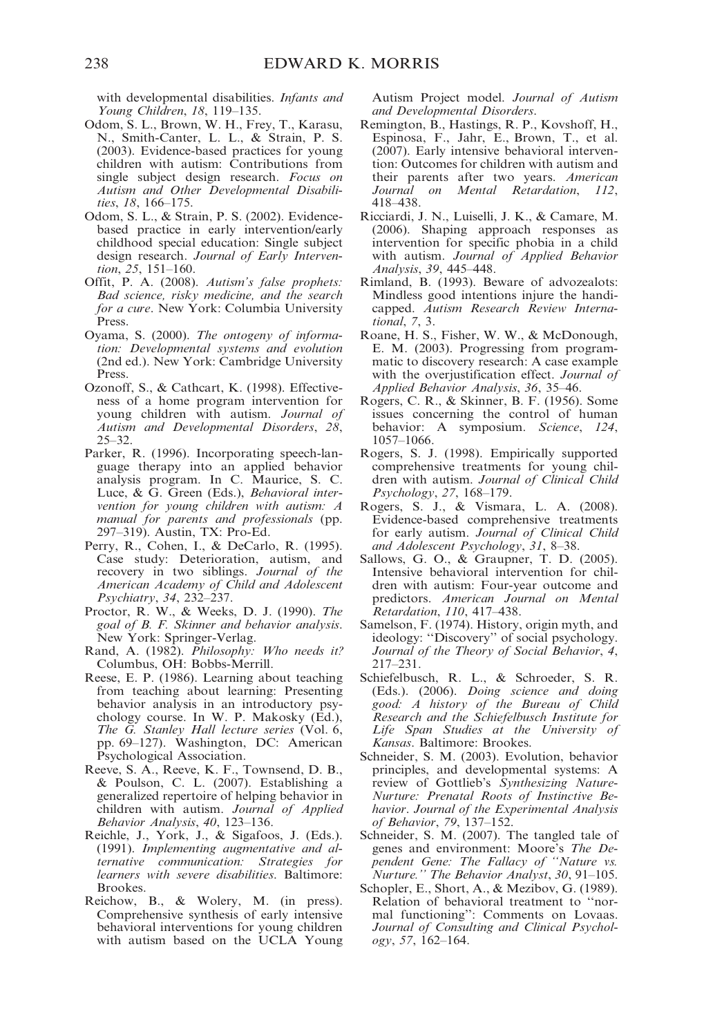with developmental disabilities. *Infants and Young Children*, *18*, 119–135.

Odom, S. L., Brown, W. H., Frey, T., Karasu, N., Smith-Canter, L. L., & Strain, P. S. (2003). Evidence-based practices for young children with autism: Contributions from single subject design research. *Focus on Autism and Other Developmental Disabilities*, *18*, 166–175.

Odom, S. L., & Strain, P. S. (2002). Evidence-based practice in early intervention/early childhood special education: Single subject design research. *Journal of Early Intervention*, *25*, 151–160.

Offit, P. A. (2008). *Autism's false prophets: Bad science, risky medicine, and the search for a cure*. New York: Columbia University Press.

Oyama, S. (2000). *The ontogeny of information: Developmental systems and evolution* (2nd ed.). New York: Cambridge University Press.

Ozonoff, S., & Cathcart, K. (1998). Effectiveness of a home program intervention for young children with autism. *Journal of Autism and Developmental Disorders*, *28*, 25–32.

Parker, R. (1996). Incorporating speech-language therapy into an applied behavior analysis program. In C. Maurice, S. C. Luce, & G. Green (Eds.), *Behavioral intervention for young children with autism: A manual for parents and professionals* (pp. 297–319). Austin, TX: Pro-Ed.

Perry, R., Cohen, I., & DeCarlo, R. (1995). Case study: Deterioration, autism, and recovery in two siblings. *Journal of the American Academy of Child and Adolescent Psychiatry*, *34*, 232–237.

Proctor, R. W., & Weeks, D. J. (1990). *The goal of B. F. Skinner and behavior analysis*. New York: Springer-Verlag.

Rand, A. (1982). *Philosophy: Who needs it?* Columbus, OH: Bobbs-Merrill.

Reese, E. P. (1986). Learning about teaching from teaching about learning: Presenting behavior analysis in an introductory psychology course. In W. P. Makosky (Ed.), *The G. Stanley Hall lecture series* (Vol. 6, pp. 69–127). Washington, DC: American Psychological Association.

Reeve, S. A., Reeve, K. F., Townsend, D. B., & Poulson, C. L. (2007). Establishing a generalized repertoire of helping behavior in children with autism. *Journal of Applied Behavior Analysis*, *40*, 123–136.

Reichle, J., York, J., & Sigafoos, J. (Eds.). (1991). *Implementing augmentative and alternative communication: Strategies for learners with severe disabilities*. Baltimore: Brookes.

Reichow, B., & Wolery, M. (in press). Comprehensive synthesis of early intensive behavioral interventions for young children with autism based on the UCLA Young Autism Project model. *Journal of Autism and Developmental Disorders*.

Remington, B., Hastings, R. P., Kovshoff, H., Espinosa, F., Jahr, E., Brown, T., et al. (2007). Early intensive behavioral intervention: Outcomes for children with autism and their parents after two years. *American Journal on Mental Retardation*, *112*, 418–438.

Ricciardi, J. N., Luiselli, J. K., & Camare, M. (2006). Shaping approach responses as intervention for specific phobia in a child with autism. *Journal of Applied Behavior Analysis*, *39*, 445–448.

Rimland, B. (1993). Beware of advozealots: Mindless good intentions injure the handicapped. *Autism Research Review International*, *7*, 3.

Roane, H. S., Fisher, W. W., & McDonough, E. M. (2003). Progressing from programmatic to discovery research: A case example with the overjustification effect. *Journal of Applied Behavior Analysis*, *36*, 35–46.

Rogers, C. R., & Skinner, B. F. (1956). Some issues concerning the control of human behavior: A symposium. *Science*, *124*, 1057–1066.

Rogers, S. J. (1998). Empirically supported comprehensive treatments for young children with autism. *Journal of Clinical Child Psychology*, *27*, 168–179.

Rogers, S. J., & Vismara, L. A. (2008). Evidence-based comprehensive treatments for early autism. *Journal of Clinical Child and Adolescent Psychology*, *31*, 8–38.

Sallows, G. O., & Graupner, T. D. (2005). Intensive behavioral intervention for children with autism: Four-year outcome and predictors. *American Journal on Mental Retardation*, *110*, 417–438.

Samelson, F. (1974). History, origin myth, and ideology: "Discovery" of social psychology. *Journal of the Theory of Social Behavior*, *4*, 217–231.

Schiefelbusch, R. L., & Schroeder, S. R. (Eds.). (2006). *Doing science and doing good: A history of the Bureau of Child Research and the Schiefelbusch Institute for Life Span Studies at the University of Kansas*. Baltimore: Brookes.

Schneider, S. M. (2003). Evolution, behavior principles, and developmental systems: A review of Gottlieb's *Synthesizing Nature-Nurture: Prenatal Roots of Instinctive Behavior*. *Journal of the Experimental Analysis of Behavior*, *79*, 137–152.

Schneider, S. M. (2007). The tangled tale of genes and environment: Moore's *The Dependent Gene: The Fallacy of "Nature vs. Nurture."* *The Behavior Analyst*, *30*, 91–105.

Schopler, E., Short, A., & Mezibov, G. (1989). Relation of behavioral treatment to "normal functioning": Comments on Lovaas. *Journal of Consulting and Clinical Psychology*, *57*, 162–164.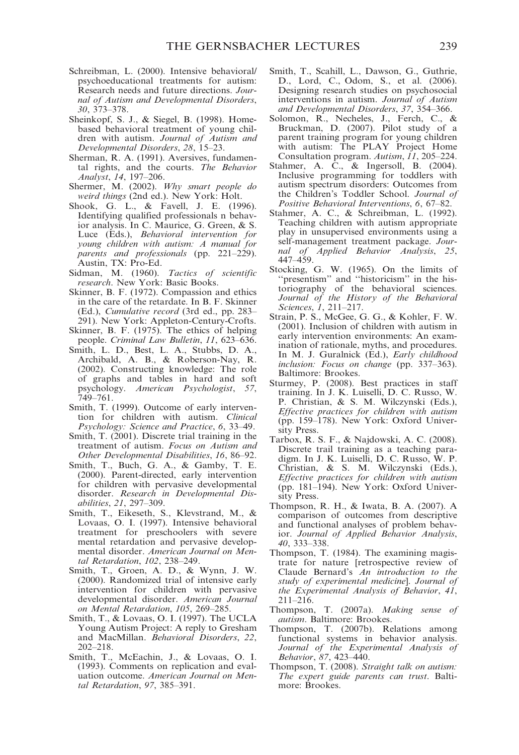Schreibman, L. (2000). Intensive behavioral/psychoeducational treatments for autism: Research needs and future directions. *Journal of Autism and Developmental Disorders*, *30*, 373–378.

Sheinkopf, S. J., & Siegel, B. (1998). Home-based behavioral treatment of young children with autism. *Journal of Autism and Developmental Disorders*, *28*, 15–23.

Sherman, R. A. (1991). Aversives, fundamental rights, and the courts. *The Behavior Analyst*, *14*, 197–206.

Shermer, M. (2002). *Why smart people do weird things* (2nd ed.). New York: Holt.

Shook, G. L., & Favell, J. E. (1996). Identifying qualified professionals n behavior analysis. In C. Maurice, G. Green, & S. Luce (Eds.), *Behavioral intervention for young children with autism: A manual for parents and professionals* (pp. 221–229). Austin, TX: Pro-Ed.

Sidman, M. (1960). *Tactics of scientific research*. New York: Basic Books.

Skinner, B. F. (1972). Compassion and ethics in the care of the retardate. In B. F. Skinner (Ed.), *Cumulative record* (3rd ed., pp. 283–291). New York: Appleton-Century-Crofts.

Skinner, B. F. (1975). The ethics of helping people. *Criminal Law Bulletin*, *11*, 623–636.

Smith, L. D., Best, L. A., Stubbs, D. A., Archibald, A. B., & Roberson-Nay, R. (2002). Constructing knowledge: The role of graphs and tables in hard and soft psychology. *American Psychologist*, *57*, 749–761.

Smith, T. (1999). Outcome of early intervention for children with autism. *Clinical Psychology: Science and Practice*, *6*, 33–49.

Smith, T. (2001). Discrete trial training in the treatment of autism. *Focus on Autism and Other Developmental Disabilities*, *16*, 86–92.

Smith, T., Buch, G. A., & Gamby, T. E. (2000). Parent-directed, early intervention for children with pervasive developmental disorder. *Research in Developmental Disabilities*, *21*, 297–309.

Smith, T., Eikeseth, S., Klevstrand, M., & Lovaas, O. I. (1997). Intensive behavioral treatment for preschoolers with severe mental retardation and pervasive developmental disorder. *American Journal on Mental Retardation*, *102*, 238–249.

Smith, T., Groen, A. D., & Wynn, J. W. (2000). Randomized trial of intensive early intervention for children with pervasive developmental disorder. *American Journal on Mental Retardation*, *105*, 269–285.

Smith, T., & Lovaas, O. I. (1997). The UCLA Young Autism Project: A reply to Gresham and MacMillan. *Behavioral Disorders*, *22*, 202–218.

Smith, T., McEachin, J., & Lovaas, O. I. (1993). Comments on replication and evaluation outcome. *American Journal on Mental Retardation*, *97*, 385–391.

Smith, T., Scahill, L., Dawson, G., Guthrie, D., Lord, C., Odom, S., et al. (2006). Designing research studies on psychosocial interventions in autism. *Journal of Autism and Developmental Disorders*, *37*, 354–366.

Solomon, R., Necheles, J., Ferch, C., & Bruckman, D. (2007). Pilot study of a parent training program for young children with autism: The PLAY Project Home Consultation program. *Autism*, *11*, 205–224.

Stahmer, A. C., & Ingersoll, B. (2004). Inclusive programming for toddlers with autism spectrum disorders: Outcomes from the Children's Toddler School. *Journal of Positive Behavioral Interventions*, *6*, 67–82.

Stahmer, A. C., & Schreibman, L. (1992). Teaching children with autism appropriate play in unsupervised environments using a self-management treatment package. *Journal of Applied Behavior Analysis*, *25*, 447–459.

Stocking, G. W. (1965). On the limits of "presentism" and "historicism" in the historiography of the behavioral sciences. *Journal of the History of the Behavioral Sciences*, *1*, 211–217.

Strain, P. S., McGee, G. G., & Kohler, F. W. (2001). Inclusion of children with autism in early intervention environments: An examination of rationale, myths, and procedures. In M. J. Guralnick (Ed.), *Early childhood inclusion: Focus on change* (pp. 337–363). Baltimore: Brookes.

Sturmey, P. (2008). Best practices in staff training. In J. K. Luiselli, D. C. Russo, W. P. Christian, & S. M. Wilczynski (Eds.), *Effective practices for children with autism* (pp. 159–178). New York: Oxford University Press.

Tarbox, R. S. F., & Najdowski, A. C. (2008). Discrete trail training as a teaching paradigm. In J. K. Luiselli, D. C. Russo, W. P. Christian, & S. M. Wilczynski (Eds.), *Effective practices for children with autism* (pp. 181–194). New York: Oxford University Press.

Thompson, R. H., & Iwata, B. A. (2007). A comparison of outcomes from descriptive and functional analyses of problem behavior. *Journal of Applied Behavior Analysis*, *40*, 333–338.

Thompson, T. (1984). The examining magistrate for nature [retrospective review of Claude Bernard's *An introduction to the study of experimental medicine*]. *Journal of the Experimental Analysis of Behavior*, *41*, 211–216.

Thompson, T. (2007a). *Making sense of autism*. Baltimore: Brookes.

Thompson, T. (2007b). Relations among functional systems in behavior analysis. *Journal of the Experimental Analysis of Behavior*, *87*, 423–440.

Thompson, T. (2008). *Straight talk on autism: The expert guide parents can trust*. Baltimore: Brookes.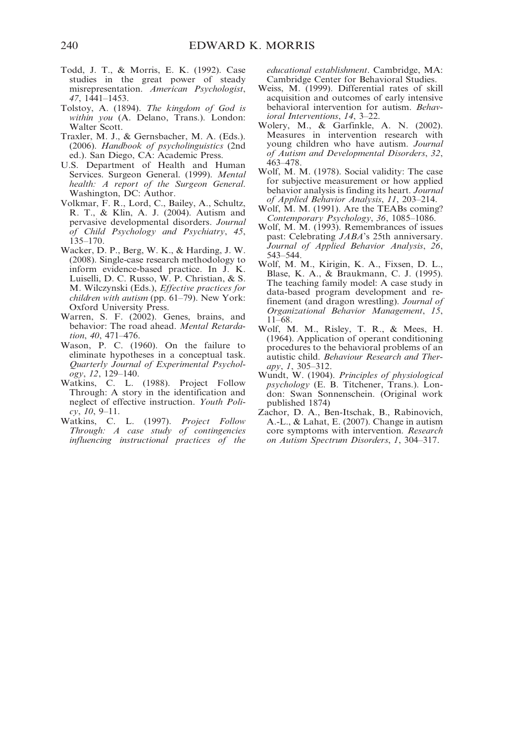Todd, J. T., & Morris, E. K. (1992). Case studies in the great power of steady misrepresentation. *American Psychologist*, *47*, 1441–1453.

Tolstoy, A. (1894). *The kingdom of God is within you* (A. Delano, Trans.). London: Walter Scott.

Traxler, M. J., & Gernsbacher, M. A. (Eds.). (2006). *Handbook of psycholinguistics* (2nd ed.). San Diego, CA: Academic Press.

U.S. Department of Health and Human Services. Surgeon General. (1999). *Mental health: A report of the Surgeon General*. Washington, DC: Author.

Volkmar, F. R., Lord, C., Bailey, A., Schultz, R. T., & Klin, A. J. (2004). Autism and pervasive developmental disorders. *Journal of Child Psychology and Psychiatry*, *45*, 135–170.

Wacker, D. P., Berg, W. K., & Harding, J. W. (2008). Single-case research methodology to inform evidence-based practice. In J. K. Luiselli, D. C. Russo, W. P. Christian, & S. M. Wilczynski (Eds.), *Effective practices for children with autism* (pp. 61–79). New York: Oxford University Press.

Warren, S. F. (2002). Genes, brains, and behavior: The road ahead. *Mental Retardation*, *40*, 471–476.

Wason, P. C. (1960). On the failure to eliminate hypotheses in a conceptual task. *Quarterly Journal of Experimental Psychology*, *12*, 129–140.

Watkins, C. L. (1988). Project Follow Through: A story in the identification and neglect of effective instruction. *Youth Policy*, *10*, 9–11.

Watkins, C. L. (1997). *Project Follow Through: A case study of contingencies influencing instructional practices of the educational establishment*. Cambridge, MA: Cambridge Center for Behavioral Studies.

Weiss, M. (1999). Differential rates of skill acquisition and outcomes of early intensive behavioral intervention for autism. *Behavioral Interventions*, *14*, 3–22.

Wolery, M., & Garfinkle, A. N. (2002). Measures in intervention research with young children who have autism. *Journal of Autism and Developmental Disorders*, *32*, 463–478.

Wolf, M. M. (1978). Social validity: The case for subjective measurement or how applied behavior analysis is finding its heart. *Journal of Applied Behavior Analysis*, *11*, 203–214.

Wolf, M. M. (1991). Are the TEABs coming? *Contemporary Psychology*, *36*, 1085–1086.

Wolf, M. M. (1993). Remembrances of issues past: Celebrating *JABA*'s 25th anniversary. *Journal of Applied Behavior Analysis*, *26*, 543–544.

Wolf, M. M., Kirigin, K. A., Fixsen, D. L., Blase, K. A., & Braukmann, C. J. (1995). The teaching family model: A case study in data-based program development and refinement (and dragon wrestling). *Journal of Organizational Behavior Management*, *15*, 11–68.

Wolf, M. M., Risley, T. R., & Mees, H. (1964). Application of operant conditioning procedures to the behavioral problems of an autistic child. *Behaviour Research and Therapy*, *1*, 305–312.

Wundt, W. (1904). *Principles of physiological psychology* (E. B. Titchener, Trans.). London: Swan Sonnenschein. (Original work published 1874)

Zachor, D. A., Ben-Itschak, B., Rabinovich, A.-L., & Lahat, E. (2007). Change in autism core symptoms with intervention. *Research on Autism Spectrum Disorders*, *1*, 304–317.